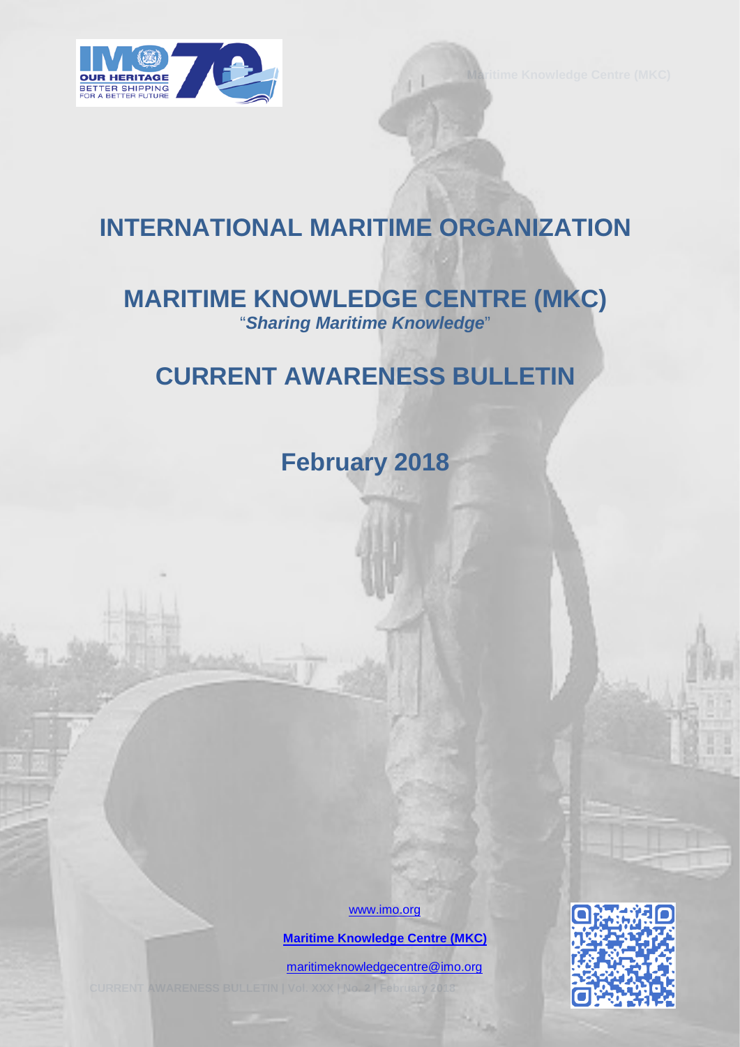# INTERNATIONAL MARITIME ORGANIZATION

## MARITIME KNOWLEDGE CENTRE (MKC)

"***Sharing Maritime Knowledge***"

## CURRENT AWARENESS BULLETIN

## February 2018

www.imo.org

**Maritime Knowledge Centre (MKC)**

maritimeknowledgecentre@imo.org

CURRENT AWARENESS BULLETIN | Vol. XXX | No. 2 | February 2018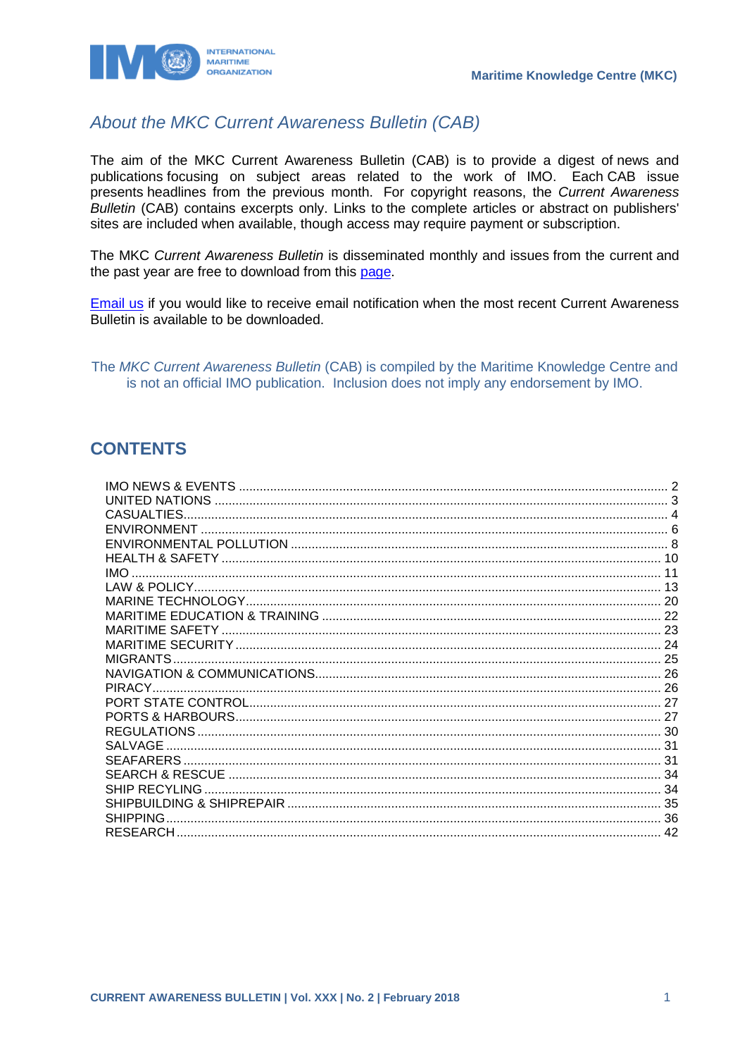Maritime Knowledge Centre (MKC)

## *About the MKC Current Awareness Bulletin (CAB)*

The aim of the MKC Current Awareness Bulletin (CAB) is to provide a digest of news and publications focusing on subject areas related to the work of IMO. Each CAB issue presents headlines from the previous month. For copyright reasons, the *Current Awareness Bulletin* (CAB) contains excerpts only. Links to the complete articles or abstract on publishers' sites are included when available, though access may require payment or subscription.

The MKC *Current Awareness Bulletin* is disseminated monthly and issues from the current and the past year are free to download from this page.

Email us if you would like to receive email notification when the most recent Current Awareness Bulletin is available to be downloaded.

The *MKC Current Awareness Bulletin* (CAB) is compiled by the Maritime Knowledge Centre and is not an official IMO publication. Inclusion does not imply any endorsement by IMO.

## CONTENTS

| | |
|---|---|
| IMO NEWS & EVENTS | 2 |
| UNITED NATIONS | 3 |
| CASUALTIES | 4 |
| ENVIRONMENT | 6 |
| ENVIRONMENTAL POLLUTION | 8 |
| HEALTH & SAFETY | 10 |
| IMO | 11 |
| LAW & POLICY | 13 |
| MARINE TECHNOLOGY | 20 |
| MARITIME EDUCATION & TRAINING | 22 |
| MARITIME SAFETY | 23 |
| MARITIME SECURITY | 24 |
| MIGRANTS | 25 |
| NAVIGATION & COMMUNICATIONS | 26 |
| PIRACY | 26 |
| PORT STATE CONTROL | 27 |
| PORTS & HARBOURS | 27 |
| REGULATIONS | 30 |
| SALVAGE | 31 |
| SEAFARERS | 31 |
| SEARCH & RESCUE | 34 |
| SHIP RECYCLING | 34 |
| SHIPBUILDING & SHIPREPAIR | 35 |
| SHIPPING | 36 |
| RESEARCH | 42 |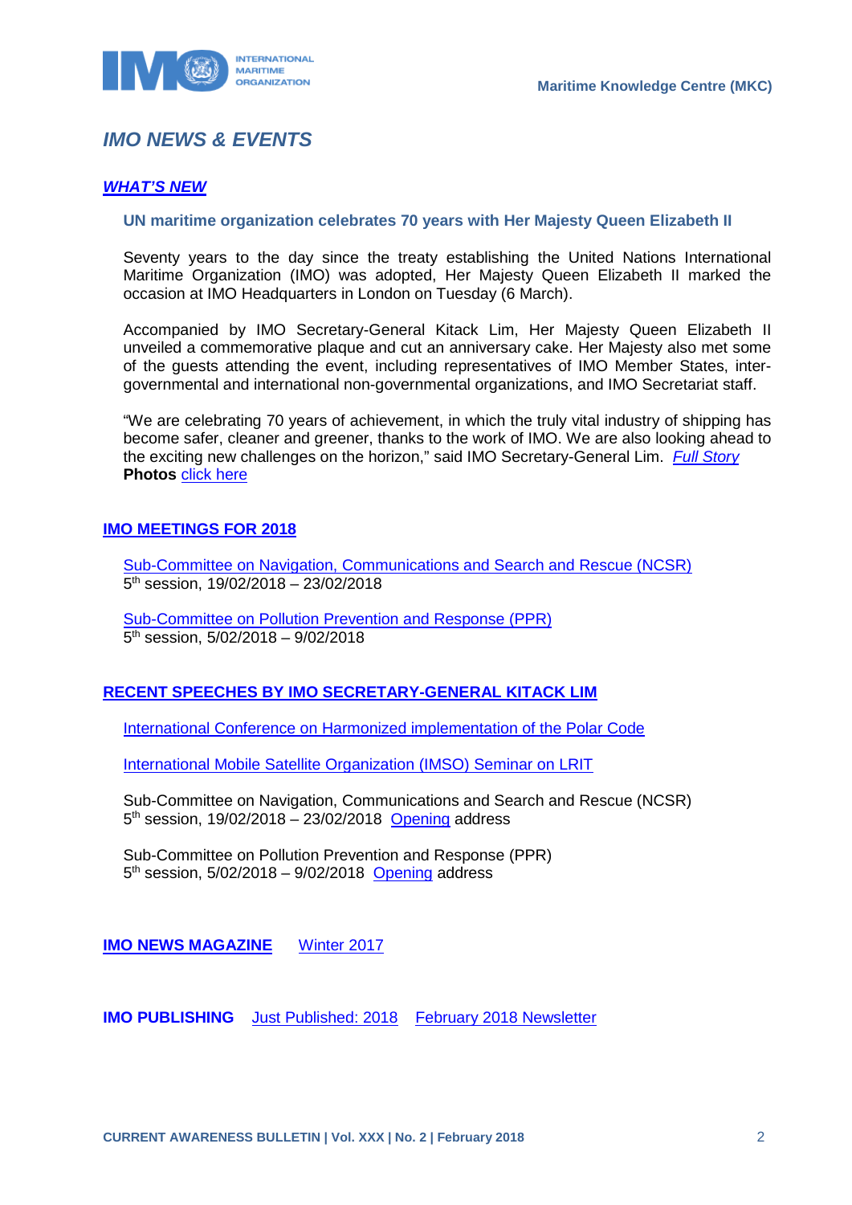# *IMO NEWS & EVENTS*

## *WHAT'S NEW*

### UN maritime organization celebrates 70 years with Her Majesty Queen Elizabeth II

Seventy years to the day since the treaty establishing the United Nations International Maritime Organization (IMO) was adopted, Her Majesty Queen Elizabeth II marked the occasion at IMO Headquarters in London on Tuesday (6 March).

Accompanied by IMO Secretary-General Kitack Lim, Her Majesty Queen Elizabeth II unveiled a commemorative plaque and cut an anniversary cake. Her Majesty also met some of the guests attending the event, including representatives of IMO Member States, inter-governmental and international non-governmental organizations, and IMO Secretariat staff.

"We are celebrating 70 years of achievement, in which the truly vital industry of shipping has become safer, cleaner and greener, thanks to the work of IMO. We are also looking ahead to the exciting new challenges on the horizon," said IMO Secretary-General Lim. *Full Story*
**Photos** click here

## IMO MEETINGS FOR 2018

Sub-Committee on Navigation, Communications and Search and Rescue (NCSR)
5th session, 19/02/2018 – 23/02/2018

Sub-Committee on Pollution Prevention and Response (PPR)
5th session, 5/02/2018 – 9/02/2018

## RECENT SPEECHES BY IMO SECRETARY-GENERAL KITACK LIM

International Conference on Harmonized implementation of the Polar Code

International Mobile Satellite Organization (IMSO) Seminar on LRIT

Sub-Committee on Navigation, Communications and Search and Rescue (NCSR)
5th session, 19/02/2018 – 23/02/2018 Opening address

Sub-Committee on Pollution Prevention and Response (PPR)
5th session, 5/02/2018 – 9/02/2018 Opening address

**IMO NEWS MAGAZINE** Winter 2017

**IMO PUBLISHING** Just Published: 2018 February 2018 Newsletter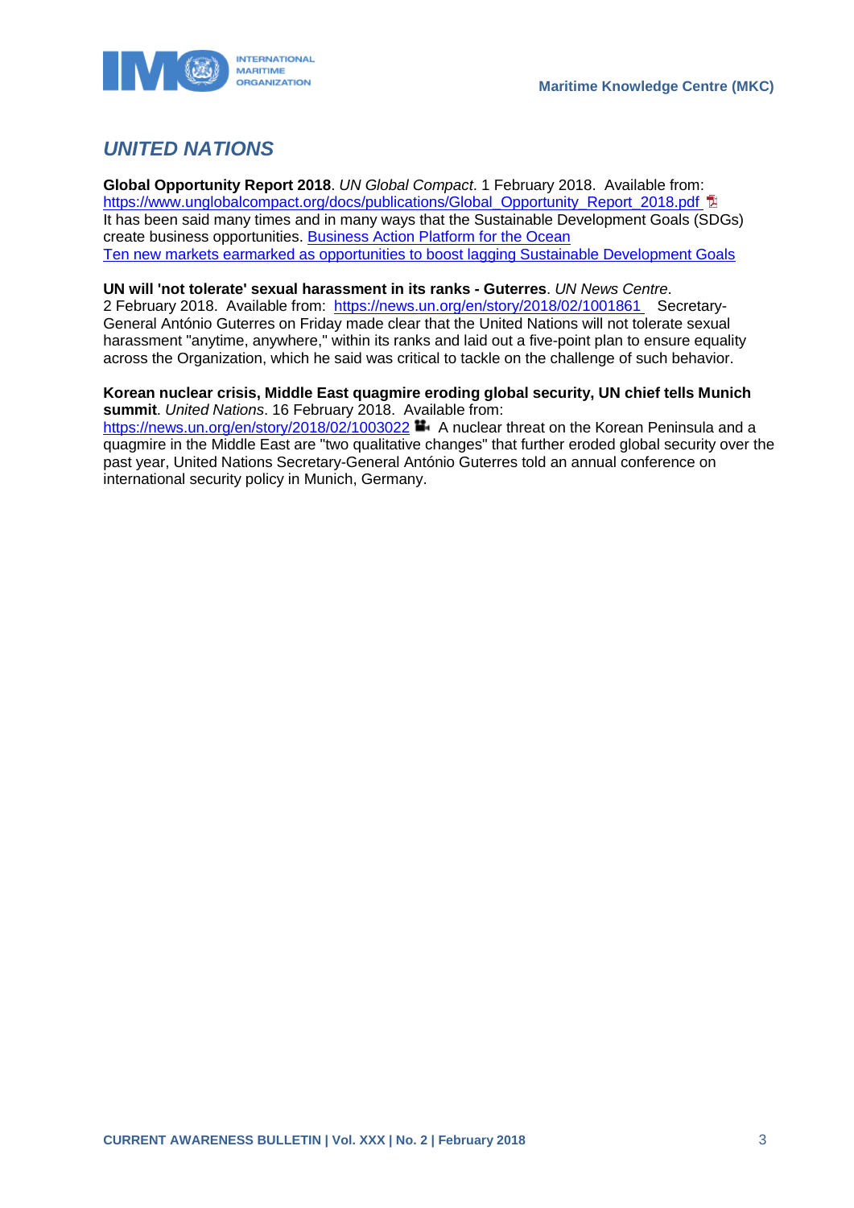## *UNITED NATIONS*

**Global Opportunity Report 2018**. *UN Global Compact*. 1 February 2018. Available from: https://www.unglobalcompact.org/docs/publications/Global_Opportunity_Report_2018.pdf
It has been said many times and in many ways that the Sustainable Development Goals (SDGs) create business opportunities. Business Action Platform for the Ocean
Ten new markets earmarked as opportunities to boost lagging Sustainable Development Goals

**UN will 'not tolerate' sexual harassment in its ranks - Guterres**. *UN News Centre*. 2 February 2018. Available from: https://news.un.org/en/story/2018/02/1001861 Secretary-General António Guterres on Friday made clear that the United Nations will not tolerate sexual harassment "anytime, anywhere," within its ranks and laid out a five-point plan to ensure equality across the Organization, which he said was critical to tackle on the challenge of such behavior.

**Korean nuclear crisis, Middle East quagmire eroding global security, UN chief tells Munich summit**. *United Nations*. 16 February 2018. Available from: https://news.un.org/en/story/2018/02/1003022 A nuclear threat on the Korean Peninsula and a quagmire in the Middle East are "two qualitative changes" that further eroded global security over the past year, United Nations Secretary-General António Guterres told an annual conference on international security policy in Munich, Germany.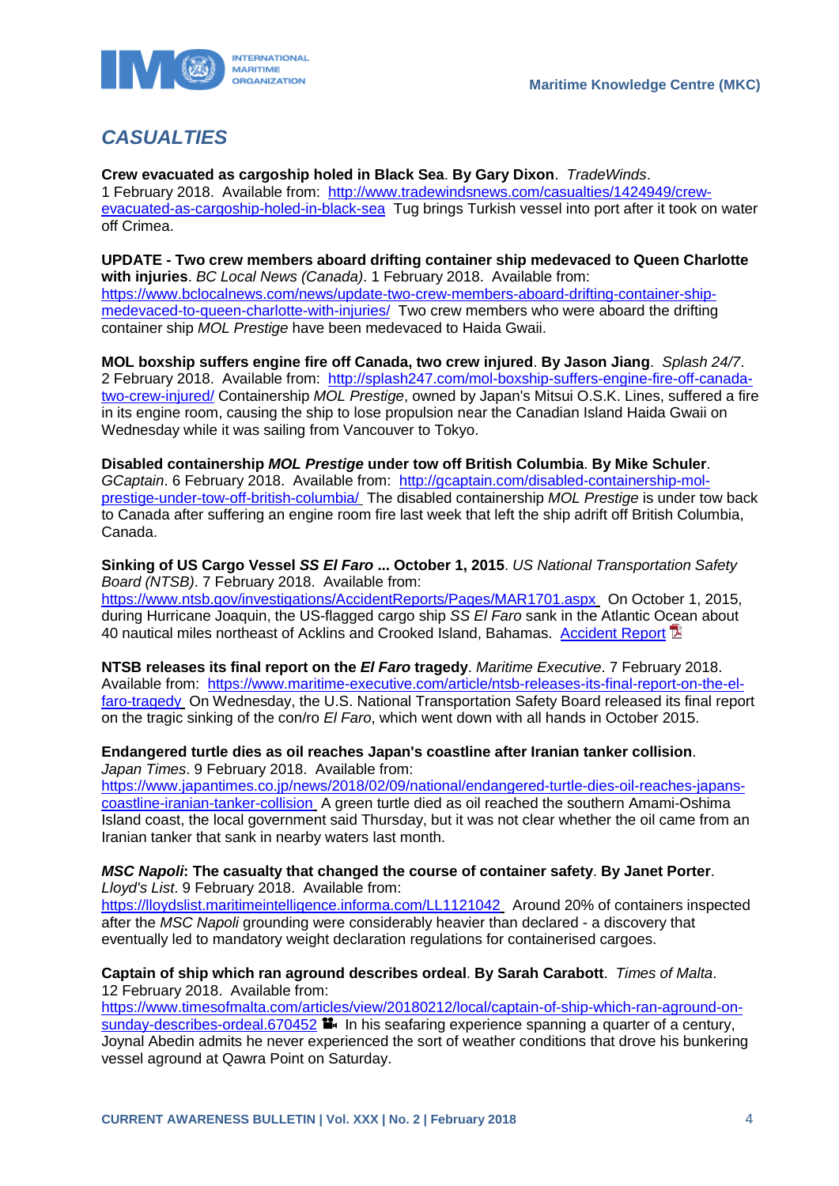## CASUALTIES

**Crew evacuated as cargoship holed in Black Sea**. **By Gary Dixon**. *TradeWinds*. 1 February 2018. Available from: http://www.tradewindsnews.com/casualties/1424949/crew-evacuated-as-cargoship-holed-in-black-sea Tug brings Turkish vessel into port after it took on water off Crimea.

**UPDATE - Two crew members aboard drifting container ship medevaced to Queen Charlotte with injuries**. *BC Local News (Canada)*. 1 February 2018. Available from: https://www.bclocalnews.com/news/update-two-crew-members-aboard-drifting-container-ship-medevaced-to-queen-charlotte-with-injuries/ Two crew members who were aboard the drifting container ship *MOL Prestige* have been medevaced to Haida Gwaii.

**MOL boxship suffers engine fire off Canada, two crew injured**. **By Jason Jiang**. *Splash 24/7*. 2 February 2018. Available from: http://splash247.com/mol-boxship-suffers-engine-fire-off-canada-two-crew-injured/ Containership *MOL Prestige*, owned by Japan's Mitsui O.S.K. Lines, suffered a fire in its engine room, causing the ship to lose propulsion near the Canadian Island Haida Gwaii on Wednesday while it was sailing from Vancouver to Tokyo.

**Disabled containership *MOL Prestige* under tow off British Columbia**. **By Mike Schuler**. *GCaptain*. 6 February 2018. Available from: http://gcaptain.com/disabled-containership-mol-prestige-under-tow-off-british-columbia/ The disabled containership *MOL Prestige* is under tow back to Canada after suffering an engine room fire last week that left the ship adrift off British Columbia, Canada.

**Sinking of US Cargo Vessel *SS El Faro* ... October 1, 2015**. *US National Transportation Safety Board (NTSB)*. 7 February 2018. Available from: https://www.ntsb.gov/investigations/AccidentReports/Pages/MAR1701.aspx On October 1, 2015, during Hurricane Joaquin, the US-flagged cargo ship *SS El Faro* sank in the Atlantic Ocean about 40 nautical miles northeast of Acklins and Crooked Island, Bahamas. Accident Report

**NTSB releases its final report on the *El Faro* tragedy**. *Maritime Executive*. 7 February 2018. Available from: https://www.maritime-executive.com/article/ntsb-releases-its-final-report-on-the-el-faro-tragedy On Wednesday, the U.S. National Transportation Safety Board released its final report on the tragic sinking of the con/ro *El Faro*, which went down with all hands in October 2015.

**Endangered turtle dies as oil reaches Japan's coastline after Iranian tanker collision**. *Japan Times*. 9 February 2018. Available from: https://www.japantimes.co.jp/news/2018/02/09/national/endangered-turtle-dies-oil-reaches-japans-coastline-iranian-tanker-collision A green turtle died as oil reached the southern Amami-Oshima Island coast, the local government said Thursday, but it was not clear whether the oil came from an Iranian tanker that sank in nearby waters last month.

***MSC Napoli*: The casualty that changed the course of container safety**. **By Janet Porter**. *Lloyd's List*. 9 February 2018. Available from: https://lloydslist.maritimeintelligence.informa.com/LL1121042 Around 20% of containers inspected after the *MSC Napoli* grounding were considerably heavier than declared - a discovery that eventually led to mandatory weight declaration regulations for containerised cargoes.

**Captain of ship which ran aground describes ordeal**. **By Sarah Carabott**. *Times of Malta*. 12 February 2018. Available from: https://www.timesofmalta.com/articles/view/20180212/local/captain-of-ship-which-ran-aground-on-sunday-describes-ordeal.670452 In his seafaring experience spanning a quarter of a century, Joynal Abedin admits he never experienced the sort of weather conditions that drove his bunkering vessel aground at Qawra Point on Saturday.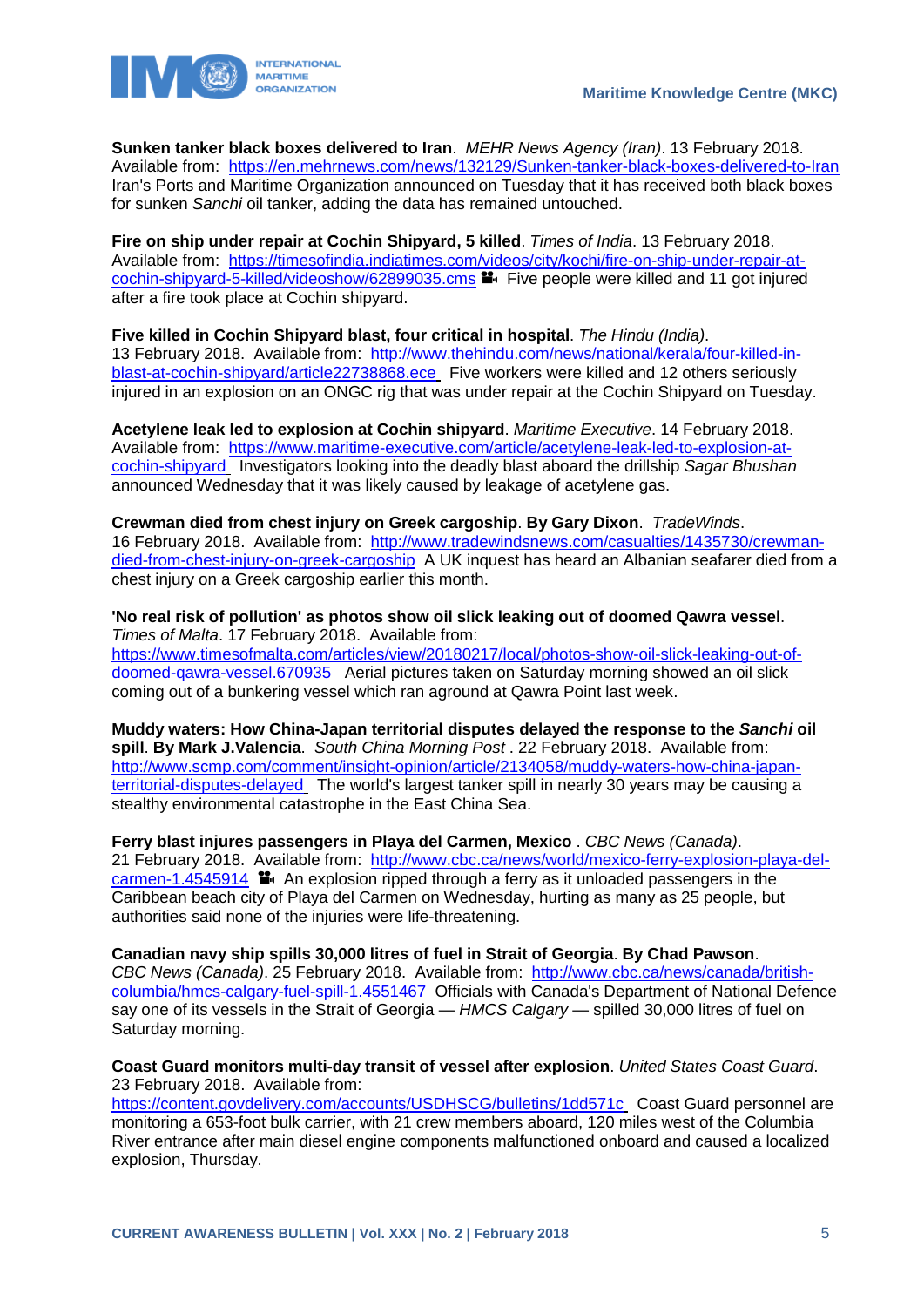**Sunken tanker black boxes delivered to Iran**. *MEHR News Agency (Iran)*. 13 February 2018. Available from: https://en.mehrnews.com/news/132129/Sunken-tanker-black-boxes-delivered-to-Iran Iran's Ports and Maritime Organization announced on Tuesday that it has received both black boxes for sunken *Sanchi* oil tanker, adding the data has remained untouched.

**Fire on ship under repair at Cochin Shipyard, 5 killed**. *Times of India*. 13 February 2018. Available from: https://timesofindia.indiatimes.com/videos/city/kochi/fire-on-ship-under-repair-at-cochin-shipyard-5-killed/videoshow/62899035.cms Five people were killed and 11 got injured after a fire took place at Cochin shipyard.

**Five killed in Cochin Shipyard blast, four critical in hospital**. *The Hindu (India)*. 13 February 2018. Available from: http://www.thehindu.com/news/national/kerala/four-killed-in-blast-at-cochin-shipyard/article22738868.ece Five workers were killed and 12 others seriously injured in an explosion on an ONGC rig that was under repair at the Cochin Shipyard on Tuesday.

**Acetylene leak led to explosion at Cochin shipyard**. *Maritime Executive*. 14 February 2018. Available from: https://www.maritime-executive.com/article/acetylene-leak-led-to-explosion-at-cochin-shipyard Investigators looking into the deadly blast aboard the drillship *Sagar Bhushan* announced Wednesday that it was likely caused by leakage of acetylene gas.

**Crewman died from chest injury on Greek cargoship**. **By Gary Dixon**. *TradeWinds*. 16 February 2018. Available from: http://www.tradewindsnews.com/casualties/1435730/crewman-died-from-chest-injury-on-greek-cargoship A UK inquest has heard an Albanian seafarer died from a chest injury on a Greek cargoship earlier this month.

**'No real risk of pollution' as photos show oil slick leaking out of doomed Qawra vessel**. *Times of Malta*. 17 February 2018. Available from: https://www.timesofmalta.com/articles/view/20180217/local/photos-show-oil-slick-leaking-out-of-doomed-qawra-vessel.670935 Aerial pictures taken on Saturday morning showed an oil slick coming out of a bunkering vessel which ran aground at Qawra Point last week.

**Muddy waters: How China-Japan territorial disputes delayed the response to the *Sanchi* oil spill**. **By Mark J.Valencia**. *South China Morning Post* . 22 February 2018. Available from: http://www.scmp.com/comment/insight-opinion/article/2134058/muddy-waters-how-china-japan-territorial-disputes-delayed The world's largest tanker spill in nearly 30 years may be causing a stealthy environmental catastrophe in the East China Sea.

**Ferry blast injures passengers in Playa del Carmen, Mexico** . *CBC News (Canada)*. 21 February 2018. Available from: http://www.cbc.ca/news/world/mexico-ferry-explosion-playa-del-carmen-1.4545914 An explosion ripped through a ferry as it unloaded passengers in the Caribbean beach city of Playa del Carmen on Wednesday, hurting as many as 25 people, but authorities said none of the injuries were life-threatening.

**Canadian navy ship spills 30,000 litres of fuel in Strait of Georgia**. **By Chad Pawson**. *CBC News (Canada)*. 25 February 2018. Available from: http://www.cbc.ca/news/canada/british-columbia/hmcs-calgary-fuel-spill-1.4551467 Officials with Canada's Department of National Defence say one of its vessels in the Strait of Georgia — *HMCS Calgary* — spilled 30,000 litres of fuel on Saturday morning.

**Coast Guard monitors multi-day transit of vessel after explosion**. *United States Coast Guard*. 23 February 2018. Available from: https://content.govdelivery.com/accounts/USDHSCG/bulletins/1dd571c Coast Guard personnel are monitoring a 653-foot bulk carrier, with 21 crew members aboard, 120 miles west of the Columbia River entrance after main diesel engine components malfunctioned onboard and caused a localized explosion, Thursday.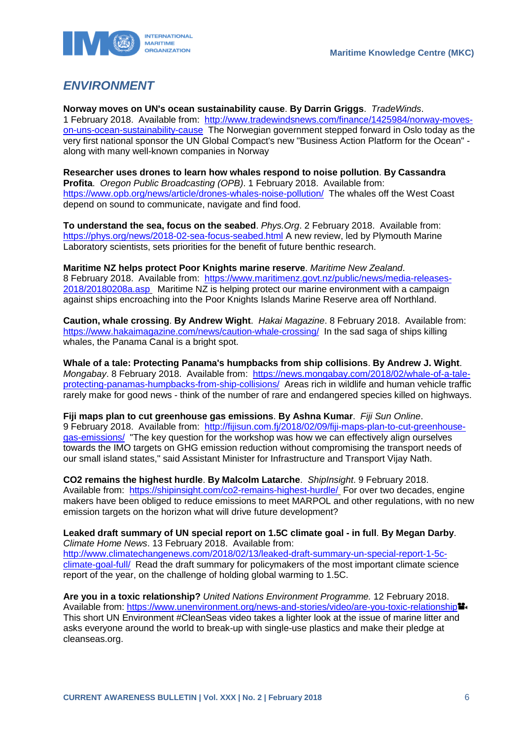## *ENVIRONMENT*

**Norway moves on UN's ocean sustainability cause**. **By Darrin Griggs**. *TradeWinds*. 1 February 2018. Available from: http://www.tradewindsnews.com/finance/1425984/norway-moves-on-uns-ocean-sustainability-cause The Norwegian government stepped forward in Oslo today as the very first national sponsor the UN Global Compact's new "Business Action Platform for the Ocean" - along with many well-known companies in Norway

**Researcher uses drones to learn how whales respond to noise pollution**. **By Cassandra Profita**. *Oregon Public Broadcasting (OPB)*. 1 February 2018. Available from: https://www.opb.org/news/article/drones-whales-noise-pollution/ The whales off the West Coast depend on sound to communicate, navigate and find food.

**To understand the sea, focus on the seabed**. *Phys.Org*. 2 February 2018. Available from: https://phys.org/news/2018-02-sea-focus-seabed.html A new review, led by Plymouth Marine Laboratory scientists, sets priorities for the benefit of future benthic research.

**Maritime NZ helps protect Poor Knights marine reserve**. *Maritime New Zealand*. 8 February 2018. Available from: https://www.maritimenz.govt.nz/public/news/media-releases-2018/20180208a.asp Maritime NZ is helping protect our marine environment with a campaign against ships encroaching into the Poor Knights Islands Marine Reserve area off Northland.

**Caution, whale crossing**. **By Andrew Wight**. *Hakai Magazine*. 8 February 2018. Available from: https://www.hakaimagazine.com/news/caution-whale-crossing/ In the sad saga of ships killing whales, the Panama Canal is a bright spot.

**Whale of a tale: Protecting Panama's humpbacks from ship collisions**. **By Andrew J. Wight**. *Mongabay*. 8 February 2018. Available from: https://news.mongabay.com/2018/02/whale-of-a-tale-protecting-panamas-humpbacks-from-ship-collisions/ Areas rich in wildlife and human vehicle traffic rarely make for good news - think of the number of rare and endangered species killed on highways.

**Fiji maps plan to cut greenhouse gas emissions**. **By Ashna Kumar**. *Fiji Sun Online*. 9 February 2018. Available from: http://fijisun.com.fj/2018/02/09/fiji-maps-plan-to-cut-greenhouse-gas-emissions/ "The key question for the workshop was how we can effectively align ourselves towards the IMO targets on GHG emission reduction without compromising the transport needs of our small island states," said Assistant Minister for Infrastructure and Transport Vijay Nath.

**CO2 remains the highest hurdle**. **By Malcolm Latarche**. *ShipInsight*. 9 February 2018. Available from: https://shipinsight.com/co2-remains-highest-hurdle/ For over two decades, engine makers have been obliged to reduce emissions to meet MARPOL and other regulations, with no new emission targets on the horizon what will drive future development?

**Leaked draft summary of UN special report on 1.5C climate goal - in full**. **By Megan Darby**. *Climate Home News*. 13 February 2018. Available from: http://www.climatechangenews.com/2018/02/13/leaked-draft-summary-un-special-report-1-5c-climate-goal-full/ Read the draft summary for policymakers of the most important climate science report of the year, on the challenge of holding global warming to 1.5C.

**Are you in a toxic relationship?** *United Nations Environment Programme.* 12 February 2018. Available from: https://www.unenvironment.org/news-and-stories/video/are-you-toxic-relationship This short UN Environment #CleanSeas video takes a lighter look at the issue of marine litter and asks everyone around the world to break-up with single-use plastics and make their pledge at cleanseas.org.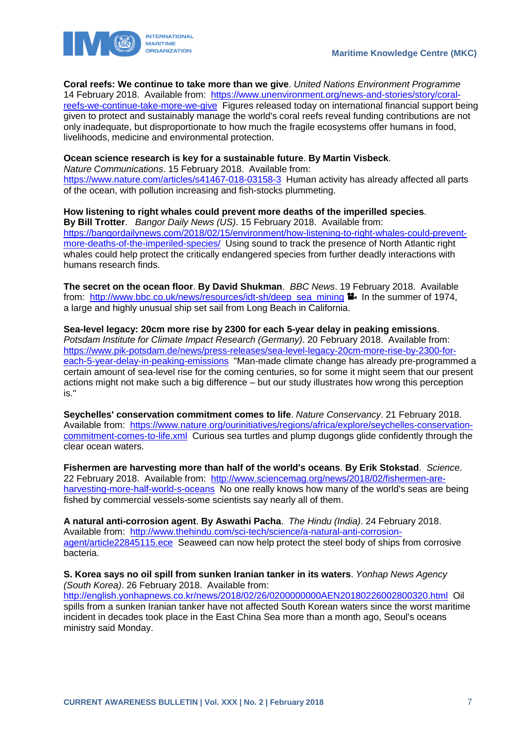**Coral reefs: We continue to take more than we give**. *United Nations Environment Programme* 14 February 2018. Available from: https://www.unenvironment.org/news-and-stories/story/coral-reefs-we-continue-take-more-we-give Figures released today on international financial support being given to protect and sustainably manage the world's coral reefs reveal funding contributions are not only inadequate, but disproportionate to how much the fragile ecosystems offer humans in food, livelihoods, medicine and environmental protection.

**Ocean science research is key for a sustainable future**. **By Martin Visbeck**. *Nature Communications*. 15 February 2018. Available from: https://www.nature.com/articles/s41467-018-03158-3 Human activity has already affected all parts of the ocean, with pollution increasing and fish-stocks plummeting.

**How listening to right whales could prevent more deaths of the imperilled species**. **By Bill Trotter**. *Bangor Daily News (US)*. 15 February 2018. Available from: https://bangordailynews.com/2018/02/15/environment/how-listening-to-right-whales-could-prevent-more-deaths-of-the-imperiled-species/ Using sound to track the presence of North Atlantic right whales could help protect the critically endangered species from further deadly interactions with humans research finds.

**The secret on the ocean floor**. **By David Shukman**. *BBC News*. 19 February 2018. Available from: http://www.bbc.co.uk/news/resources/idt-sh/deep_sea_mining In the summer of 1974, a large and highly unusual ship set sail from Long Beach in California.

**Sea-level legacy: 20cm more rise by 2300 for each 5-year delay in peaking emissions**. *Potsdam Institute for Climate Impact Research (Germany)*. 20 February 2018. Available from: https://www.pik-potsdam.de/news/press-releases/sea-level-legacy-20cm-more-rise-by-2300-for-each-5-year-delay-in-peaking-emissions "Man-made climate change has already pre-programmed a certain amount of sea-level rise for the coming centuries, so for some it might seem that our present actions might not make such a big difference – but our study illustrates how wrong this perception is."

**Seychelles' conservation commitment comes to life**. *Nature Conservancy*. 21 February 2018. Available from: https://www.nature.org/ourinitiatives/regions/africa/explore/seychelles-conservation-commitment-comes-to-life.xml Curious sea turtles and plump dugongs glide confidently through the clear ocean waters.

**Fishermen are harvesting more than half of the world's oceans**. **By Erik Stokstad**. *Science*. 22 February 2018. Available from: http://www.sciencemag.org/news/2018/02/fishermen-are-harvesting-more-half-world-s-oceans No one really knows how many of the world's seas are being fished by commercial vessels-some scientists say nearly all of them.

**A natural anti-corrosion agent**. **By Aswathi Pacha**. *The Hindu (India)*. 24 February 2018. Available from: http://www.thehindu.com/sci-tech/science/a-natural-anti-corrosion-agent/article22845115.ece Seaweed can now help protect the steel body of ships from corrosive bacteria.

**S. Korea says no oil spill from sunken Iranian tanker in its waters**. *Yonhap News Agency (South Korea)*. 26 February 2018. Available from: http://english.yonhapnews.co.kr/news/2018/02/26/0200000000AEN20180226002800320.html Oil spills from a sunken Iranian tanker have not affected South Korean waters since the worst maritime incident in decades took place in the East China Sea more than a month ago, Seoul's oceans ministry said Monday.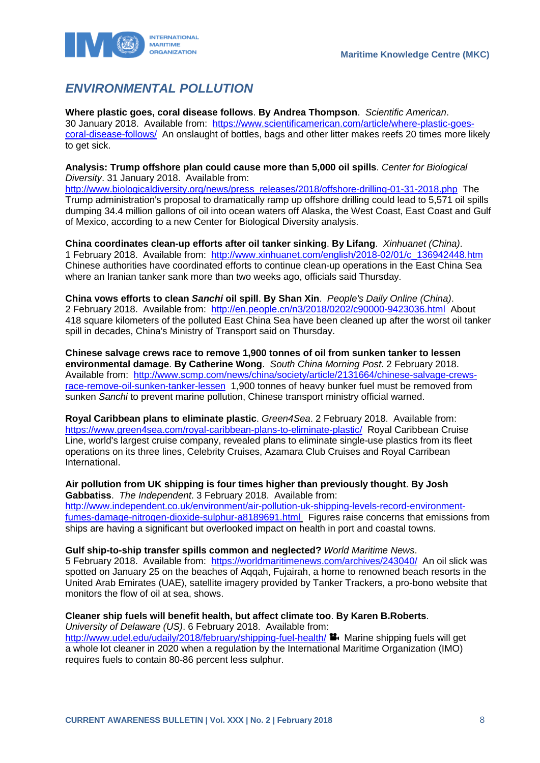## *ENVIRONMENTAL POLLUTION*

**Where plastic goes, coral disease follows**. **By Andrea Thompson**. *Scientific American*. 30 January 2018. Available from: https://www.scientificamerican.com/article/where-plastic-goes-coral-disease-follows/ An onslaught of bottles, bags and other litter makes reefs 20 times more likely to get sick.

**Analysis: Trump offshore plan could cause more than 5,000 oil spills**. *Center for Biological Diversity*. 31 January 2018. Available from: http://www.biologicaldiversity.org/news/press_releases/2018/offshore-drilling-01-31-2018.php The Trump administration's proposal to dramatically ramp up offshore drilling could lead to 5,571 oil spills dumping 34.4 million gallons of oil into ocean waters off Alaska, the West Coast, East Coast and Gulf of Mexico, according to a new Center for Biological Diversity analysis.

**China coordinates clean-up efforts after oil tanker sinking**. **By Lifang**. *Xinhuanet (China)*. 1 February 2018. Available from: http://www.xinhuanet.com/english/2018-02/01/c_136942448.htm Chinese authorities have coordinated efforts to continue clean-up operations in the East China Sea where an Iranian tanker sank more than two weeks ago, officials said Thursday.

**China vows efforts to clean *Sanchi* oil spill**. **By Shan Xin**. *People's Daily Online (China)*. 2 February 2018. Available from: http://en.people.cn/n3/2018/0202/c90000-9423036.html About 418 square kilometers of the polluted East China Sea have been cleaned up after the worst oil tanker spill in decades, China's Ministry of Transport said on Thursday.

**Chinese salvage crews race to remove 1,900 tonnes of oil from sunken tanker to lessen environmental damage**. **By Catherine Wong**. *South China Morning Post*. 2 February 2018. Available from: http://www.scmp.com/news/china/society/article/2131664/chinese-salvage-crews-race-remove-oil-sunken-tanker-lessen 1,900 tonnes of heavy bunker fuel must be removed from sunken *Sanchi* to prevent marine pollution, Chinese transport ministry official warned.

**Royal Caribbean plans to eliminate plastic**. *Green4Sea*. 2 February 2018. Available from: https://www.green4sea.com/royal-caribbean-plans-to-eliminate-plastic/ Royal Caribbean Cruise Line, world's largest cruise company, revealed plans to eliminate single-use plastics from its fleet operations on its three lines, Celebrity Cruises, Azamara Club Cruises and Royal Carribean International.

**Air pollution from UK shipping is four times higher than previously thought**. **By Josh Gabbatiss**. *The Independent*. 3 February 2018. Available from: http://www.independent.co.uk/environment/air-pollution-uk-shipping-levels-record-environment-fumes-damage-nitrogen-dioxide-sulphur-a8189691.html Figures raise concerns that emissions from ships are having a significant but overlooked impact on health in port and coastal towns.

**Gulf ship-to-ship transfer spills common and neglected?** *World Maritime News*. 5 February 2018. Available from: https://worldmaritimenews.com/archives/243040/ An oil slick was spotted on January 25 on the beaches of Aqqah, Fujairah, a home to renowned beach resorts in the United Arab Emirates (UAE), satellite imagery provided by Tanker Trackers, a pro-bono website that monitors the flow of oil at sea, shows.

**Cleaner ship fuels will benefit health, but affect climate too**. **By Karen B.Roberts**. *University of Delaware (US)*. 6 February 2018. Available from: http://www.udel.edu/udaily/2018/february/shipping-fuel-health/ Marine shipping fuels will get a whole lot cleaner in 2020 when a regulation by the International Maritime Organization (IMO) requires fuels to contain 80-86 percent less sulphur.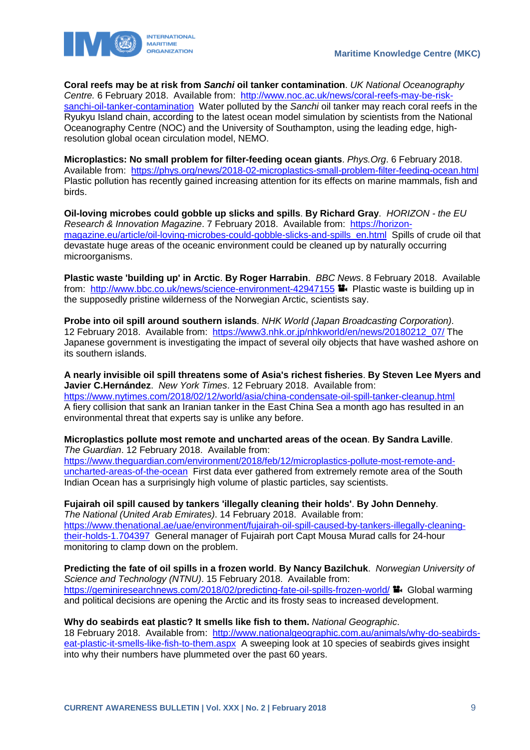**Coral reefs may be at risk from *Sanchi* oil tanker contamination**. *UK National Oceanography Centre.* 6 February 2018. Available from: http://www.noc.ac.uk/news/coral-reefs-may-be-risk-sanchi-oil-tanker-contamination Water polluted by the *Sanchi* oil tanker may reach coral reefs in the Ryukyu Island chain, according to the latest ocean model simulation by scientists from the National Oceanography Centre (NOC) and the University of Southampton, using the leading edge, high-resolution global ocean circulation model, NEMO.

**Microplastics: No small problem for filter-feeding ocean giants**. *Phys.Org*. 6 February 2018. Available from: https://phys.org/news/2018-02-microplastics-small-problem-filter-feeding-ocean.html Plastic pollution has recently gained increasing attention for its effects on marine mammals, fish and birds.

**Oil-loving microbes could gobble up slicks and spills**. **By Richard Gray**. *HORIZON - the EU Research & Innovation Magazine*. 7 February 2018. Available from: https://horizon-magazine.eu/article/oil-loving-microbes-could-gobble-slicks-and-spills_en.html Spills of crude oil that devastate huge areas of the oceanic environment could be cleaned up by naturally occurring microorganisms.

**Plastic waste 'building up' in Arctic**. **By Roger Harrabin**. *BBC News*. 8 February 2018. Available from: http://www.bbc.co.uk/news/science-environment-42947155 Plastic waste is building up in the supposedly pristine wilderness of the Norwegian Arctic, scientists say.

**Probe into oil spill around southern islands**. *NHK World (Japan Broadcasting Corporation)*. 12 February 2018. Available from: https://www3.nhk.or.jp/nhkworld/en/news/20180212_07/ The Japanese government is investigating the impact of several oily objects that have washed ashore on its southern islands.

**A nearly invisible oil spill threatens some of Asia's richest fisheries**. **By Steven Lee Myers and Javier C.Hernández**. *New York Times*. 12 February 2018. Available from: https://www.nytimes.com/2018/02/12/world/asia/china-condensate-oil-spill-tanker-cleanup.html A fiery collision that sank an Iranian tanker in the East China Sea a month ago has resulted in an environmental threat that experts say is unlike any before.

**Microplastics pollute most remote and uncharted areas of the ocean**. **By Sandra Laville**. *The Guardian*. 12 February 2018. Available from: https://www.theguardian.com/environment/2018/feb/12/microplastics-pollute-most-remote-and-uncharted-areas-of-the-ocean First data ever gathered from extremely remote area of the South Indian Ocean has a surprisingly high volume of plastic particles, say scientists.

**Fujairah oil spill caused by tankers 'illegally cleaning their holds'**. **By John Dennehy**. *The National (United Arab Emirates)*. 14 February 2018. Available from: https://www.thenational.ae/uae/environment/fujairah-oil-spill-caused-by-tankers-illegally-cleaning-their-holds-1.704397 General manager of Fujairah port Capt Mousa Murad calls for 24-hour monitoring to clamp down on the problem.

**Predicting the fate of oil spills in a frozen world**. **By Nancy Bazilchuk**. *Norwegian University of Science and Technology (NTNU)*. 15 February 2018. Available from: https://geminiresearchnews.com/2018/02/predicting-fate-oil-spills-frozen-world/ Global warming and political decisions are opening the Arctic and its frosty seas to increased development.

**Why do seabirds eat plastic? It smells like fish to them.** *National Geographic*. 18 February 2018. Available from: http://www.nationalgeographic.com.au/animals/why-do-seabirds-eat-plastic-it-smells-like-fish-to-them.aspx A sweeping look at 10 species of seabirds gives insight into why their numbers have plummeted over the past 60 years.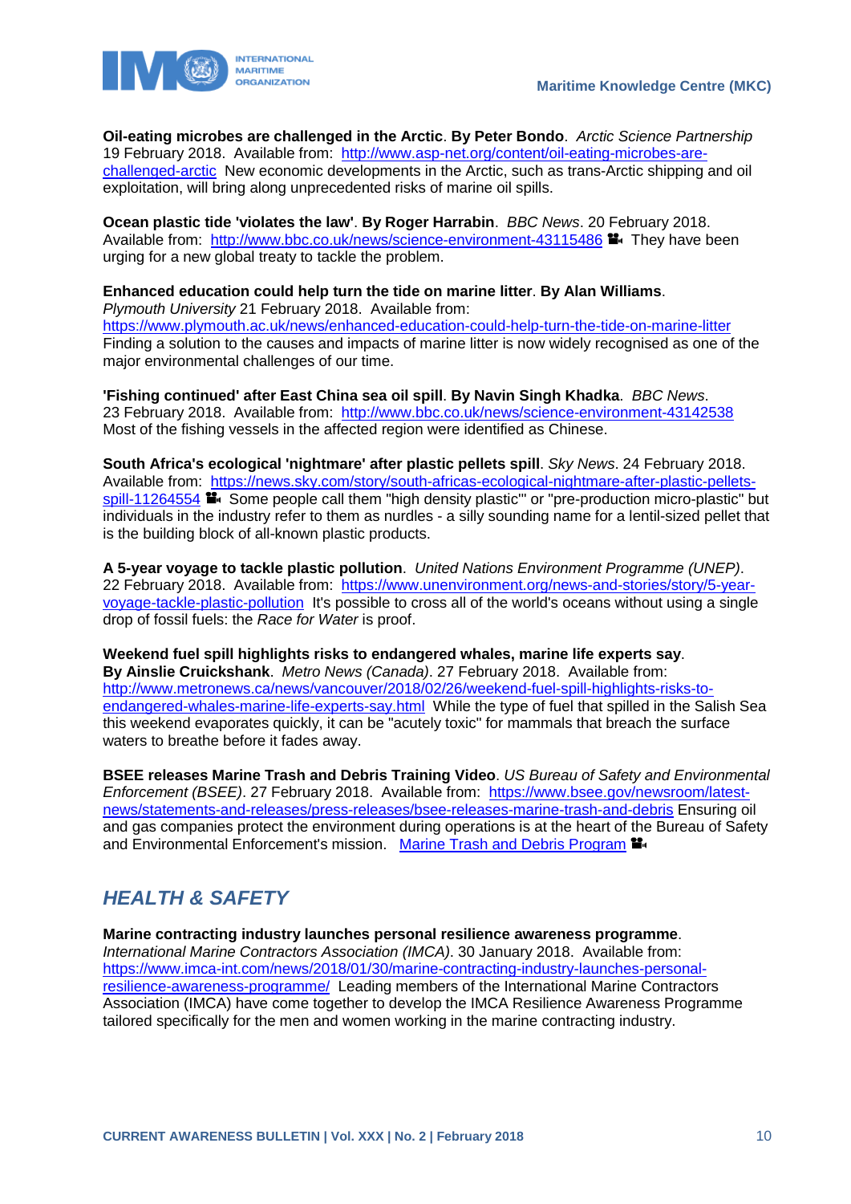**Oil-eating microbes are challenged in the Arctic**. **By Peter Bondo**. *Arctic Science Partnership* 19 February 2018. Available from: http://www.asp-net.org/content/oil-eating-microbes-are-challenged-arctic New economic developments in the Arctic, such as trans-Arctic shipping and oil exploitation, will bring along unprecedented risks of marine oil spills.

**Ocean plastic tide 'violates the law'**. **By Roger Harrabin**. *BBC News*. 20 February 2018. Available from: http://www.bbc.co.uk/news/science-environment-43115486 They have been urging for a new global treaty to tackle the problem.

**Enhanced education could help turn the tide on marine litter**. **By Alan Williams**. *Plymouth University* 21 February 2018. Available from: https://www.plymouth.ac.uk/news/enhanced-education-could-help-turn-the-tide-on-marine-litter Finding a solution to the causes and impacts of marine litter is now widely recognised as one of the major environmental challenges of our time.

**'Fishing continued' after East China sea oil spill**. **By Navin Singh Khadka**. *BBC News*. 23 February 2018. Available from: http://www.bbc.co.uk/news/science-environment-43142538 Most of the fishing vessels in the affected region were identified as Chinese.

**South Africa's ecological 'nightmare' after plastic pellets spill**. *Sky News*. 24 February 2018. Available from: https://news.sky.com/story/south-africas-ecological-nightmare-after-plastic-pellets-spill-11264554 Some people call them "high density plastic'" or "pre-production micro-plastic" but individuals in the industry refer to them as nurdles - a silly sounding name for a lentil-sized pellet that is the building block of all-known plastic products.

**A 5-year voyage to tackle plastic pollution**. *United Nations Environment Programme (UNEP)*. 22 February 2018. Available from: https://www.unenvironment.org/news-and-stories/story/5-year-voyage-tackle-plastic-pollution It's possible to cross all of the world's oceans without using a single drop of fossil fuels: the *Race for Water* is proof.

**Weekend fuel spill highlights risks to endangered whales, marine life experts say**. **By Ainslie Cruickshank**. *Metro News (Canada)*. 27 February 2018. Available from: http://www.metronews.ca/news/vancouver/2018/02/26/weekend-fuel-spill-highlights-risks-to-endangered-whales-marine-life-experts-say.html While the type of fuel that spilled in the Salish Sea this weekend evaporates quickly, it can be "acutely toxic" for mammals that breach the surface waters to breathe before it fades away.

**BSEE releases Marine Trash and Debris Training Video**. *US Bureau of Safety and Environmental Enforcement (BSEE)*. 27 February 2018. Available from: https://www.bsee.gov/newsroom/latest-news/statements-and-releases/press-releases/bsee-releases-marine-trash-and-debris Ensuring oil and gas companies protect the environment during operations is at the heart of the Bureau of Safety and Environmental Enforcement's mission. Marine Trash and Debris Program

## *HEALTH & SAFETY*

**Marine contracting industry launches personal resilience awareness programme**. *International Marine Contractors Association (IMCA)*. 30 January 2018. Available from: https://www.imca-int.com/news/2018/01/30/marine-contracting-industry-launches-personal-resilience-awareness-programme/ Leading members of the International Marine Contractors Association (IMCA) have come together to develop the IMCA Resilience Awareness Programme tailored specifically for the men and women working in the marine contracting industry.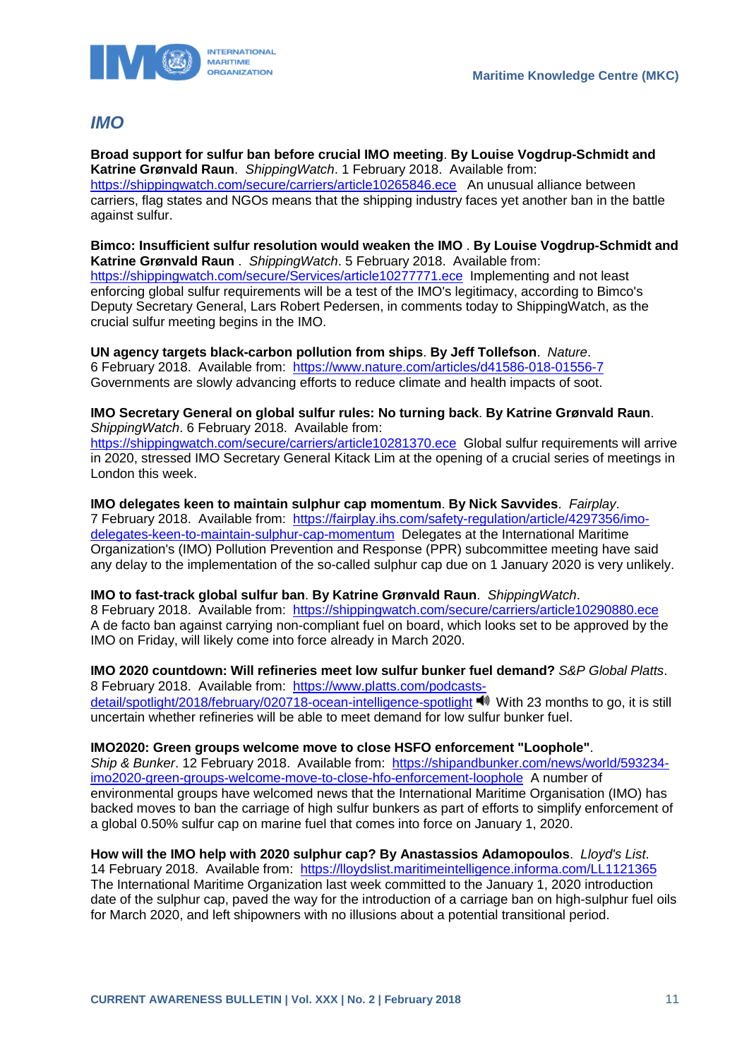## *IMO*

**Broad support for sulfur ban before crucial IMO meeting**. **By Louise Vogdrup-Schmidt and Katrine Grønvald Raun**. *ShippingWatch*. 1 February 2018. Available from: https://shippingwatch.com/secure/carriers/article10265846.ece An unusual alliance between carriers, flag states and NGOs means that the shipping industry faces yet another ban in the battle against sulfur.

**Bimco: Insufficient sulfur resolution would weaken the IMO** . **By Louise Vogdrup-Schmidt and Katrine Grønvald Raun** . *ShippingWatch*. 5 February 2018. Available from: https://shippingwatch.com/secure/Services/article10277771.ece Implementing and not least enforcing global sulfur requirements will be a test of the IMO's legitimacy, according to Bimco's Deputy Secretary General, Lars Robert Pedersen, in comments today to ShippingWatch, as the crucial sulfur meeting begins in the IMO.

**UN agency targets black-carbon pollution from ships**. **By Jeff Tollefson**. *Nature*. 6 February 2018. Available from: https://www.nature.com/articles/d41586-018-01556-7 Governments are slowly advancing efforts to reduce climate and health impacts of soot.

**IMO Secretary General on global sulfur rules: No turning back**. **By Katrine Grønvald Raun**. *ShippingWatch*. 6 February 2018. Available from: https://shippingwatch.com/secure/carriers/article10281370.ece Global sulfur requirements will arrive in 2020, stressed IMO Secretary General Kitack Lim at the opening of a crucial series of meetings in London this week.

**IMO delegates keen to maintain sulphur cap momentum**. **By Nick Savvides**. *Fairplay*. 7 February 2018. Available from: https://fairplay.ihs.com/safety-regulation/article/4297356/imo-delegates-keen-to-maintain-sulphur-cap-momentum Delegates at the International Maritime Organization's (IMO) Pollution Prevention and Response (PPR) subcommittee meeting have said any delay to the implementation of the so-called sulphur cap due on 1 January 2020 is very unlikely.

**IMO to fast-track global sulfur ban**. **By Katrine Grønvald Raun**. *ShippingWatch*. 8 February 2018. Available from: https://shippingwatch.com/secure/carriers/article10290880.ece A de facto ban against carrying non-compliant fuel on board, which looks set to be approved by the IMO on Friday, will likely come into force already in March 2020.

**IMO 2020 countdown: Will refineries meet low sulfur bunker fuel demand?** *S&P Global Platts*. 8 February 2018. Available from: https://www.platts.com/podcasts-detail/spotlight/2018/february/020718-ocean-intelligence-spotlight 🔊 With 23 months to go, it is still uncertain whether refineries will be able to meet demand for low sulfur bunker fuel.

**IMO2020: Green groups welcome move to close HSFO enforcement "Loophole"**. *Ship & Bunker*. 12 February 2018. Available from: https://shipandbunker.com/news/world/593234-imo2020-green-groups-welcome-move-to-close-hfo-enforcement-loophole A number of environmental groups have welcomed news that the International Maritime Organisation (IMO) has backed moves to ban the carriage of high sulfur bunkers as part of efforts to simplify enforcement of a global 0.50% sulfur cap on marine fuel that comes into force on January 1, 2020.

**How will the IMO help with 2020 sulphur cap? By Anastassios Adamopoulos**. *Lloyd's List*. 14 February 2018. Available from: https://lloydslist.maritimeintelligence.informa.com/LL1121365 The International Maritime Organization last week committed to the January 1, 2020 introduction date of the sulphur cap, paved the way for the introduction of a carriage ban on high-sulphur fuel oils for March 2020, and left shipowners with no illusions about a potential transitional period.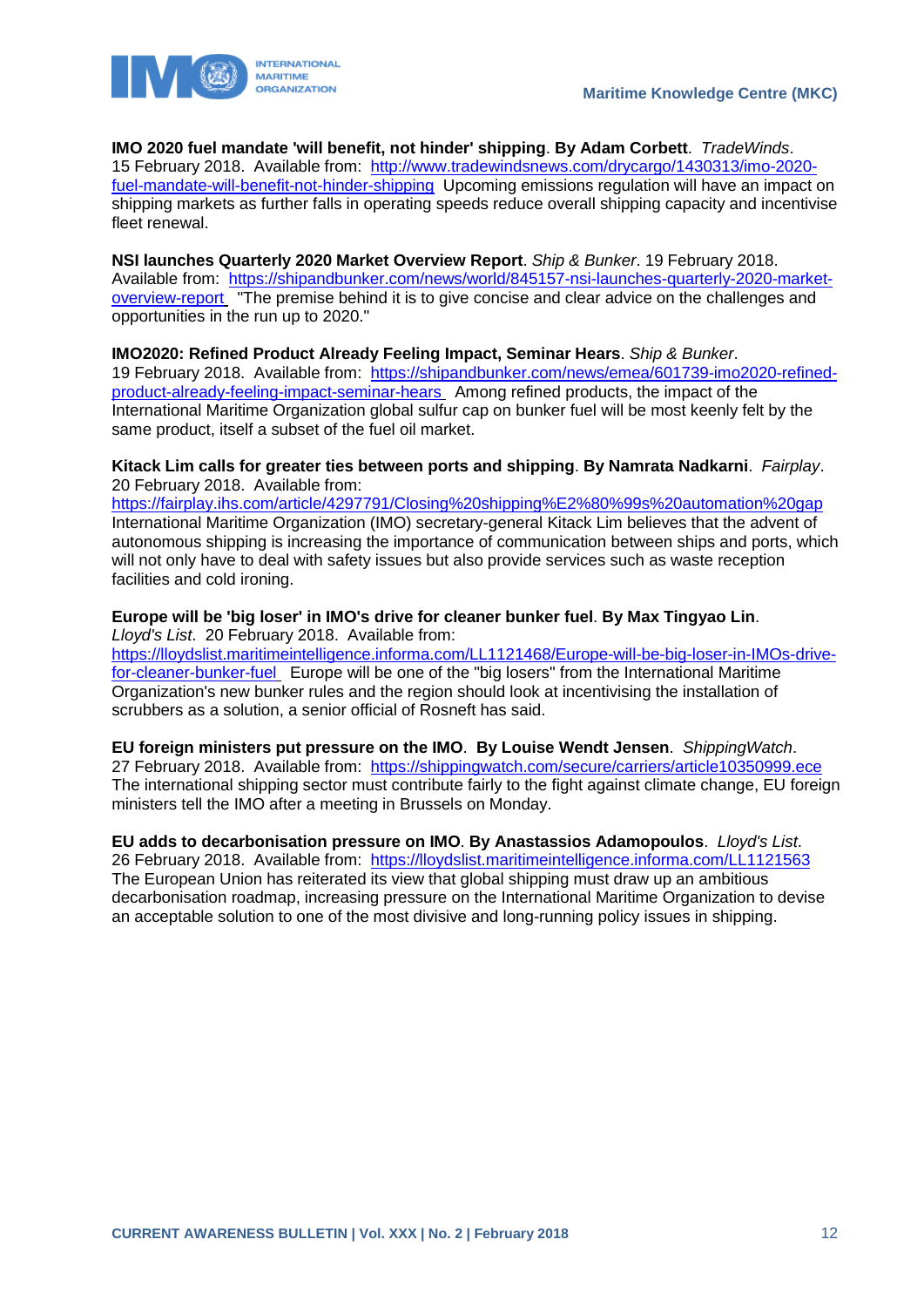**IMO 2020 fuel mandate 'will benefit, not hinder' shipping**. **By Adam Corbett**. *TradeWinds*. 15 February 2018. Available from: [http://www.tradewindsnews.com/drycargo/1430313/imo-2020-fuel-mandate-will-benefit-not-hinder-shipping](http://www.tradewindsnews.com/drycargo/1430313/imo-2020-fuel-mandate-will-benefit-not-hinder-shipping) Upcoming emissions regulation will have an impact on shipping markets as further falls in operating speeds reduce overall shipping capacity and incentivise fleet renewal.

**NSI launches Quarterly 2020 Market Overview Report**. *Ship & Bunker*. 19 February 2018. Available from: [https://shipandbunker.com/news/world/845157-nsi-launches-quarterly-2020-market-overview-report](https://shipandbunker.com/news/world/845157-nsi-launches-quarterly-2020-market-overview-report) "The premise behind it is to give concise and clear advice on the challenges and opportunities in the run up to 2020."

**IMO2020: Refined Product Already Feeling Impact, Seminar Hears**. *Ship & Bunker*. 19 February 2018. Available from: [https://shipandbunker.com/news/emea/601739-imo2020-refined-product-already-feeling-impact-seminar-hears](https://shipandbunker.com/news/emea/601739-imo2020-refined-product-already-feeling-impact-seminar-hears) Among refined products, the impact of the International Maritime Organization global sulfur cap on bunker fuel will be most keenly felt by the same product, itself a subset of the fuel oil market.

**Kitack Lim calls for greater ties between ports and shipping**. **By Namrata Nadkarni**. *Fairplay*. 20 February 2018. Available from: [https://fairplay.ihs.com/article/4297791/Closing%20shipping%E2%80%99s%20automation%20gap](https://fairplay.ihs.com/article/4297791/Closing%20shipping%E2%80%99s%20automation%20gap) International Maritime Organization (IMO) secretary-general Kitack Lim believes that the advent of autonomous shipping is increasing the importance of communication between ships and ports, which will not only have to deal with safety issues but also provide services such as waste reception facilities and cold ironing.

**Europe will be 'big loser' in IMO's drive for cleaner bunker fuel**. **By Max Tingyao Lin**. *Lloyd's List*. 20 February 2018. Available from: [https://lloydslist.maritimeintelligence.informa.com/LL1121468/Europe-will-be-big-loser-in-IMOs-drive-for-cleaner-bunker-fuel](https://lloydslist.maritimeintelligence.informa.com/LL1121468/Europe-will-be-big-loser-in-IMOs-drive-for-cleaner-bunker-fuel) Europe will be one of the "big losers" from the International Maritime Organization's new bunker rules and the region should look at incentivising the installation of scrubbers as a solution, a senior official of Rosneft has said.

**EU foreign ministers put pressure on the IMO**. **By Louise Wendt Jensen**. *ShippingWatch*. 27 February 2018. Available from: [https://shippingwatch.com/secure/carriers/article10350999.ece](https://shippingwatch.com/secure/carriers/article10350999.ece) The international shipping sector must contribute fairly to the fight against climate change, EU foreign ministers tell the IMO after a meeting in Brussels on Monday.

**EU adds to decarbonisation pressure on IMO**. **By Anastassios Adamopoulos**. *Lloyd's List*. 26 February 2018. Available from: [https://lloydslist.maritimeintelligence.informa.com/LL1121563](https://lloydslist.maritimeintelligence.informa.com/LL1121563) The European Union has reiterated its view that global shipping must draw up an ambitious decarbonisation roadmap, increasing pressure on the International Maritime Organization to devise an acceptable solution to one of the most divisive and long-running policy issues in shipping.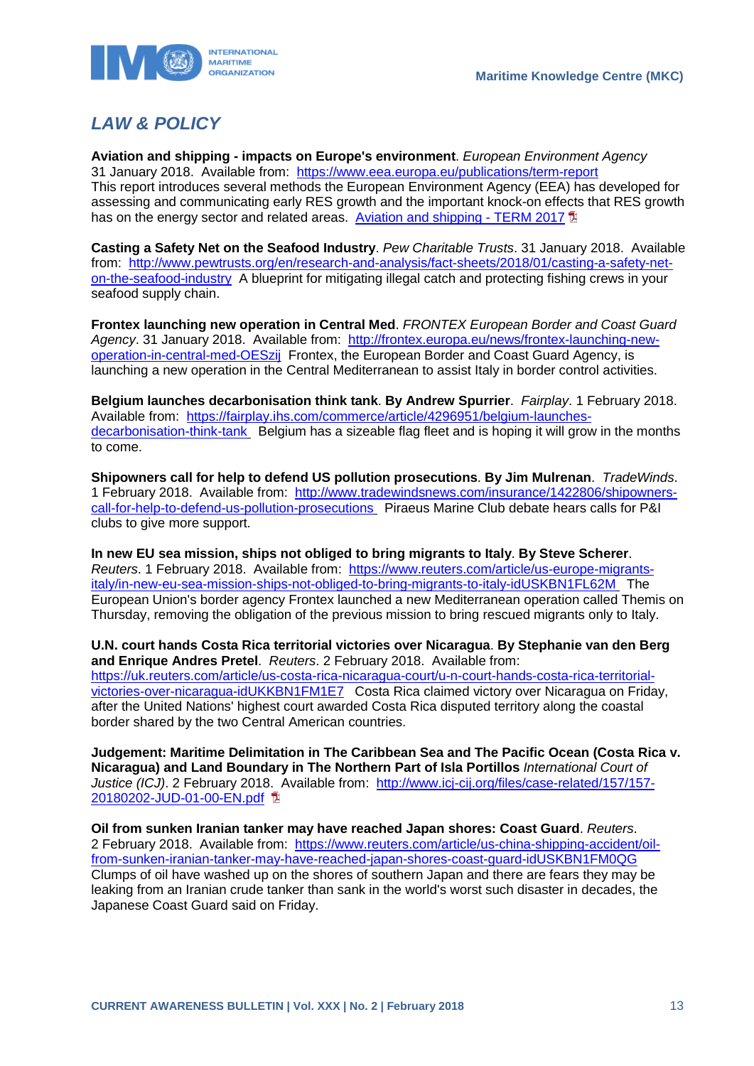## *LAW & POLICY*

**Aviation and shipping - impacts on Europe's environment**. *European Environment Agency* 31 January 2018. Available from: https://www.eea.europa.eu/publications/term-report This report introduces several methods the European Environment Agency (EEA) has developed for assessing and communicating early RES growth and the important knock-on effects that RES growth has on the energy sector and related areas. Aviation and shipping - TERM 2017

**Casting a Safety Net on the Seafood Industry**. *Pew Charitable Trusts*. 31 January 2018. Available from: http://www.pewtrusts.org/en/research-and-analysis/fact-sheets/2018/01/casting-a-safety-net-on-the-seafood-industry A blueprint for mitigating illegal catch and protecting fishing crews in your seafood supply chain.

**Frontex launching new operation in Central Med**. *FRONTEX European Border and Coast Guard Agency*. 31 January 2018. Available from: http://frontex.europa.eu/news/frontex-launching-new-operation-in-central-med-OESzij Frontex, the European Border and Coast Guard Agency, is launching a new operation in the Central Mediterranean to assist Italy in border control activities.

**Belgium launches decarbonisation think tank**. **By Andrew Spurrier**. *Fairplay*. 1 February 2018. Available from: https://fairplay.ihs.com/commerce/article/4296951/belgium-launches-decarbonisation-think-tank Belgium has a sizeable flag fleet and is hoping it will grow in the months to come.

**Shipowners call for help to defend US pollution prosecutions**. **By Jim Mulrenan**. *TradeWinds*. 1 February 2018. Available from: http://www.tradewindsnews.com/insurance/1422806/shipowners-call-for-help-to-defend-us-pollution-prosecutions Piraeus Marine Club debate hears calls for P&I clubs to give more support.

**In new EU sea mission, ships not obliged to bring migrants to Italy**. **By Steve Scherer**. *Reuters*. 1 February 2018. Available from: https://www.reuters.com/article/us-europe-migrants-italy/in-new-eu-sea-mission-ships-not-obliged-to-bring-migrants-to-italy-idUSKBN1FL62M The European Union's border agency Frontex launched a new Mediterranean operation called Themis on Thursday, removing the obligation of the previous mission to bring rescued migrants only to Italy.

**U.N. court hands Costa Rica territorial victories over Nicaragua**. **By Stephanie van den Berg and Enrique Andres Pretel**. *Reuters*. 2 February 2018. Available from: https://uk.reuters.com/article/us-costa-rica-nicaragua-court/u-n-court-hands-costa-rica-territorial-victories-over-nicaragua-idUKKBN1FM1E7 Costa Rica claimed victory over Nicaragua on Friday, after the United Nations' highest court awarded Costa Rica disputed territory along the coastal border shared by the two Central American countries.

**Judgement: Maritime Delimitation in The Caribbean Sea and The Pacific Ocean (Costa Rica v. Nicaragua) and Land Boundary in The Northern Part of Isla Portillos** *International Court of Justice (ICJ)*. 2 February 2018. Available from: http://www.icj-cij.org/files/case-related/157/157-20180202-JUD-01-00-EN.pdf

**Oil from sunken Iranian tanker may have reached Japan shores: Coast Guard**. *Reuters*. 2 February 2018. Available from: https://www.reuters.com/article/us-china-shipping-accident/oil-from-sunken-iranian-tanker-may-have-reached-japan-shores-coast-guard-idUSKBN1FM0QG Clumps of oil have washed up on the shores of southern Japan and there are fears they may be leaking from an Iranian crude tanker than sank in the world's worst such disaster in decades, the Japanese Coast Guard said on Friday.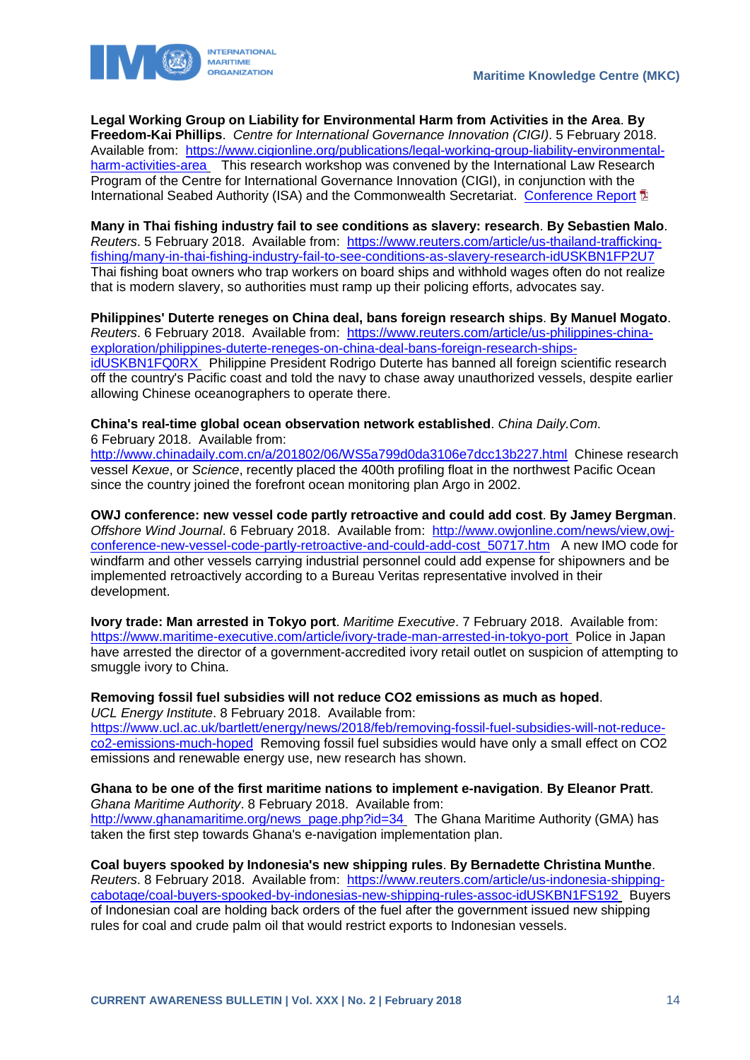**Legal Working Group on Liability for Environmental Harm from Activities in the Area**. **By Freedom-Kai Phillips**. *Centre for International Governance Innovation (CIGI)*. 5 February 2018. Available from: [https://www.cigionline.org/publications/legal-working-group-liability-environmental-harm-activities-area](https://www.cigionline.org/publications/legal-working-group-liability-environmental-harm-activities-area) This research workshop was convened by the International Law Research Program of the Centre for International Governance Innovation (CIGI), in conjunction with the International Seabed Authority (ISA) and the Commonwealth Secretariat. Conference Report

**Many in Thai fishing industry fail to see conditions as slavery: research**. **By Sebastien Malo**. *Reuters*. 5 February 2018. Available from: [https://www.reuters.com/article/us-thailand-trafficking-fishing/many-in-thai-fishing-industry-fail-to-see-conditions-as-slavery-research-idUSKBN1FP2U7](https://www.reuters.com/article/us-thailand-trafficking-fishing/many-in-thai-fishing-industry-fail-to-see-conditions-as-slavery-research-idUSKBN1FP2U7) Thai fishing boat owners who trap workers on board ships and withhold wages often do not realize that is modern slavery, so authorities must ramp up their policing efforts, advocates say.

**Philippines' Duterte reneges on China deal, bans foreign research ships**. **By Manuel Mogato**. *Reuters*. 6 February 2018. Available from: [https://www.reuters.com/article/us-philippines-china-exploration/philippines-duterte-reneges-on-china-deal-bans-foreign-research-ships-idUSKBN1FQ0RX](https://www.reuters.com/article/us-philippines-china-exploration/philippines-duterte-reneges-on-china-deal-bans-foreign-research-ships-idUSKBN1FQ0RX) Philippine President Rodrigo Duterte has banned all foreign scientific research off the country's Pacific coast and told the navy to chase away unauthorized vessels, despite earlier allowing Chinese oceanographers to operate there.

**China's real-time global ocean observation network established**. *China Daily.Com*. 6 February 2018. Available from: [http://www.chinadaily.com.cn/a/201802/06/WS5a799d0da3106e7dcc13b227.html](http://www.chinadaily.com.cn/a/201802/06/WS5a799d0da3106e7dcc13b227.html) Chinese research vessel *Kexue*, or *Science*, recently placed the 400th profiling float in the northwest Pacific Ocean since the country joined the forefront ocean monitoring plan Argo in 2002.

**OWJ conference: new vessel code partly retroactive and could add cost**. **By Jamey Bergman**. *Offshore Wind Journal*. 6 February 2018. Available from: [http://www.owjonline.com/news/view,owj-conference-new-vessel-code-partly-retroactive-and-could-add-cost_50717.htm](http://www.owjonline.com/news/view,owj-conference-new-vessel-code-partly-retroactive-and-could-add-cost_50717.htm) A new IMO code for windfarm and other vessels carrying industrial personnel could add expense for shipowners and be implemented retroactively according to a Bureau Veritas representative involved in their development.

**Ivory trade: Man arrested in Tokyo port**. *Maritime Executive*. 7 February 2018. Available from: [https://www.maritime-executive.com/article/ivory-trade-man-arrested-in-tokyo-port](https://www.maritime-executive.com/article/ivory-trade-man-arrested-in-tokyo-port) Police in Japan have arrested the director of a government-accredited ivory retail outlet on suspicion of attempting to smuggle ivory to China.

**Removing fossil fuel subsidies will not reduce CO2 emissions as much as hoped**. *UCL Energy Institute*. 8 February 2018. Available from: [https://www.ucl.ac.uk/bartlett/energy/news/2018/feb/removing-fossil-fuel-subsidies-will-not-reduce-co2-emissions-much-hoped](https://www.ucl.ac.uk/bartlett/energy/news/2018/feb/removing-fossil-fuel-subsidies-will-not-reduce-co2-emissions-much-hoped) Removing fossil fuel subsidies would have only a small effect on CO2 emissions and renewable energy use, new research has shown.

**Ghana to be one of the first maritime nations to implement e-navigation**. **By Eleanor Pratt**. *Ghana Maritime Authority*. 8 February 2018. Available from: [http://www.ghanamaritime.org/news_page.php?id=34](http://www.ghanamaritime.org/news_page.php?id=34) The Ghana Maritime Authority (GMA) has taken the first step towards Ghana's e-navigation implementation plan.

**Coal buyers spooked by Indonesia's new shipping rules**. **By Bernadette Christina Munthe**. *Reuters*. 8 February 2018. Available from: [https://www.reuters.com/article/us-indonesia-shipping-cabotage/coal-buyers-spooked-by-indonesias-new-shipping-rules-assoc-idUSKBN1FS192](https://www.reuters.com/article/us-indonesia-shipping-cabotage/coal-buyers-spooked-by-indonesias-new-shipping-rules-assoc-idUSKBN1FS192) Buyers of Indonesian coal are holding back orders of the fuel after the government issued new shipping rules for coal and crude palm oil that would restrict exports to Indonesian vessels.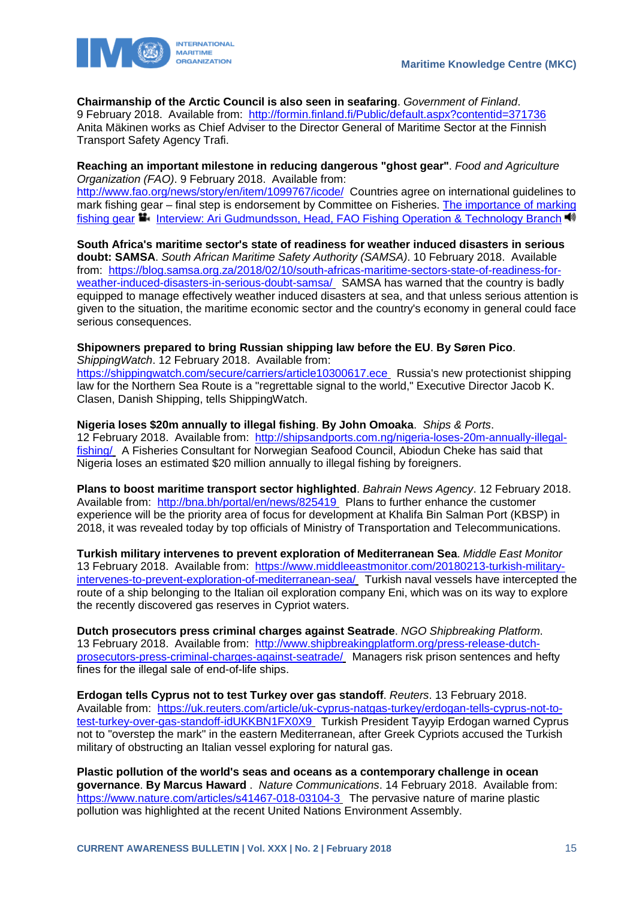**Chairmanship of the Arctic Council is also seen in seafaring**. *Government of Finland*. 9 February 2018. Available from: http://formin.finland.fi/Public/default.aspx?contentid=371736 Anita Mäkinen works as Chief Adviser to the Director General of Maritime Sector at the Finnish Transport Safety Agency Trafi.

**Reaching an important milestone in reducing dangerous "ghost gear"**. *Food and Agriculture Organization (FAO)*. 9 February 2018. Available from: http://www.fao.org/news/story/en/item/1099767/icode/ Countries agree on international guidelines to mark fishing gear – final step is endorsement by Committee on Fisheries. The importance of marking fishing gear Interview: Ari Gudmundsson, Head, FAO Fishing Operation & Technology Branch

**South Africa's maritime sector's state of readiness for weather induced disasters in serious doubt: SAMSA**. *South African Maritime Safety Authority (SAMSA)*. 10 February 2018. Available from: https://blog.samsa.org.za/2018/02/10/south-africas-maritime-sectors-state-of-readiness-for-weather-induced-disasters-in-serious-doubt-samsa/ SAMSA has warned that the country is badly equipped to manage effectively weather induced disasters at sea, and that unless serious attention is given to the situation, the maritime economic sector and the country's economy in general could face serious consequences.

**Shipowners prepared to bring Russian shipping law before the EU**. **By Søren Pico**. *ShippingWatch*. 12 February 2018. Available from: https://shippingwatch.com/secure/carriers/article10300617.ece Russia's new protectionist shipping law for the Northern Sea Route is a "regrettable signal to the world," Executive Director Jacob K. Clasen, Danish Shipping, tells ShippingWatch.

**Nigeria loses $20m annually to illegal fishing**. **By John Omoaka**. *Ships & Ports*. 12 February 2018. Available from: http://shipsandports.com.ng/nigeria-loses-20m-annually-illegal-fishing/ A Fisheries Consultant for Norwegian Seafood Council, Abiodun Cheke has said that Nigeria loses an estimated $20 million annually to illegal fishing by foreigners.

**Plans to boost maritime transport sector highlighted**. *Bahrain News Agency*. 12 February 2018. Available from: http://bna.bh/portal/en/news/825419 Plans to further enhance the customer experience will be the priority area of focus for development at Khalifa Bin Salman Port (KBSP) in 2018, it was revealed today by top officials of Ministry of Transportation and Telecommunications.

**Turkish military intervenes to prevent exploration of Mediterranean Sea**. *Middle East Monitor* 13 February 2018. Available from: https://www.middleeastmonitor.com/20180213-turkish-military-intervenes-to-prevent-exploration-of-mediterranean-sea/ Turkish naval vessels have intercepted the route of a ship belonging to the Italian oil exploration company Eni, which was on its way to explore the recently discovered gas reserves in Cypriot waters.

**Dutch prosecutors press criminal charges against Seatrade**. *NGO Shipbreaking Platform*. 13 February 2018. Available from: http://www.shipbreakingplatform.org/press-release-dutch-prosecutors-press-criminal-charges-against-seatrade/ Managers risk prison sentences and hefty fines for the illegal sale of end-of-life ships.

**Erdogan tells Cyprus not to test Turkey over gas standoff**. *Reuters*. 13 February 2018. Available from: https://uk.reuters.com/article/uk-cyprus-natgas-turkey/erdogan-tells-cyprus-not-to-test-turkey-over-gas-standoff-idUKKBN1FX0X9 Turkish President Tayyip Erdogan warned Cyprus not to "overstep the mark" in the eastern Mediterranean, after Greek Cypriots accused the Turkish military of obstructing an Italian vessel exploring for natural gas.

**Plastic pollution of the world's seas and oceans as a contemporary challenge in ocean governance**. **By Marcus Haward** . *Nature Communications*. 14 February 2018. Available from: https://www.nature.com/articles/s41467-018-03104-3 The pervasive nature of marine plastic pollution was highlighted at the recent United Nations Environment Assembly.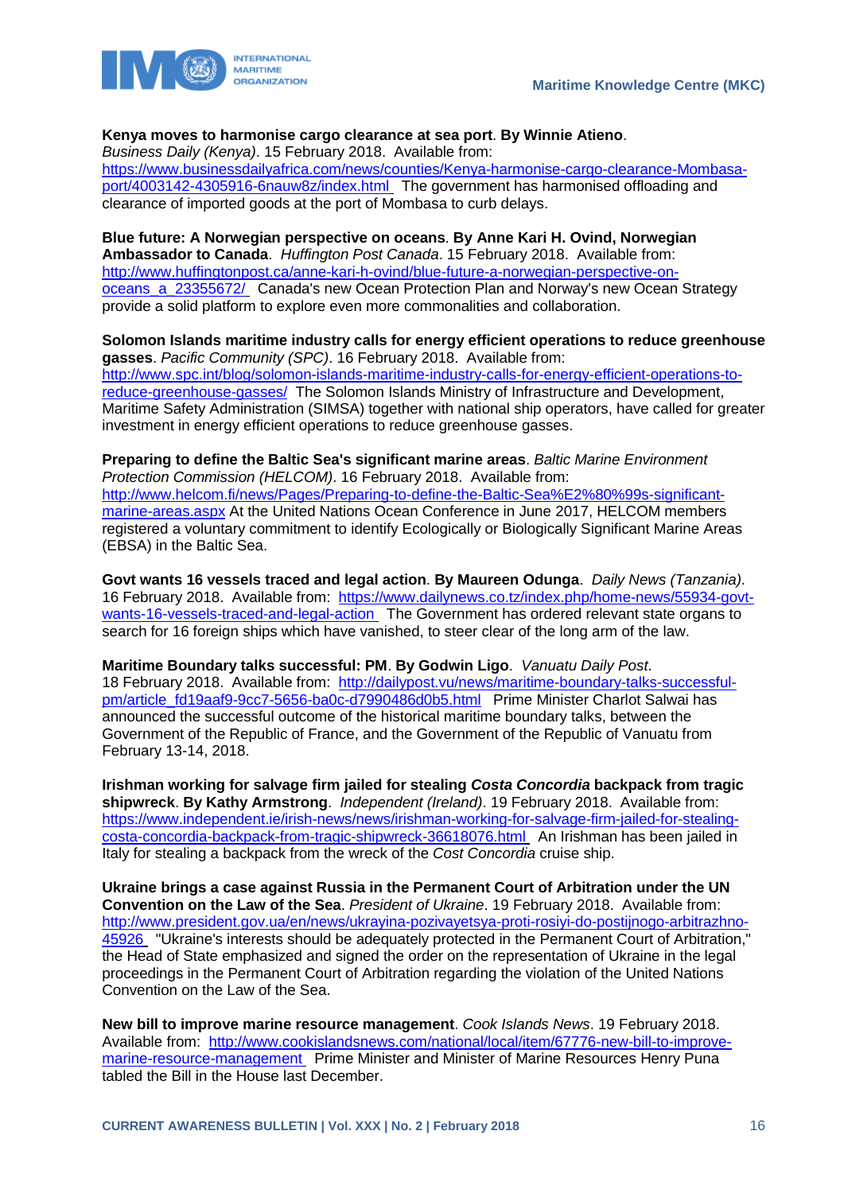**Kenya moves to harmonise cargo clearance at sea port**. **By Winnie Atieno**. *Business Daily (Kenya)*. 15 February 2018. Available from: https://www.businessdailyafrica.com/news/counties/Kenya-harmonise-cargo-clearance-Mombasa-port/4003142-4305916-6nauw8z/index.html The government has harmonised offloading and clearance of imported goods at the port of Mombasa to curb delays.

**Blue future: A Norwegian perspective on oceans**. **By Anne Kari H. Ovind, Norwegian Ambassador to Canada**. *Huffington Post Canada*. 15 February 2018. Available from: http://www.huffingtonpost.ca/anne-kari-h-ovind/blue-future-a-norwegian-perspective-on-oceans_a_23355672/ Canada's new Ocean Protection Plan and Norway's new Ocean Strategy provide a solid platform to explore even more commonalities and collaboration.

**Solomon Islands maritime industry calls for energy efficient operations to reduce greenhouse gasses**. *Pacific Community (SPC)*. 16 February 2018. Available from: http://www.spc.int/blog/solomon-islands-maritime-industry-calls-for-energy-efficient-operations-to-reduce-greenhouse-gasses/ The Solomon Islands Ministry of Infrastructure and Development, Maritime Safety Administration (SIMSA) together with national ship operators, have called for greater investment in energy efficient operations to reduce greenhouse gasses.

**Preparing to define the Baltic Sea's significant marine areas**. *Baltic Marine Environment Protection Commission (HELCOM)*. 16 February 2018. Available from: http://www.helcom.fi/news/Pages/Preparing-to-define-the-Baltic-Sea%E2%80%99s-significant-marine-areas.aspx At the United Nations Ocean Conference in June 2017, HELCOM members registered a voluntary commitment to identify Ecologically or Biologically Significant Marine Areas (EBSA) in the Baltic Sea.

**Govt wants 16 vessels traced and legal action**. **By Maureen Odunga**. *Daily News (Tanzania)*. 16 February 2018. Available from: https://www.dailynews.co.tz/index.php/home-news/55934-govt-wants-16-vessels-traced-and-legal-action The Government has ordered relevant state organs to search for 16 foreign ships which have vanished, to steer clear of the long arm of the law.

**Maritime Boundary talks successful: PM**. **By Godwin Ligo**. *Vanuatu Daily Post*. 18 February 2018. Available from: http://dailypost.vu/news/maritime-boundary-talks-successful-pm/article_fd19aaf9-9cc7-5656-ba0c-d7990486d0b5.html Prime Minister Charlot Salwai has announced the successful outcome of the historical maritime boundary talks, between the Government of the Republic of France, and the Government of the Republic of Vanuatu from February 13-14, 2018.

**Irishman working for salvage firm jailed for stealing *Costa Concordia* backpack from tragic shipwreck**. **By Kathy Armstrong**. *Independent (Ireland)*. 19 February 2018. Available from: https://www.independent.ie/irish-news/news/irishman-working-for-salvage-firm-jailed-for-stealing-costa-concordia-backpack-from-tragic-shipwreck-36618076.html An Irishman has been jailed in Italy for stealing a backpack from the wreck of the *Cost Concordia* cruise ship.

**Ukraine brings a case against Russia in the Permanent Court of Arbitration under the UN Convention on the Law of the Sea**. *President of Ukraine*. 19 February 2018. Available from: http://www.president.gov.ua/en/news/ukrayina-pozivayetsya-proti-rosiyi-do-postijnogo-arbitrazhno-45926 "Ukraine's interests should be adequately protected in the Permanent Court of Arbitration," the Head of State emphasized and signed the order on the representation of Ukraine in the legal proceedings in the Permanent Court of Arbitration regarding the violation of the United Nations Convention on the Law of the Sea.

**New bill to improve marine resource management**. *Cook Islands News*. 19 February 2018. Available from: http://www.cookislandsnews.com/national/local/item/67776-new-bill-to-improve-marine-resource-management Prime Minister and Minister of Marine Resources Henry Puna tabled the Bill in the House last December.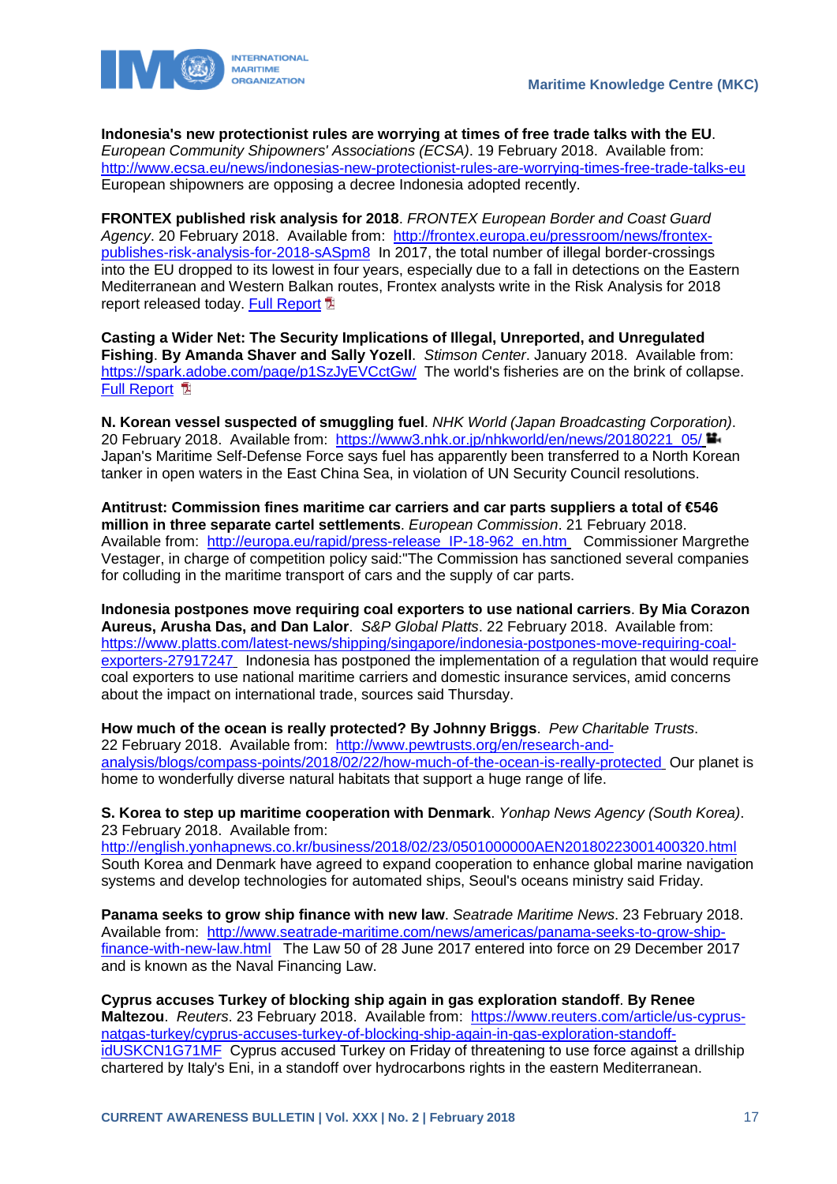**Indonesia's new protectionist rules are worrying at times of free trade talks with the EU**. *European Community Shipowners' Associations (ECSA)*. 19 February 2018. Available from: [http://www.ecsa.eu/news/indonesias-new-protectionist-rules-are-worrying-times-free-trade-talks-eu](http://www.ecsa.eu/news/indonesias-new-protectionist-rules-are-worrying-times-free-trade-talks-eu) European shipowners are opposing a decree Indonesia adopted recently.

**FRONTEX published risk analysis for 2018**. *FRONTEX European Border and Coast Guard Agency*. 20 February 2018. Available from: [http://frontex.europa.eu/pressroom/news/frontex-publishes-risk-analysis-for-2018-sASpm8](http://frontex.europa.eu/pressroom/news/frontex-publishes-risk-analysis-for-2018-sASpm8) In 2017, the total number of illegal border-crossings into the EU dropped to its lowest in four years, especially due to a fall in detections on the Eastern Mediterranean and Western Balkan routes, Frontex analysts write in the Risk Analysis for 2018 report released today. Full Report

**Casting a Wider Net: The Security Implications of Illegal, Unreported, and Unregulated Fishing. By Amanda Shaver and Sally Yozell**. *Stimson Center*. January 2018. Available from: [https://spark.adobe.com/page/p1SzJyEVCctGw/](https://spark.adobe.com/page/p1SzJyEVCctGw/) The world's fisheries are on the brink of collapse. Full Report

**N. Korean vessel suspected of smuggling fuel**. *NHK World (Japan Broadcasting Corporation)*. 20 February 2018. Available from: [https://www3.nhk.or.jp/nhkworld/en/news/20180221_05/](https://www3.nhk.or.jp/nhkworld/en/news/20180221_05/) Japan's Maritime Self-Defense Force says fuel has apparently been transferred to a North Korean tanker in open waters in the East China Sea, in violation of UN Security Council resolutions.

**Antitrust: Commission fines maritime car carriers and car parts suppliers a total of €546 million in three separate cartel settlements**. *European Commission*. 21 February 2018. Available from: [http://europa.eu/rapid/press-release_IP-18-962_en.htm](http://europa.eu/rapid/press-release_IP-18-962_en.htm) Commissioner Margrethe Vestager, in charge of competition policy said:"The Commission has sanctioned several companies for colluding in the maritime transport of cars and the supply of car parts.

**Indonesia postpones move requiring coal exporters to use national carriers. By Mia Corazon Aureus, Arusha Das, and Dan Lalor**. *S&P Global Platts*. 22 February 2018. Available from: [https://www.platts.com/latest-news/shipping/singapore/indonesia-postpones-move-requiring-coal-exporters-27917247](https://www.platts.com/latest-news/shipping/singapore/indonesia-postpones-move-requiring-coal-exporters-27917247) Indonesia has postponed the implementation of a regulation that would require coal exporters to use national maritime carriers and domestic insurance services, amid concerns about the impact on international trade, sources said Thursday.

**How much of the ocean is really protected? By Johnny Briggs**. *Pew Charitable Trusts*. 22 February 2018. Available from: [http://www.pewtrusts.org/en/research-and-analysis/blogs/compass-points/2018/02/22/how-much-of-the-ocean-is-really-protected](http://www.pewtrusts.org/en/research-and-analysis/blogs/compass-points/2018/02/22/how-much-of-the-ocean-is-really-protected) Our planet is home to wonderfully diverse natural habitats that support a huge range of life.

**S. Korea to step up maritime cooperation with Denmark**. *Yonhap News Agency (South Korea)*. 23 February 2018. Available from: [http://english.yonhapnews.co.kr/business/2018/02/23/0501000000AEN20180223001400320.html](http://english.yonhapnews.co.kr/business/2018/02/23/0501000000AEN20180223001400320.html) South Korea and Denmark have agreed to expand cooperation to enhance global marine navigation systems and develop technologies for automated ships, Seoul's oceans ministry said Friday.

**Panama seeks to grow ship finance with new law**. *Seatrade Maritime News*. 23 February 2018. Available from: [http://www.seatrade-maritime.com/news/americas/panama-seeks-to-grow-ship-finance-with-new-law.html](http://www.seatrade-maritime.com/news/americas/panama-seeks-to-grow-ship-finance-with-new-law.html) The Law 50 of 28 June 2017 entered into force on 29 December 2017 and is known as the Naval Financing Law.

**Cyprus accuses Turkey of blocking ship again in gas exploration standoff. By Renee Maltezou**. *Reuters*. 23 February 2018. Available from: [https://www.reuters.com/article/us-cyprus-natgas-turkey/cyprus-accuses-turkey-of-blocking-ship-again-in-gas-exploration-standoff-idUSKCN1G71MF](https://www.reuters.com/article/us-cyprus-natgas-turkey/cyprus-accuses-turkey-of-blocking-ship-again-in-gas-exploration-standoff-idUSKCN1G71MF) Cyprus accused Turkey on Friday of threatening to use force against a drillship chartered by Italy's Eni, in a standoff over hydrocarbons rights in the eastern Mediterranean.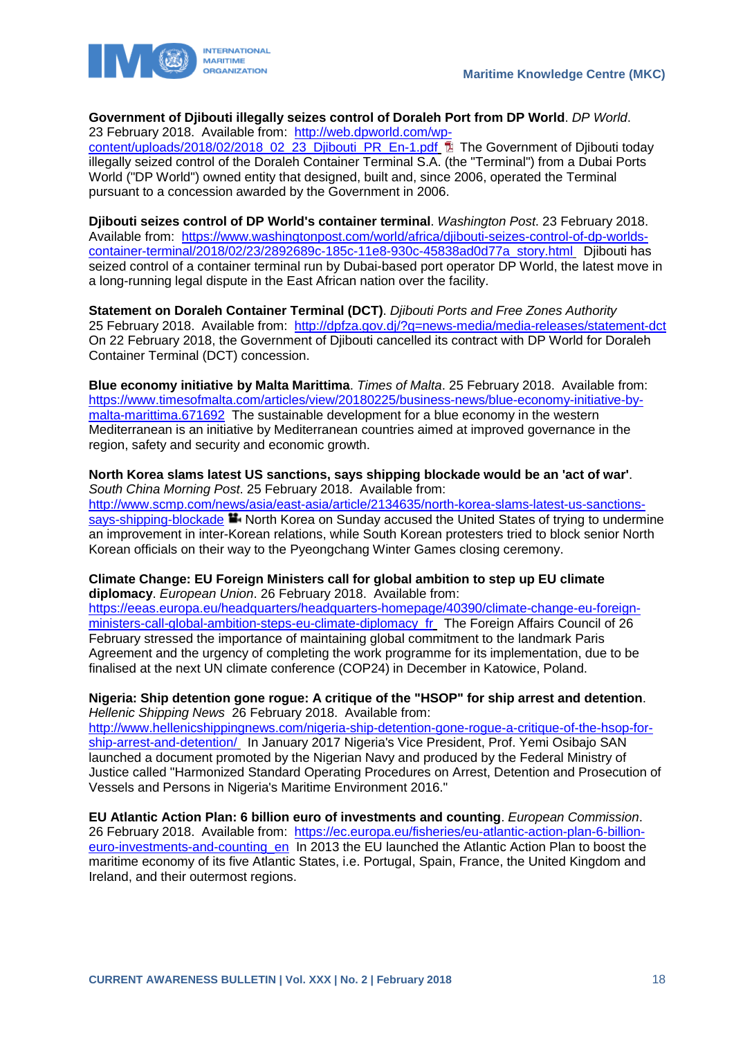**Government of Djibouti illegally seizes control of Doraleh Port from DP World**. *DP World*. 23 February 2018. Available from: [http://web.dpworld.com/wp-content/uploads/2018/02/2018_02_23_Djibouti_PR_En-1.pdf](http://web.dpworld.com/wp-content/uploads/2018/02/2018_02_23_Djibouti_PR_En-1.pdf) The Government of Djibouti today illegally seized control of the Doraleh Container Terminal S.A. (the "Terminal") from a Dubai Ports World ("DP World") owned entity that designed, built and, since 2006, operated the Terminal pursuant to a concession awarded by the Government in 2006.

**Djibouti seizes control of DP World's container terminal**. *Washington Post*. 23 February 2018. Available from: [https://www.washingtonpost.com/world/africa/djibouti-seizes-control-of-dp-worlds-container-terminal/2018/02/23/2892689c-185c-11e8-930c-45838ad0d77a_story.html](https://www.washingtonpost.com/world/africa/djibouti-seizes-control-of-dp-worlds-container-terminal/2018/02/23/2892689c-185c-11e8-930c-45838ad0d77a_story.html) Djibouti has seized control of a container terminal run by Dubai-based port operator DP World, the latest move in a long-running legal dispute in the East African nation over the facility.

**Statement on Doraleh Container Terminal (DCT)**. *Djibouti Ports and Free Zones Authority* 25 February 2018. Available from: [http://dpfza.gov.dj/?q=news-media/media-releases/statement-dct](http://dpfza.gov.dj/?q=news-media/media-releases/statement-dct) On 22 February 2018, the Government of Djibouti cancelled its contract with DP World for Doraleh Container Terminal (DCT) concession.

**Blue economy initiative by Malta Marittima**. *Times of Malta*. 25 February 2018. Available from: [https://www.timesofmalta.com/articles/view/20180225/business-news/blue-economy-initiative-by-malta-marittima.671692](https://www.timesofmalta.com/articles/view/20180225/business-news/blue-economy-initiative-by-malta-marittima.671692) The sustainable development for a blue economy in the western Mediterranean is an initiative by Mediterranean countries aimed at improved governance in the region, safety and security and economic growth.

**North Korea slams latest US sanctions, says shipping blockade would be an 'act of war'**. *South China Morning Post*. 25 February 2018. Available from: [http://www.scmp.com/news/asia/east-asia/article/2134635/north-korea-slams-latest-us-sanctions-says-shipping-blockade](http://www.scmp.com/news/asia/east-asia/article/2134635/north-korea-slams-latest-us-sanctions-says-shipping-blockade) North Korea on Sunday accused the United States of trying to undermine an improvement in inter-Korean relations, while South Korean protesters tried to block senior North Korean officials on their way to the Pyeongchang Winter Games closing ceremony.

**Climate Change: EU Foreign Ministers call for global ambition to step up EU climate diplomacy**. *European Union*. 26 February 2018. Available from: [https://eeas.europa.eu/headquarters/headquarters-homepage/40390/climate-change-eu-foreign-ministers-call-global-ambition-steps-eu-climate-diplomacy_fr](https://eeas.europa.eu/headquarters/headquarters-homepage/40390/climate-change-eu-foreign-ministers-call-global-ambition-steps-eu-climate-diplomacy_fr) The Foreign Affairs Council of 26 February stressed the importance of maintaining global commitment to the landmark Paris Agreement and the urgency of completing the work programme for its implementation, due to be finalised at the next UN climate conference (COP24) in December in Katowice, Poland.

**Nigeria: Ship detention gone rogue: A critique of the "HSOP" for ship arrest and detention**. *Hellenic Shipping News* 26 February 2018. Available from: [http://www.hellenicshippingnews.com/nigeria-ship-detention-gone-rogue-a-critique-of-the-hsop-for-ship-arrest-and-detention/](http://www.hellenicshippingnews.com/nigeria-ship-detention-gone-rogue-a-critique-of-the-hsop-for-ship-arrest-and-detention/) In January 2017 Nigeria's Vice President, Prof. Yemi Osibajo SAN launched a document promoted by the Nigerian Navy and produced by the Federal Ministry of Justice called "Harmonized Standard Operating Procedures on Arrest, Detention and Prosecution of Vessels and Persons in Nigeria's Maritime Environment 2016."

**EU Atlantic Action Plan: 6 billion euro of investments and counting**. *European Commission*. 26 February 2018. Available from: [https://ec.europa.eu/fisheries/eu-atlantic-action-plan-6-billion-euro-investments-and-counting_en](https://ec.europa.eu/fisheries/eu-atlantic-action-plan-6-billion-euro-investments-and-counting_en) In 2013 the EU launched the Atlantic Action Plan to boost the maritime economy of its five Atlantic States, i.e. Portugal, Spain, France, the United Kingdom and Ireland, and their outermost regions.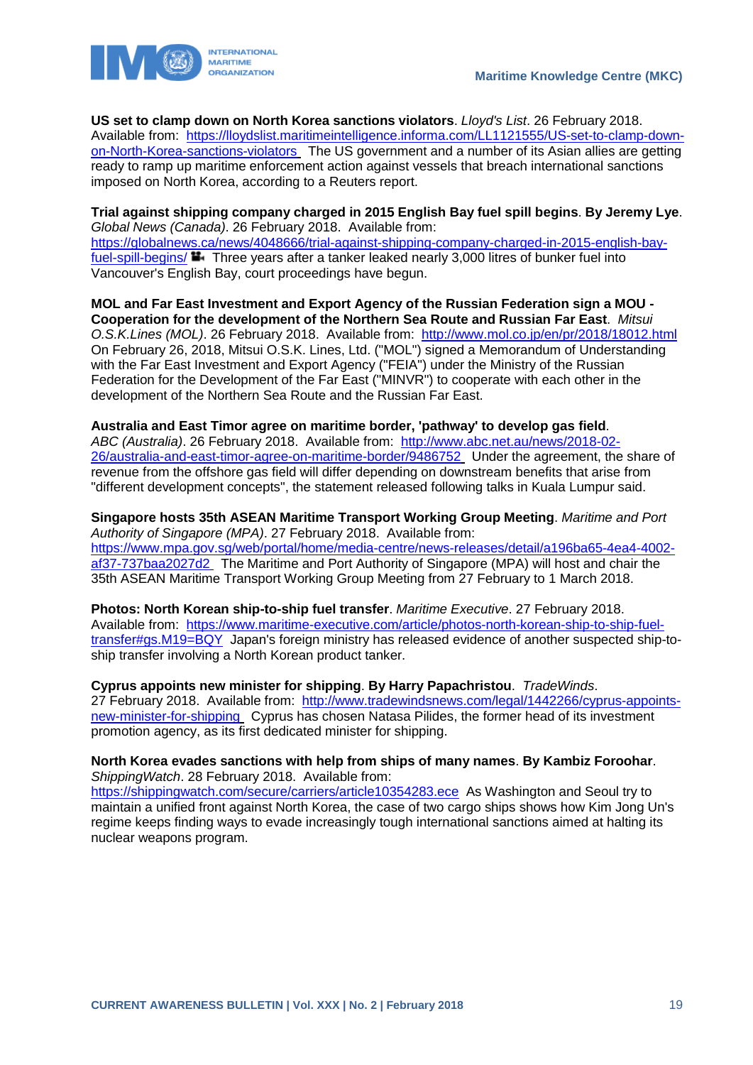**US set to clamp down on North Korea sanctions violators**. *Lloyd's List*. 26 February 2018. Available from: https://lloydslist.maritimeintelligence.informa.com/LL1121555/US-set-to-clamp-down-on-North-Korea-sanctions-violators The US government and a number of its Asian allies are getting ready to ramp up maritime enforcement action against vessels that breach international sanctions imposed on North Korea, according to a Reuters report.

**Trial against shipping company charged in 2015 English Bay fuel spill begins**. **By Jeremy Lye**. *Global News (Canada)*. 26 February 2018. Available from: https://globalnews.ca/news/4048666/trial-against-shipping-company-charged-in-2015-english-bay-fuel-spill-begins/ Three years after a tanker leaked nearly 3,000 litres of bunker fuel into Vancouver's English Bay, court proceedings have begun.

**MOL and Far East Investment and Export Agency of the Russian Federation sign a MOU - Cooperation for the development of the Northern Sea Route and Russian Far East**. *Mitsui O.S.K.Lines (MOL)*. 26 February 2018. Available from: http://www.mol.co.jp/en/pr/2018/18012.html On February 26, 2018, Mitsui O.S.K. Lines, Ltd. ("MOL") signed a Memorandum of Understanding with the Far East Investment and Export Agency ("FEIA") under the Ministry of the Russian Federation for the Development of the Far East ("MINVR") to cooperate with each other in the development of the Northern Sea Route and the Russian Far East.

**Australia and East Timor agree on maritime border, 'pathway' to develop gas field**. *ABC (Australia)*. 26 February 2018. Available from: http://www.abc.net.au/news/2018-02-26/australia-and-east-timor-agree-on-maritime-border/9486752 Under the agreement, the share of revenue from the offshore gas field will differ depending on downstream benefits that arise from "different development concepts", the statement released following talks in Kuala Lumpur said.

**Singapore hosts 35th ASEAN Maritime Transport Working Group Meeting**. *Maritime and Port Authority of Singapore (MPA)*. 27 February 2018. Available from: https://www.mpa.gov.sg/web/portal/home/media-centre/news-releases/detail/a196ba65-4ea4-4002-af37-737baa2027d2 The Maritime and Port Authority of Singapore (MPA) will host and chair the 35th ASEAN Maritime Transport Working Group Meeting from 27 February to 1 March 2018.

**Photos: North Korean ship-to-ship fuel transfer**. *Maritime Executive*. 27 February 2018. Available from: https://www.maritime-executive.com/article/photos-north-korean-ship-to-ship-fuel-transfer#gs.M19=BQY Japan's foreign ministry has released evidence of another suspected ship-to-ship transfer involving a North Korean product tanker.

**Cyprus appoints new minister for shipping**. **By Harry Papachristou**. *TradeWinds*. 27 February 2018. Available from: http://www.tradewindsnews.com/legal/1442266/cyprus-appoints-new-minister-for-shipping Cyprus has chosen Natasa Pilides, the former head of its investment promotion agency, as its first dedicated minister for shipping.

**North Korea evades sanctions with help from ships of many names**. **By Kambiz Foroohar**. *ShippingWatch*. 28 February 2018. Available from: https://shippingwatch.com/secure/carriers/article10354283.ece As Washington and Seoul try to maintain a unified front against North Korea, the case of two cargo ships shows how Kim Jong Un's regime keeps finding ways to evade increasingly tough international sanctions aimed at halting its nuclear weapons program.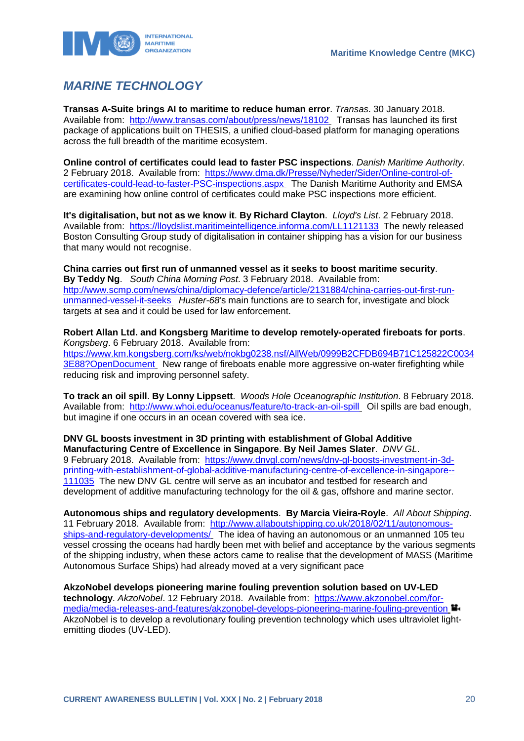## MARINE TECHNOLOGY

**Transas A-Suite brings AI to maritime to reduce human error**. *Transas*. 30 January 2018. Available from: http://www.transas.com/about/press/news/18102 Transas has launched its first package of applications built on THESIS, a unified cloud-based platform for managing operations across the full breadth of the maritime ecosystem.

**Online control of certificates could lead to faster PSC inspections**. *Danish Maritime Authority*. 2 February 2018. Available from: https://www.dma.dk/Presse/Nyheder/Sider/Online-control-of-certificates-could-lead-to-faster-PSC-inspections.aspx The Danish Maritime Authority and EMSA are examining how online control of certificates could make PSC inspections more efficient.

**It's digitalisation, but not as we know it**. **By Richard Clayton**. *Lloyd's List*. 2 February 2018. Available from: https://lloydslist.maritimeintelligence.informa.com/LL1121133 The newly released Boston Consulting Group study of digitalisation in container shipping has a vision for our business that many would not recognise.

**China carries out first run of unmanned vessel as it seeks to boost maritime security**. **By Teddy Ng**. *South China Morning Post*. 3 February 2018. Available from: http://www.scmp.com/news/china/diplomacy-defence/article/2131884/china-carries-out-first-run-unmanned-vessel-it-seeks *Huster-68*'s main functions are to search for, investigate and block targets at sea and it could be used for law enforcement.

**Robert Allan Ltd. and Kongsberg Maritime to develop remotely-operated fireboats for ports**. *Kongsberg*. 6 February 2018. Available from: https://www.km.kongsberg.com/ks/web/nokbg0238.nsf/AllWeb/0999B2CFDB694B71C125822C00343E88?OpenDocument New range of fireboats enable more aggressive on-water firefighting while reducing risk and improving personnel safety.

**To track an oil spill**. **By Lonny Lippsett**. *Woods Hole Oceanographic Institution*. 8 February 2018. Available from: http://www.whoi.edu/oceanus/feature/to-track-an-oil-spill Oil spills are bad enough, but imagine if one occurs in an ocean covered with sea ice.

**DNV GL boosts investment in 3D printing with establishment of Global Additive Manufacturing Centre of Excellence in Singapore**. **By Neil James Slater**. *DNV GL*. 9 February 2018. Available from: https://www.dnvgl.com/news/dnv-gl-boosts-investment-in-3d-printing-with-establishment-of-global-additive-manufacturing-centre-of-excellence-in-singapore--111035 The new DNV GL centre will serve as an incubator and testbed for research and development of additive manufacturing technology for the oil & gas, offshore and marine sector.

**Autonomous ships and regulatory developments**. **By Marcia Vieira-Royle**. *All About Shipping*. 11 February 2018. Available from: http://www.allaboutshipping.co.uk/2018/02/11/autonomous-ships-and-regulatory-developments/ The idea of having an autonomous or an unmanned 105 teu vessel crossing the oceans had hardly been met with belief and acceptance by the various segments of the shipping industry, when these actors came to realise that the development of MASS (Maritime Autonomous Surface Ships) had already moved at a very significant pace

**AkzoNobel develops pioneering marine fouling prevention solution based on UV-LED technology**. *AkzoNobel*. 12 February 2018. Available from: https://www.akzonobel.com/for-media/media-releases-and-features/akzonobel-develops-pioneering-marine-fouling-prevention AkzoNobel is to develop a revolutionary fouling prevention technology which uses ultraviolet light-emitting diodes (UV-LED).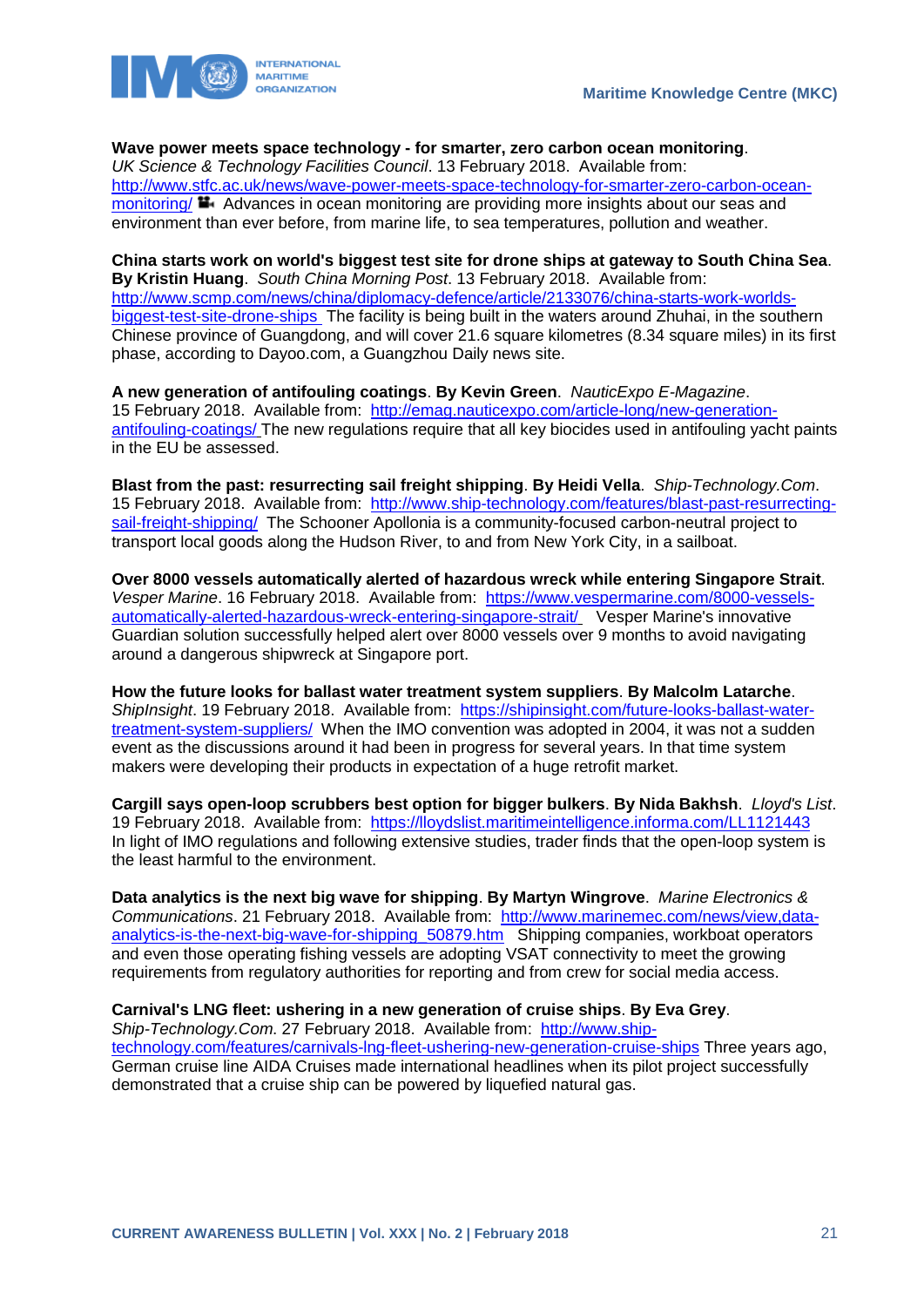**Wave power meets space technology - for smarter, zero carbon ocean monitoring**. *UK Science & Technology Facilities Council*. 13 February 2018. Available from: http://www.stfc.ac.uk/news/wave-power-meets-space-technology-for-smarter-zero-carbon-ocean-monitoring/ Advances in ocean monitoring are providing more insights about our seas and environment than ever before, from marine life, to sea temperatures, pollution and weather.

**China starts work on world's biggest test site for drone ships at gateway to South China Sea**. **By Kristin Huang**. *South China Morning Post*. 13 February 2018. Available from: http://www.scmp.com/news/china/diplomacy-defence/article/2133076/china-starts-work-worlds-biggest-test-site-drone-ships The facility is being built in the waters around Zhuhai, in the southern Chinese province of Guangdong, and will cover 21.6 square kilometres (8.34 square miles) in its first phase, according to Dayoo.com, a Guangzhou Daily news site.

**A new generation of antifouling coatings**. **By Kevin Green**. *NauticExpo E-Magazine*. 15 February 2018. Available from: http://emag.nauticexpo.com/article-long/new-generation-antifouling-coatings/ The new regulations require that all key biocides used in antifouling yacht paints in the EU be assessed.

**Blast from the past: resurrecting sail freight shipping**. **By Heidi Vella**. *Ship-Technology.Com*. 15 February 2018. Available from: http://www.ship-technology.com/features/blast-past-resurrecting-sail-freight-shipping/ The Schooner Apollonia is a community-focused carbon-neutral project to transport local goods along the Hudson River, to and from New York City, in a sailboat.

**Over 8000 vessels automatically alerted of hazardous wreck while entering Singapore Strait**. *Vesper Marine*. 16 February 2018. Available from: https://www.vespermarine.com/8000-vessels-automatically-alerted-hazardous-wreck-entering-singapore-strait/ Vesper Marine's innovative Guardian solution successfully helped alert over 8000 vessels over 9 months to avoid navigating around a dangerous shipwreck at Singapore port.

**How the future looks for ballast water treatment system suppliers**. **By Malcolm Latarche**. *ShipInsight*. 19 February 2018. Available from: https://shipinsight.com/future-looks-ballast-water-treatment-system-suppliers/ When the IMO convention was adopted in 2004, it was not a sudden event as the discussions around it had been in progress for several years. In that time system makers were developing their products in expectation of a huge retrofit market.

**Cargill says open-loop scrubbers best option for bigger bulkers**. **By Nida Bakhsh**. *Lloyd's List*. 19 February 2018. Available from: https://lloydslist.maritimeintelligence.informa.com/LL1121443 In light of IMO regulations and following extensive studies, trader finds that the open-loop system is the least harmful to the environment.

**Data analytics is the next big wave for shipping**. **By Martyn Wingrove**. *Marine Electronics & Communications*. 21 February 2018. Available from: http://www.marinemec.com/news/view,data-analytics-is-the-next-big-wave-for-shipping_50879.htm Shipping companies, workboat operators and even those operating fishing vessels are adopting VSAT connectivity to meet the growing requirements from regulatory authorities for reporting and from crew for social media access.

**Carnival's LNG fleet: ushering in a new generation of cruise ships**. **By Eva Grey**. *Ship-Technology.Com*. 27 February 2018. Available from: http://www.ship-technology.com/features/carnivals-lng-fleet-ushering-new-generation-cruise-ships Three years ago, German cruise line AIDA Cruises made international headlines when its pilot project successfully demonstrated that a cruise ship can be powered by liquefied natural gas.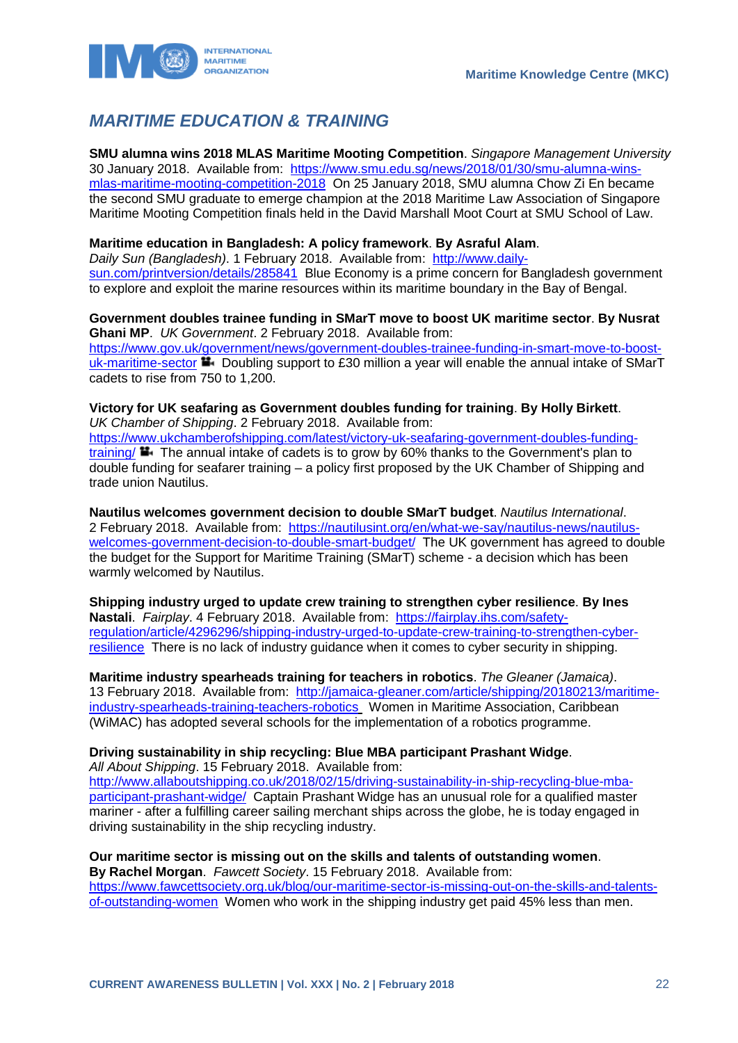## *MARITIME EDUCATION & TRAINING*

**SMU alumna wins 2018 MLAS Maritime Mooting Competition**. *Singapore Management University* 30 January 2018. Available from: https://www.smu.edu.sg/news/2018/01/30/smu-alumna-wins-mlas-maritime-mooting-competition-2018 On 25 January 2018, SMU alumna Chow Zi En became the second SMU graduate to emerge champion at the 2018 Maritime Law Association of Singapore Maritime Mooting Competition finals held in the David Marshall Moot Court at SMU School of Law.

**Maritime education in Bangladesh: A policy framework**. **By Asraful Alam**. *Daily Sun (Bangladesh)*. 1 February 2018. Available from: http://www.daily-sun.com/printversion/details/285841 Blue Economy is a prime concern for Bangladesh government to explore and exploit the marine resources within its maritime boundary in the Bay of Bengal.

**Government doubles trainee funding in SMarT move to boost UK maritime sector**. **By Nusrat Ghani MP**. *UK Government*. 2 February 2018. Available from: https://www.gov.uk/government/news/government-doubles-trainee-funding-in-smart-move-to-boost-uk-maritime-sector Doubling support to £30 million a year will enable the annual intake of SMarT cadets to rise from 750 to 1,200.

**Victory for UK seafaring as Government doubles funding for training**. **By Holly Birkett**. *UK Chamber of Shipping*. 2 February 2018. Available from: https://www.ukchamberofshipping.com/latest/victory-uk-seafaring-government-doubles-funding-training/ The annual intake of cadets is to grow by 60% thanks to the Government's plan to double funding for seafarer training – a policy first proposed by the UK Chamber of Shipping and trade union Nautilus.

**Nautilus welcomes government decision to double SMarT budget**. *Nautilus International*. 2 February 2018. Available from: https://nautilusint.org/en/what-we-say/nautilus-news/nautilus-welcomes-government-decision-to-double-smart-budget/ The UK government has agreed to double the budget for the Support for Maritime Training (SMarT) scheme - a decision which has been warmly welcomed by Nautilus.

**Shipping industry urged to update crew training to strengthen cyber resilience**. **By Ines Nastali**. *Fairplay*. 4 February 2018. Available from: https://fairplay.ihs.com/safety-regulation/article/4296296/shipping-industry-urged-to-update-crew-training-to-strengthen-cyber-resilience There is no lack of industry guidance when it comes to cyber security in shipping.

**Maritime industry spearheads training for teachers in robotics**. *The Gleaner (Jamaica)*. 13 February 2018. Available from: http://jamaica-gleaner.com/article/shipping/20180213/maritime-industry-spearheads-training-teachers-robotics Women in Maritime Association, Caribbean (WiMAC) has adopted several schools for the implementation of a robotics programme.

**Driving sustainability in ship recycling: Blue MBA participant Prashant Widge**. *All About Shipping*. 15 February 2018. Available from: http://www.allaboutshipping.co.uk/2018/02/15/driving-sustainability-in-ship-recycling-blue-mba-participant-prashant-widge/ Captain Prashant Widge has an unusual role for a qualified master mariner - after a fulfilling career sailing merchant ships across the globe, he is today engaged in driving sustainability in the ship recycling industry.

**Our maritime sector is missing out on the skills and talents of outstanding women**. **By Rachel Morgan**. *Fawcett Society*. 15 February 2018. Available from: https://www.fawcettsociety.org.uk/blog/our-maritime-sector-is-missing-out-on-the-skills-and-talents-of-outstanding-women Women who work in the shipping industry get paid 45% less than men.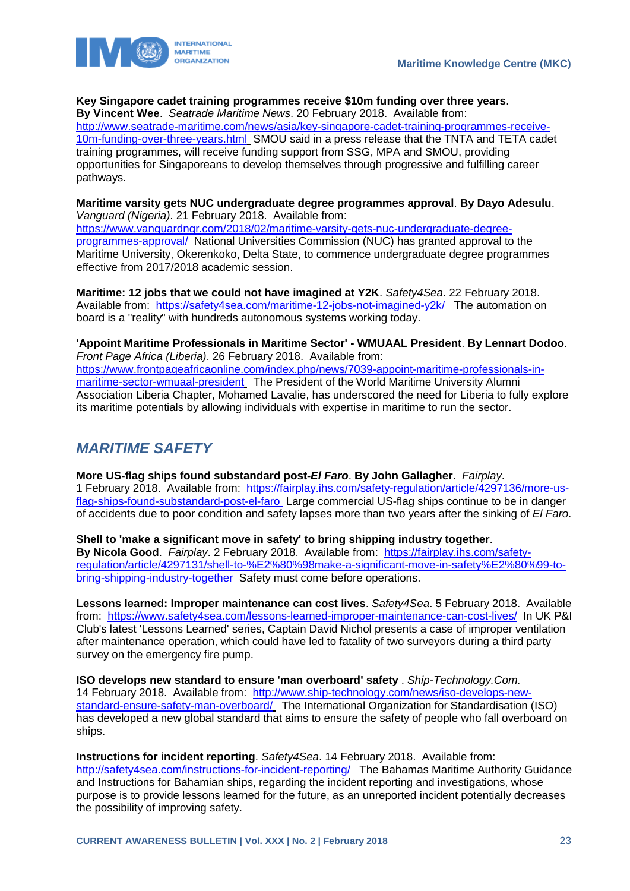**Key Singapore cadet training programmes receive $10m funding over three years**. **By Vincent Wee**. *Seatrade Maritime News*. 20 February 2018. Available from: http://www.seatrade-maritime.com/news/asia/key-singapore-cadet-training-programmes-receive-10m-funding-over-three-years.html SMOU said in a press release that the TNTA and TETA cadet training programmes, will receive funding support from SSG, MPA and SMOU, providing opportunities for Singaporeans to develop themselves through progressive and fulfilling career pathways.

**Maritime varsity gets NUC undergraduate degree programmes approval**. **By Dayo Adesulu**. *Vanguard (Nigeria)*. 21 February 2018. Available from: https://www.vanguardngr.com/2018/02/maritime-varsity-gets-nuc-undergraduate-degree-programmes-approval/ National Universities Commission (NUC) has granted approval to the Maritime University, Okerenkoko, Delta State, to commence undergraduate degree programmes effective from 2017/2018 academic session.

**Maritime: 12 jobs that we could not have imagined at Y2K**. *Safety4Sea*. 22 February 2018. Available from: https://safety4sea.com/maritime-12-jobs-not-imagined-y2k/ The automation on board is a "reality" with hundreds autonomous systems working today.

**'Appoint Maritime Professionals in Maritime Sector' - WMUAAL President**. **By Lennart Dodoo**. *Front Page Africa (Liberia)*. 26 February 2018. Available from: https://www.frontpageafricaonline.com/index.php/news/7039-appoint-maritime-professionals-in-maritime-sector-wmuaal-president The President of the World Maritime University Alumni Association Liberia Chapter, Mohamed Lavalie, has underscored the need for Liberia to fully explore its maritime potentials by allowing individuals with expertise in maritime to run the sector.

## *MARITIME SAFETY*

**More US-flag ships found substandard post-*El Faro***. **By John Gallagher**. *Fairplay*. 1 February 2018. Available from: https://fairplay.ihs.com/safety-regulation/article/4297136/more-us-flag-ships-found-substandard-post-el-faro Large commercial US-flag ships continue to be in danger of accidents due to poor condition and safety lapses more than two years after the sinking of *El Faro*.

**Shell to 'make a significant move in safety' to bring shipping industry together**. **By Nicola Good**. *Fairplay*. 2 February 2018. Available from: https://fairplay.ihs.com/safety-regulation/article/4297131/shell-to-%E2%80%98make-a-significant-move-in-safety%E2%80%99-to-bring-shipping-industry-together Safety must come before operations.

**Lessons learned: Improper maintenance can cost lives**. *Safety4Sea*. 5 February 2018. Available from: https://www.safety4sea.com/lessons-learned-improper-maintenance-can-cost-lives/ In UK P&I Club's latest 'Lessons Learned' series, Captain David Nichol presents a case of improper ventilation after maintenance operation, which could have led to fatality of two surveyors during a third party survey on the emergency fire pump.

**ISO develops new standard to ensure 'man overboard' safety** . *Ship-Technology.Com*. 14 February 2018. Available from: http://www.ship-technology.com/news/iso-develops-new-standard-ensure-safety-man-overboard/ The International Organization for Standardisation (ISO) has developed a new global standard that aims to ensure the safety of people who fall overboard on ships.

**Instructions for incident reporting**. *Safety4Sea*. 14 February 2018. Available from: http://safety4sea.com/instructions-for-incident-reporting/ The Bahamas Maritime Authority Guidance and Instructions for Bahamian ships, regarding the incident reporting and investigations, whose purpose is to provide lessons learned for the future, as an unreported incident potentially decreases the possibility of improving safety.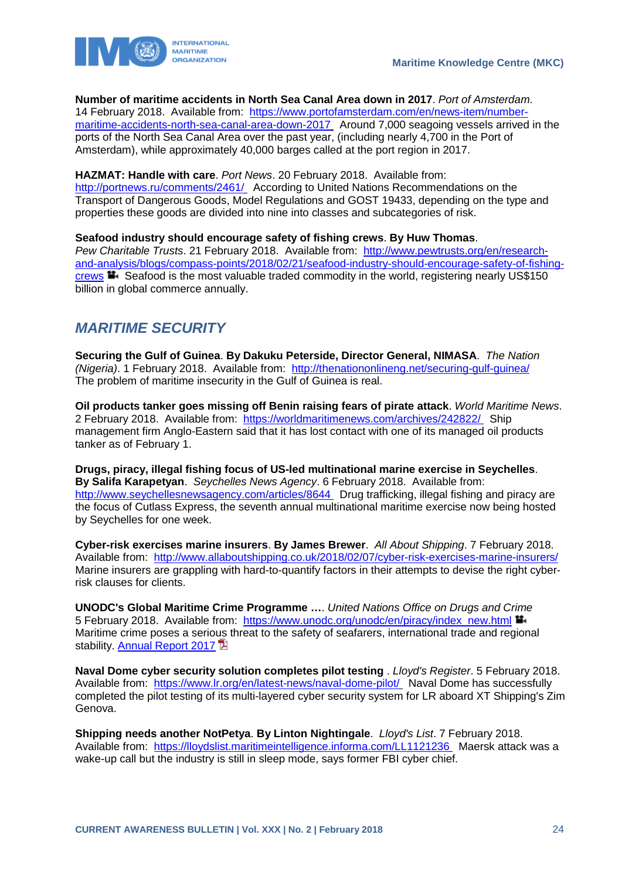**Number of maritime accidents in North Sea Canal Area down in 2017**. *Port of Amsterdam*. 14 February 2018. Available from: https://www.portofamsterdam.com/en/news-item/number-maritime-accidents-north-sea-canal-area-down-2017 Around 7,000 seagoing vessels arrived in the ports of the North Sea Canal Area over the past year, (including nearly 4,700 in the Port of Amsterdam), while approximately 40,000 barges called at the port region in 2017.

**HAZMAT: Handle with care**. *Port News*. 20 February 2018. Available from: http://portnews.ru/comments/2461/ According to United Nations Recommendations on the Transport of Dangerous Goods, Model Regulations and GOST 19433, depending on the type and properties these goods are divided into nine into classes and subcategories of risk.

**Seafood industry should encourage safety of fishing crews**. **By Huw Thomas**. *Pew Charitable Trusts*. 21 February 2018. Available from: http://www.pewtrusts.org/en/research-and-analysis/blogs/compass-points/2018/02/21/seafood-industry-should-encourage-safety-of-fishing-crews Seafood is the most valuable traded commodity in the world, registering nearly US$150 billion in global commerce annually.

## *MARITIME SECURITY*

**Securing the Gulf of Guinea**. **By Dakuku Peterside, Director General, NIMASA**. *The Nation (Nigeria)*. 1 February 2018. Available from: http://thenationonlineng.net/securing-gulf-guinea/ The problem of maritime insecurity in the Gulf of Guinea is real.

**Oil products tanker goes missing off Benin raising fears of pirate attack**. *World Maritime News*. 2 February 2018. Available from: https://worldmaritimenews.com/archives/242822/ Ship management firm Anglo-Eastern said that it has lost contact with one of its managed oil products tanker as of February 1.

**Drugs, piracy, illegal fishing focus of US-led multinational marine exercise in Seychelles**. **By Salifa Karapetyan**. *Seychelles News Agency*. 6 February 2018. Available from: http://www.seychellesnewsagency.com/articles/8644 Drug trafficking, illegal fishing and piracy are the focus of Cutlass Express, the seventh annual multinational maritime exercise now being hosted by Seychelles for one week.

**Cyber-risk exercises marine insurers**. **By James Brewer**. *All About Shipping*. 7 February 2018. Available from: http://www.allaboutshipping.co.uk/2018/02/07/cyber-risk-exercises-marine-insurers/ Marine insurers are grappling with hard-to-quantify factors in their attempts to devise the right cyber-risk clauses for clients.

**UNODC's Global Maritime Crime Programme ….** *United Nations Office on Drugs and Crime* 5 February 2018. Available from: https://www.unodc.org/unodc/en/piracy/index_new.html Maritime crime poses a serious threat to the safety of seafarers, international trade and regional stability. Annual Report 2017

**Naval Dome cyber security solution completes pilot testing** . *Lloyd's Register*. 5 February 2018. Available from: https://www.lr.org/en/latest-news/naval-dome-pilot/ Naval Dome has successfully completed the pilot testing of its multi-layered cyber security system for LR aboard XT Shipping's Zim Genova.

**Shipping needs another NotPetya**. **By Linton Nightingale**. *Lloyd's List*. 7 February 2018. Available from: https://lloydslist.maritimeintelligence.informa.com/LL1121236 Maersk attack was a wake-up call but the industry is still in sleep mode, says former FBI cyber chief.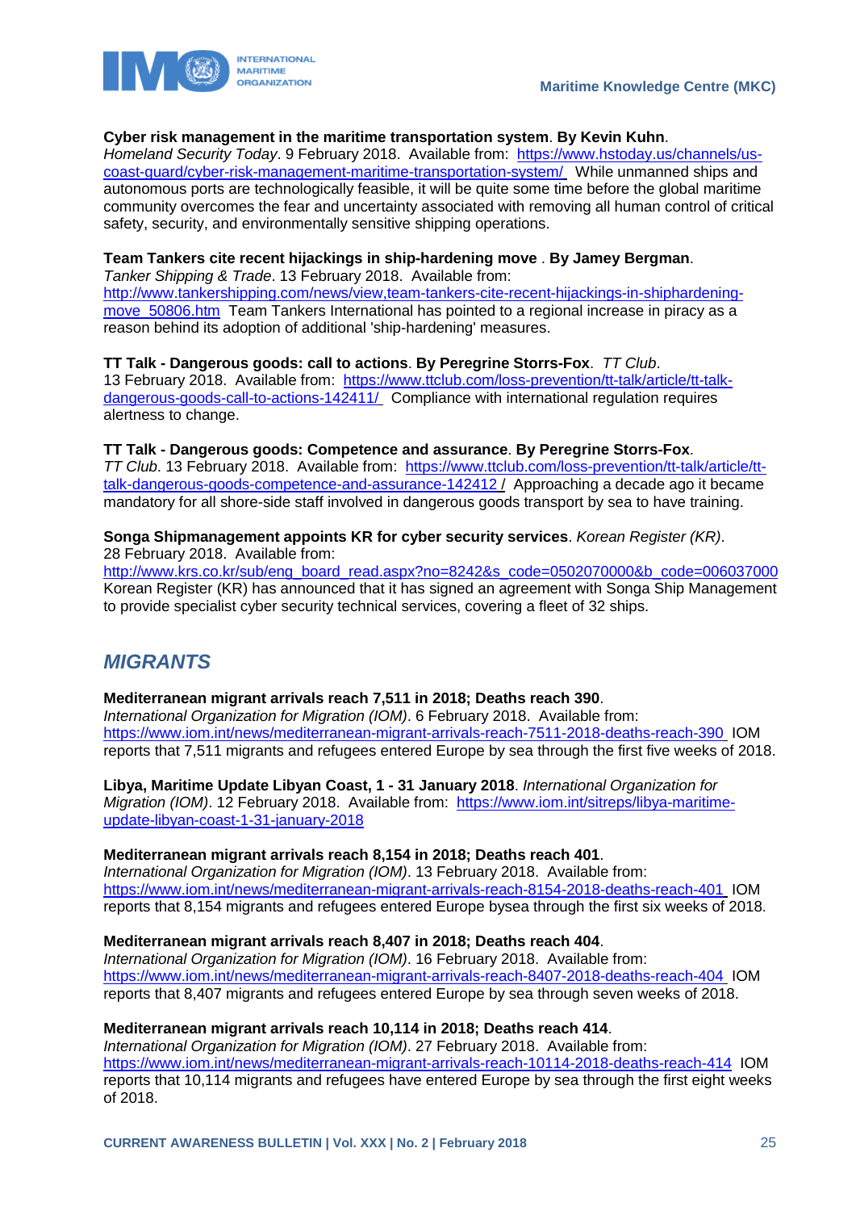**Cyber risk management in the maritime transportation system**. **By Kevin Kuhn**. *Homeland Security Today*. 9 February 2018. Available from: https://www.hstoday.us/channels/us-coast-guard/cyber-risk-management-maritime-transportation-system/ While unmanned ships and autonomous ports are technologically feasible, it will be quite some time before the global maritime community overcomes the fear and uncertainty associated with removing all human control of critical safety, security, and environmentally sensitive shipping operations.

**Team Tankers cite recent hijackings in ship-hardening move** . **By Jamey Bergman**. *Tanker Shipping & Trade*. 13 February 2018. Available from: http://www.tankershipping.com/news/view,team-tankers-cite-recent-hijackings-in-shiphardening-move_50806.htm Team Tankers International has pointed to a regional increase in piracy as a reason behind its adoption of additional 'ship-hardening' measures.

**TT Talk - Dangerous goods: call to actions**. **By Peregrine Storrs-Fox**. *TT Club*. 13 February 2018. Available from: https://www.ttclub.com/loss-prevention/tt-talk/article/tt-talk-dangerous-goods-call-to-actions-142411/ Compliance with international regulation requires alertness to change.

**TT Talk - Dangerous goods: Competence and assurance**. **By Peregrine Storrs-Fox**. *TT Club*. 13 February 2018. Available from: https://www.ttclub.com/loss-prevention/tt-talk/article/tt-talk-dangerous-goods-competence-and-assurance-142412 / Approaching a decade ago it became mandatory for all shore-side staff involved in dangerous goods transport by sea to have training.

**Songa Shipmanagement appoints KR for cyber security services**. *Korean Register (KR)*. 28 February 2018. Available from: http://www.krs.co.kr/sub/eng_board_read.aspx?no=8242&s_code=0502070000&b_code=006037000 Korean Register (KR) has announced that it has signed an agreement with Songa Ship Management to provide specialist cyber security technical services, covering a fleet of 32 ships.

## *MIGRANTS*

**Mediterranean migrant arrivals reach 7,511 in 2018; Deaths reach 390**. *International Organization for Migration (IOM)*. 6 February 2018. Available from: https://www.iom.int/news/mediterranean-migrant-arrivals-reach-7511-2018-deaths-reach-390 IOM reports that 7,511 migrants and refugees entered Europe by sea through the first five weeks of 2018.

**Libya, Maritime Update Libyan Coast, 1 - 31 January 2018**. *International Organization for Migration (IOM)*. 12 February 2018. Available from: https://www.iom.int/sitreps/libya-maritime-update-libyan-coast-1-31-january-2018

**Mediterranean migrant arrivals reach 8,154 in 2018; Deaths reach 401**. *International Organization for Migration (IOM)*. 13 February 2018. Available from: https://www.iom.int/news/mediterranean-migrant-arrivals-reach-8154-2018-deaths-reach-401 IOM reports that 8,154 migrants and refugees entered Europe bysea through the first six weeks of 2018.

**Mediterranean migrant arrivals reach 8,407 in 2018; Deaths reach 404**. *International Organization for Migration (IOM)*. 16 February 2018. Available from: https://www.iom.int/news/mediterranean-migrant-arrivals-reach-8407-2018-deaths-reach-404 IOM reports that 8,407 migrants and refugees entered Europe by sea through seven weeks of 2018.

**Mediterranean migrant arrivals reach 10,114 in 2018; Deaths reach 414**. *International Organization for Migration (IOM)*. 27 February 2018. Available from: https://www.iom.int/news/mediterranean-migrant-arrivals-reach-10114-2018-deaths-reach-414 IOM reports that 10,114 migrants and refugees have entered Europe by sea through the first eight weeks of 2018.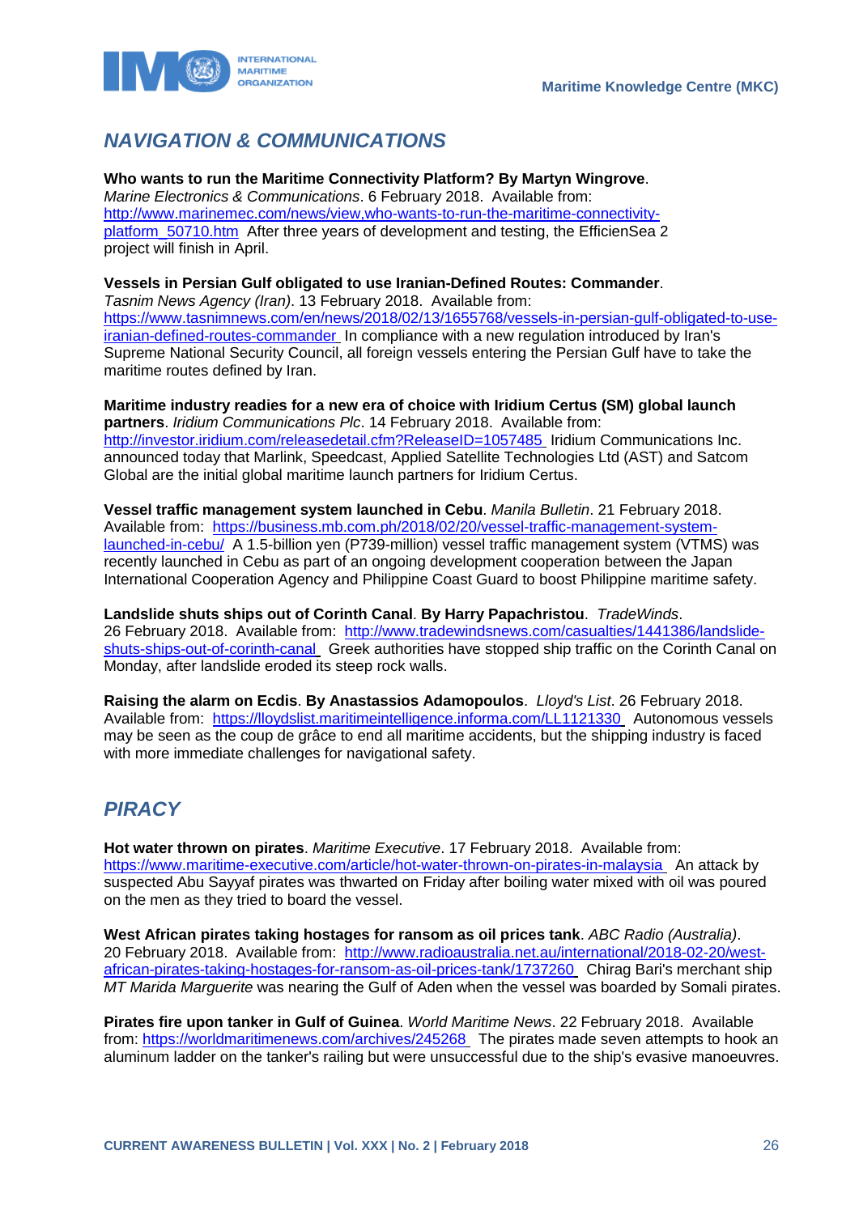## NAVIGATION & COMMUNICATIONS

**Who wants to run the Maritime Connectivity Platform? By Martyn Wingrove**. *Marine Electronics & Communications*. 6 February 2018. Available from: http://www.marinemec.com/news/view,who-wants-to-run-the-maritime-connectivity-platform_50710.htm After three years of development and testing, the EfficienSea 2 project will finish in April.

**Vessels in Persian Gulf obligated to use Iranian-Defined Routes: Commander**. *Tasnim News Agency (Iran)*. 13 February 2018. Available from: https://www.tasnimnews.com/en/news/2018/02/13/1655768/vessels-in-persian-gulf-obligated-to-use-iranian-defined-routes-commander In compliance with a new regulation introduced by Iran's Supreme National Security Council, all foreign vessels entering the Persian Gulf have to take the maritime routes defined by Iran.

**Maritime industry readies for a new era of choice with Iridium Certus (SM) global launch partners**. *Iridium Communications Plc*. 14 February 2018. Available from: http://investor.iridium.com/releasedetail.cfm?ReleaseID=1057485 Iridium Communications Inc. announced today that Marlink, Speedcast, Applied Satellite Technologies Ltd (AST) and Satcom Global are the initial global maritime launch partners for Iridium Certus.

**Vessel traffic management system launched in Cebu**. *Manila Bulletin*. 21 February 2018. Available from: https://business.mb.com.ph/2018/02/20/vessel-traffic-management-system-launched-in-cebu/ A 1.5-billion yen (P739-million) vessel traffic management system (VTMS) was recently launched in Cebu as part of an ongoing development cooperation between the Japan International Cooperation Agency and Philippine Coast Guard to boost Philippine maritime safety.

**Landslide shuts ships out of Corinth Canal**. **By Harry Papachristou**. *TradeWinds*. 26 February 2018. Available from: http://www.tradewindsnews.com/casualties/1441386/landslide-shuts-ships-out-of-corinth-canal Greek authorities have stopped ship traffic on the Corinth Canal on Monday, after landslide eroded its steep rock walls.

**Raising the alarm on Ecdis**. **By Anastassios Adamopoulos**. *Lloyd's List*. 26 February 2018. Available from: https://lloydslist.maritimeintelligence.informa.com/LL1121330 Autonomous vessels may be seen as the coup de grâce to end all maritime accidents, but the shipping industry is faced with more immediate challenges for navigational safety.

## PIRACY

**Hot water thrown on pirates**. *Maritime Executive*. 17 February 2018. Available from: https://www.maritime-executive.com/article/hot-water-thrown-on-pirates-in-malaysia An attack by suspected Abu Sayyaf pirates was thwarted on Friday after boiling water mixed with oil was poured on the men as they tried to board the vessel.

**West African pirates taking hostages for ransom as oil prices tank**. *ABC Radio (Australia)*. 20 February 2018. Available from: http://www.radioaustralia.net.au/international/2018-02-20/west-african-pirates-taking-hostages-for-ransom-as-oil-prices-tank/1737260 Chirag Bari's merchant ship *MT Marida Marguerite* was nearing the Gulf of Aden when the vessel was boarded by Somali pirates.

**Pirates fire upon tanker in Gulf of Guinea**. *World Maritime News*. 22 February 2018. Available from: https://worldmaritimenews.com/archives/245268 The pirates made seven attempts to hook an aluminum ladder on the tanker's railing but were unsuccessful due to the ship's evasive manoeuvres.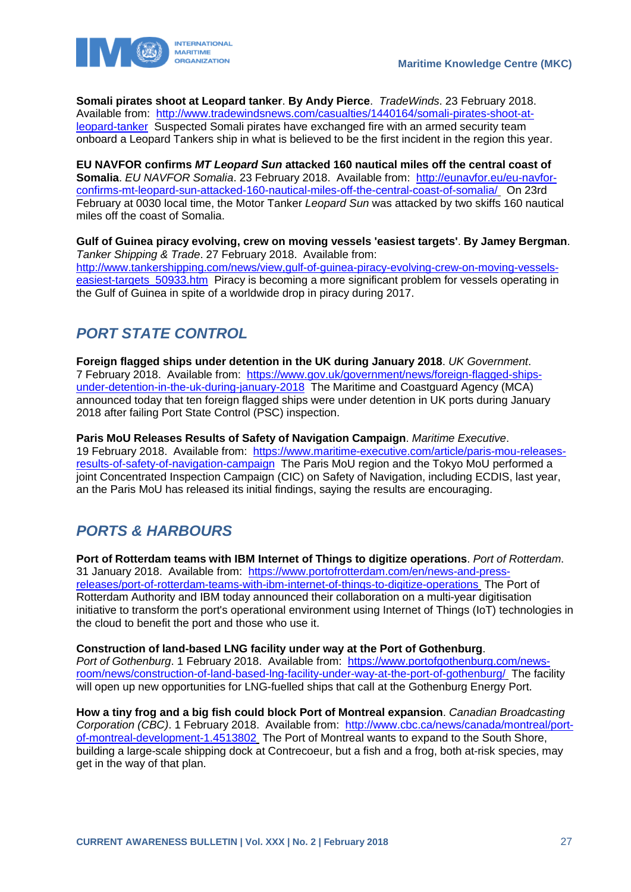**Somali pirates shoot at Leopard tanker**. **By Andy Pierce**. *TradeWinds*. 23 February 2018. Available from: http://www.tradewindsnews.com/casualties/1440164/somali-pirates-shoot-at-leopard-tanker Suspected Somali pirates have exchanged fire with an armed security team onboard a Leopard Tankers ship in what is believed to be the first incident in the region this year.

**EU NAVFOR confirms *MT Leopard Sun* attacked 160 nautical miles off the central coast of Somalia**. *EU NAVFOR Somalia*. 23 February 2018. Available from: http://eunavfor.eu/eu-navfor-confirms-mt-leopard-sun-attacked-160-nautical-miles-off-the-central-coast-of-somalia/ On 23rd February at 0030 local time, the Motor Tanker *Leopard Sun* was attacked by two skiffs 160 nautical miles off the coast of Somalia.

**Gulf of Guinea piracy evolving, crew on moving vessels 'easiest targets'**. **By Jamey Bergman**. *Tanker Shipping & Trade*. 27 February 2018. Available from: http://www.tankershipping.com/news/view,gulf-of-guinea-piracy-evolving-crew-on-moving-vessels-easiest-targets_50933.htm Piracy is becoming a more significant problem for vessels operating in the Gulf of Guinea in spite of a worldwide drop in piracy during 2017.

## *PORT STATE CONTROL*

**Foreign flagged ships under detention in the UK during January 2018**. *UK Government*. 7 February 2018. Available from: https://www.gov.uk/government/news/foreign-flagged-ships-under-detention-in-the-uk-during-january-2018 The Maritime and Coastguard Agency (MCA) announced today that ten foreign flagged ships were under detention in UK ports during January 2018 after failing Port State Control (PSC) inspection.

**Paris MoU Releases Results of Safety of Navigation Campaign**. *Maritime Executive*. 19 February 2018. Available from: https://www.maritime-executive.com/article/paris-mou-releases-results-of-safety-of-navigation-campaign The Paris MoU region and the Tokyo MoU performed a joint Concentrated Inspection Campaign (CIC) on Safety of Navigation, including ECDIS, last year, an the Paris MoU has released its initial findings, saying the results are encouraging.

## *PORTS & HARBOURS*

**Port of Rotterdam teams with IBM Internet of Things to digitize operations**. *Port of Rotterdam*. 31 January 2018. Available from: https://www.portofrotterdam.com/en/news-and-press-releases/port-of-rotterdam-teams-with-ibm-internet-of-things-to-digitize-operations The Port of Rotterdam Authority and IBM today announced their collaboration on a multi-year digitisation initiative to transform the port's operational environment using Internet of Things (IoT) technologies in the cloud to benefit the port and those who use it.

**Construction of land-based LNG facility under way at the Port of Gothenburg**. *Port of Gothenburg*. 1 February 2018. Available from: https://www.portofgothenburg.com/news-room/news/construction-of-land-based-lng-facility-under-way-at-the-port-of-gothenburg/ The facility will open up new opportunities for LNG-fuelled ships that call at the Gothenburg Energy Port.

**How a tiny frog and a big fish could block Port of Montreal expansion**. *Canadian Broadcasting Corporation (CBC)*. 1 February 2018. Available from: http://www.cbc.ca/news/canada/montreal/port-of-montreal-development-1.4513802 The Port of Montreal wants to expand to the South Shore, building a large-scale shipping dock at Contrecoeur, but a fish and a frog, both at-risk species, may get in the way of that plan.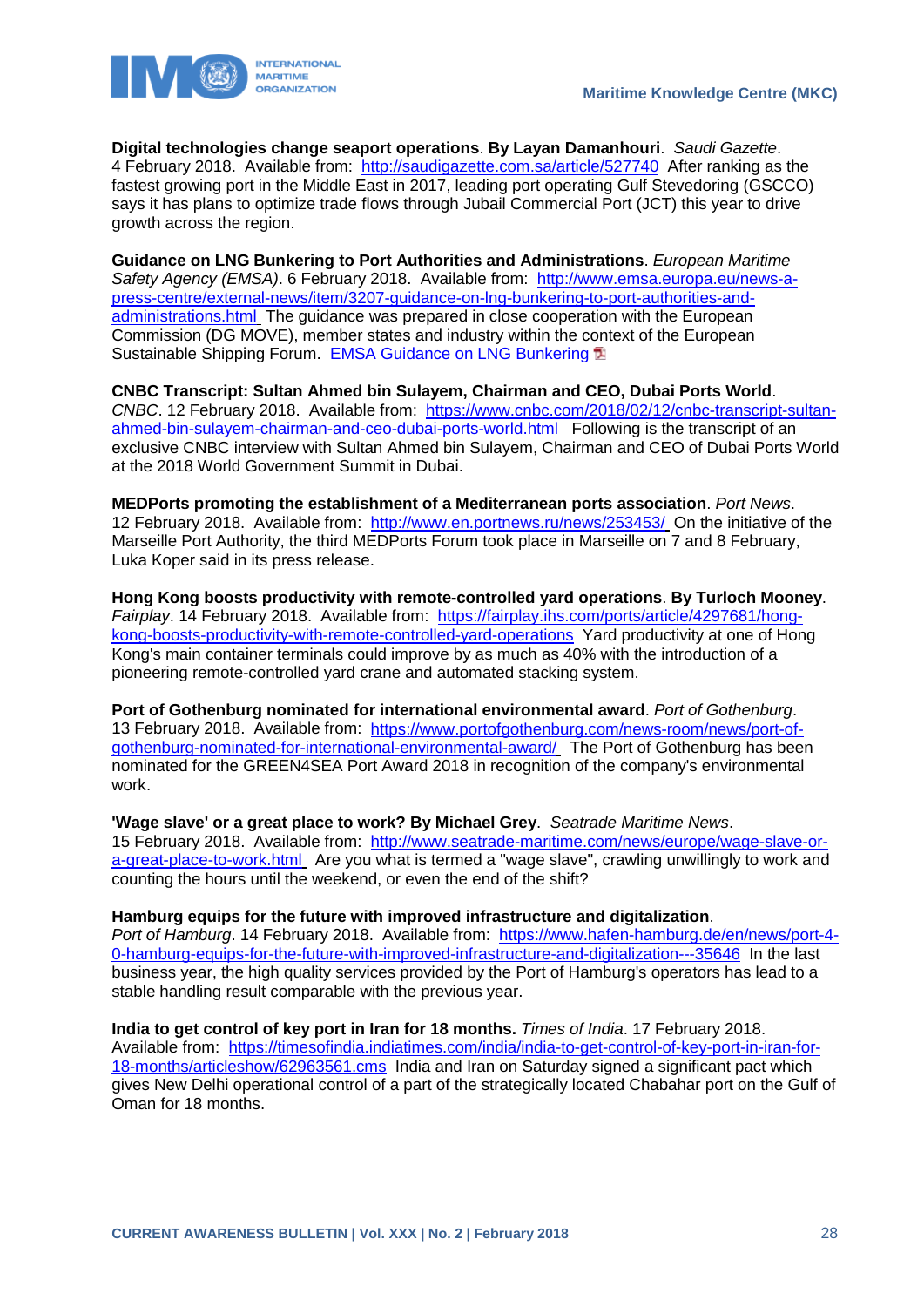**Digital technologies change seaport operations**. **By Layan Damanhouri**. *Saudi Gazette*. 4 February 2018. Available from: http://saudigazette.com.sa/article/527740 After ranking as the fastest growing port in the Middle East in 2017, leading port operating Gulf Stevedoring (GSCCO) says it has plans to optimize trade flows through Jubail Commercial Port (JCT) this year to drive growth across the region.

**Guidance on LNG Bunkering to Port Authorities and Administrations**. *European Maritime Safety Agency (EMSA)*. 6 February 2018. Available from: http://www.emsa.europa.eu/news-a-press-centre/external-news/item/3207-guidance-on-lng-bunkering-to-port-authorities-and-administrations.html The guidance was prepared in close cooperation with the European Commission (DG MOVE), member states and industry within the context of the European Sustainable Shipping Forum. EMSA Guidance on LNG Bunkering

**CNBC Transcript: Sultan Ahmed bin Sulayem, Chairman and CEO, Dubai Ports World**. *CNBC*. 12 February 2018. Available from: https://www.cnbc.com/2018/02/12/cnbc-transcript-sultan-ahmed-bin-sulayem-chairman-and-ceo-dubai-ports-world.html Following is the transcript of an exclusive CNBC interview with Sultan Ahmed bin Sulayem, Chairman and CEO of Dubai Ports World at the 2018 World Government Summit in Dubai.

**MEDPorts promoting the establishment of a Mediterranean ports association**. *Port News*. 12 February 2018. Available from: http://www.en.portnews.ru/news/253453/ On the initiative of the Marseille Port Authority, the third MEDPorts Forum took place in Marseille on 7 and 8 February, Luka Koper said in its press release.

**Hong Kong boosts productivity with remote-controlled yard operations**. **By Turloch Mooney**. *Fairplay*. 14 February 2018. Available from: https://fairplay.ihs.com/ports/article/4297681/hong-kong-boosts-productivity-with-remote-controlled-yard-operations Yard productivity at one of Hong Kong's main container terminals could improve by as much as 40% with the introduction of a pioneering remote-controlled yard crane and automated stacking system.

**Port of Gothenburg nominated for international environmental award**. *Port of Gothenburg*. 13 February 2018. Available from: https://www.portofgothenburg.com/news-room/news/port-of-gothenburg-nominated-for-international-environmental-award/ The Port of Gothenburg has been nominated for the GREEN4SEA Port Award 2018 in recognition of the company's environmental work.

**'Wage slave' or a great place to work? By Michael Grey**. *Seatrade Maritime News*. 15 February 2018. Available from: http://www.seatrade-maritime.com/news/europe/wage-slave-or-a-great-place-to-work.html Are you what is termed a "wage slave", crawling unwillingly to work and counting the hours until the weekend, or even the end of the shift?

**Hamburg equips for the future with improved infrastructure and digitalization**. *Port of Hamburg*. 14 February 2018. Available from: https://www.hafen-hamburg.de/en/news/port-4-0-hamburg-equips-for-the-future-with-improved-infrastructure-and-digitalization---35646 In the last business year, the high quality services provided by the Port of Hamburg's operators has lead to a stable handling result comparable with the previous year.

**India to get control of key port in Iran for 18 months.** *Times of India*. 17 February 2018. Available from: https://timesofindia.indiatimes.com/india/india-to-get-control-of-key-port-in-iran-for-18-months/articleshow/62963561.cms India and Iran on Saturday signed a significant pact which gives New Delhi operational control of a part of the strategically located Chabahar port on the Gulf of Oman for 18 months.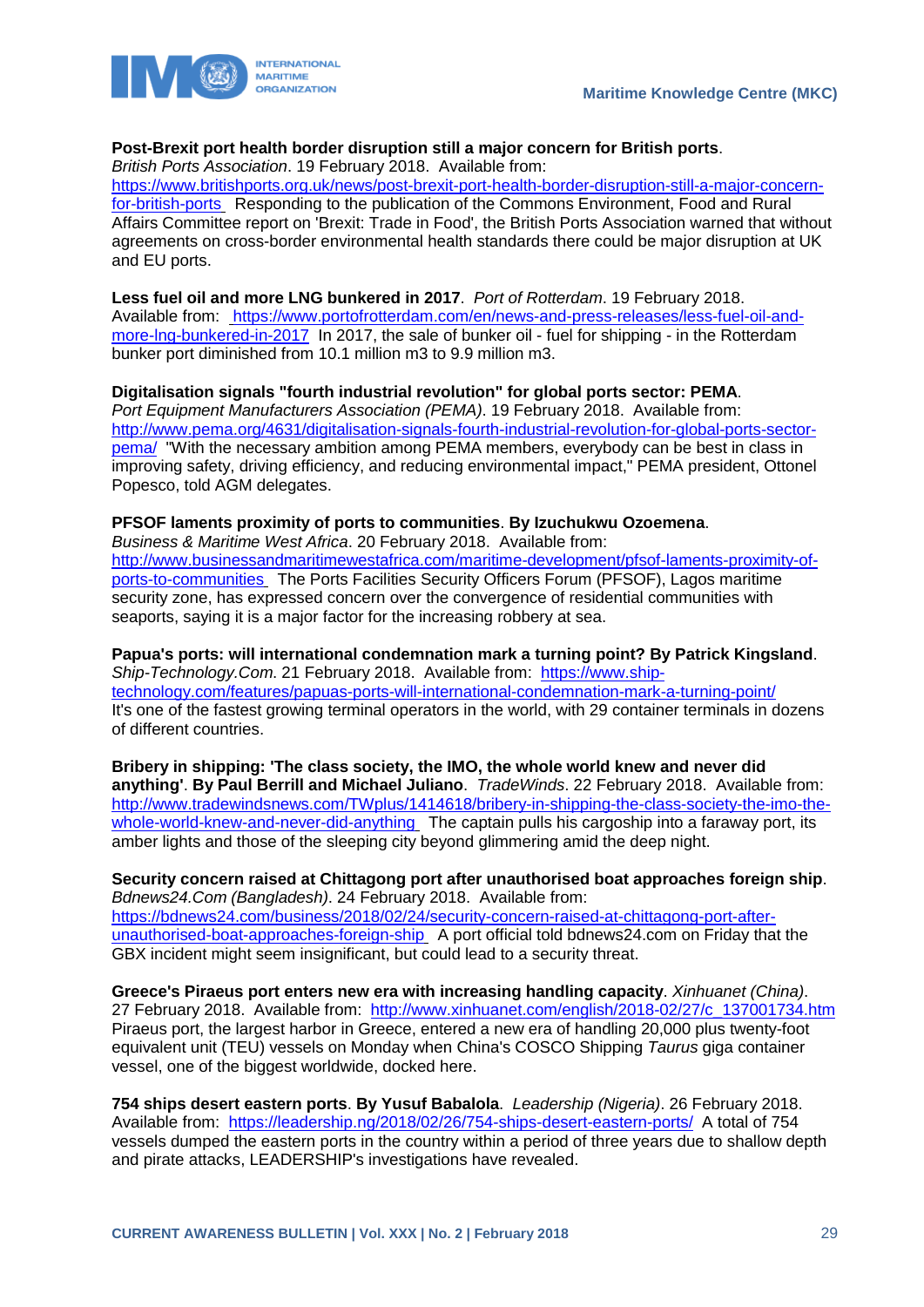**Post-Brexit port health border disruption still a major concern for British ports**. *British Ports Association*. 19 February 2018. Available from: https://www.britishports.org.uk/news/post-brexit-port-health-border-disruption-still-a-major-concern-for-british-ports Responding to the publication of the Commons Environment, Food and Rural Affairs Committee report on 'Brexit: Trade in Food', the British Ports Association warned that without agreements on cross-border environmental health standards there could be major disruption at UK and EU ports.

**Less fuel oil and more LNG bunkered in 2017**. *Port of Rotterdam*. 19 February 2018. Available from: https://www.portofrotterdam.com/en/news-and-press-releases/less-fuel-oil-and-more-lng-bunkered-in-2017 In 2017, the sale of bunker oil - fuel for shipping - in the Rotterdam bunker port diminished from 10.1 million m3 to 9.9 million m3.

**Digitalisation signals "fourth industrial revolution" for global ports sector: PEMA**. *Port Equipment Manufacturers Association (PEMA)*. 19 February 2018. Available from: http://www.pema.org/4631/digitalisation-signals-fourth-industrial-revolution-for-global-ports-sector-pema/ "With the necessary ambition among PEMA members, everybody can be best in class in improving safety, driving efficiency, and reducing environmental impact," PEMA president, Ottonel Popesco, told AGM delegates.

**PFSOF laments proximity of ports to communities**. **By Izuchukwu Ozoemena**. *Business & Maritime West Africa*. 20 February 2018. Available from: http://www.businessandmaritimewestafrica.com/maritime-development/pfsof-laments-proximity-of-ports-to-communities The Ports Facilities Security Officers Forum (PFSOF), Lagos maritime security zone, has expressed concern over the convergence of residential communities with seaports, saying it is a major factor for the increasing robbery at sea.

**Papua's ports: will international condemnation mark a turning point? By Patrick Kingsland**. *Ship-Technology.Com*. 21 February 2018. Available from: https://www.ship-technology.com/features/papuas-ports-will-international-condemnation-mark-a-turning-point/ It's one of the fastest growing terminal operators in the world, with 29 container terminals in dozens of different countries.

**Bribery in shipping: 'The class society, the IMO, the whole world knew and never did anything'**. **By Paul Berrill and Michael Juliano**. *TradeWinds*. 22 February 2018. Available from: http://www.tradewindsnews.com/TWplus/1414618/bribery-in-shipping-the-class-society-the-imo-the-whole-world-knew-and-never-did-anything The captain pulls his cargoship into a faraway port, its amber lights and those of the sleeping city beyond glimmering amid the deep night.

**Security concern raised at Chittagong port after unauthorised boat approaches foreign ship**. *Bdnews24.Com (Bangladesh)*. 24 February 2018. Available from: https://bdnews24.com/business/2018/02/24/security-concern-raised-at-chittagong-port-after-unauthorised-boat-approaches-foreign-ship A port official told bdnews24.com on Friday that the GBX incident might seem insignificant, but could lead to a security threat.

**Greece's Piraeus port enters new era with increasing handling capacity**. *Xinhuanet (China)*. 27 February 2018. Available from: http://www.xinhuanet.com/english/2018-02/27/c_137001734.htm Piraeus port, the largest harbor in Greece, entered a new era of handling 20,000 plus twenty-foot equivalent unit (TEU) vessels on Monday when China's COSCO Shipping *Taurus* giga container vessel, one of the biggest worldwide, docked here.

**754 ships desert eastern ports**. **By Yusuf Babalola**. *Leadership (Nigeria)*. 26 February 2018. Available from: https://leadership.ng/2018/02/26/754-ships-desert-eastern-ports/ A total of 754 vessels dumped the eastern ports in the country within a period of three years due to shallow depth and pirate attacks, LEADERSHIP's investigations have revealed.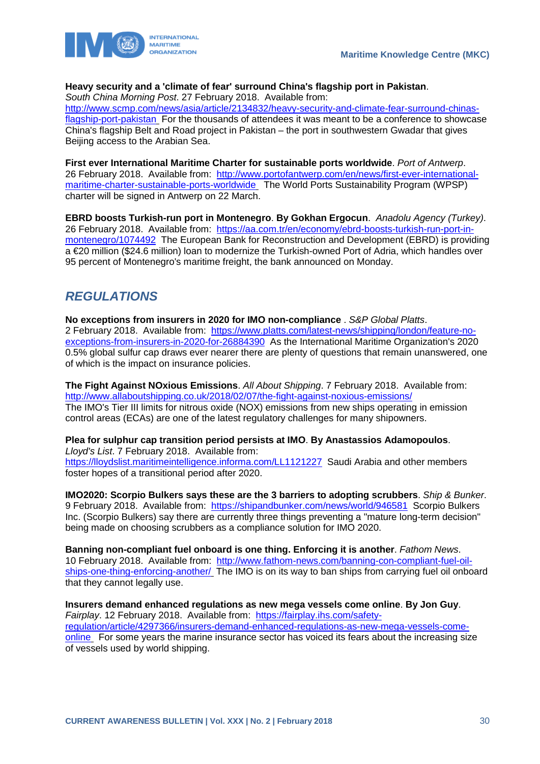**Heavy security and a 'climate of fear' surround China's flagship port in Pakistan**. *South China Morning Post*. 27 February 2018. Available from: http://www.scmp.com/news/asia/article/2134832/heavy-security-and-climate-fear-surround-chinas-flagship-port-pakistan For the thousands of attendees it was meant to be a conference to showcase China's flagship Belt and Road project in Pakistan – the port in southwestern Gwadar that gives Beijing access to the Arabian Sea.

**First ever International Maritime Charter for sustainable ports worldwide**. *Port of Antwerp*. 26 February 2018. Available from: http://www.portofantwerp.com/en/news/first-ever-international-maritime-charter-sustainable-ports-worldwide The World Ports Sustainability Program (WPSP) charter will be signed in Antwerp on 22 March.

**EBRD boosts Turkish-run port in Montenegro**. **By Gokhan Ergocun**. *Anadolu Agency (Turkey)*. 26 February 2018. Available from: https://aa.com.tr/en/economy/ebrd-boosts-turkish-run-port-in-montenegro/1074492 The European Bank for Reconstruction and Development (EBRD) is providing a €20 million ($24.6 million) loan to modernize the Turkish-owned Port of Adria, which handles over 95 percent of Montenegro's maritime freight, the bank announced on Monday.

## REGULATIONS

**No exceptions from insurers in 2020 for IMO non-compliance** . *S&P Global Platts*. 2 February 2018. Available from: https://www.platts.com/latest-news/shipping/london/feature-no-exceptions-from-insurers-in-2020-for-26884390 As the International Maritime Organization's 2020 0.5% global sulfur cap draws ever nearer there are plenty of questions that remain unanswered, one of which is the impact on insurance policies.

**The Fight Against NOxious Emissions**. *All About Shipping*. 7 February 2018. Available from: http://www.allaboutshipping.co.uk/2018/02/07/the-fight-against-noxious-emissions/ The IMO's Tier III limits for nitrous oxide (NOX) emissions from new ships operating in emission control areas (ECAs) are one of the latest regulatory challenges for many shipowners.

**Plea for sulphur cap transition period persists at IMO**. **By Anastassios Adamopoulos**. *Lloyd's List*. 7 February 2018. Available from: https://lloydslist.maritimeintelligence.informa.com/LL1121227 Saudi Arabia and other members foster hopes of a transitional period after 2020.

**IMO2020: Scorpio Bulkers says these are the 3 barriers to adopting scrubbers**. *Ship & Bunker*. 9 February 2018. Available from: https://shipandbunker.com/news/world/946581 Scorpio Bulkers Inc. (Scorpio Bulkers) say there are currently three things preventing a "mature long-term decision" being made on choosing scrubbers as a compliance solution for IMO 2020.

**Banning non-compliant fuel onboard is one thing. Enforcing it is another**. *Fathom News*. 10 February 2018. Available from: http://www.fathom-news.com/banning-con-compliant-fuel-oil-ships-one-thing-enforcing-another/ The IMO is on its way to ban ships from carrying fuel oil onboard that they cannot legally use.

**Insurers demand enhanced regulations as new mega vessels come online**. **By Jon Guy**. *Fairplay*. 12 February 2018. Available from: https://fairplay.ihs.com/safety-regulation/article/4297366/insurers-demand-enhanced-regulations-as-new-mega-vessels-come-online For some years the marine insurance sector has voiced its fears about the increasing size of vessels used by world shipping.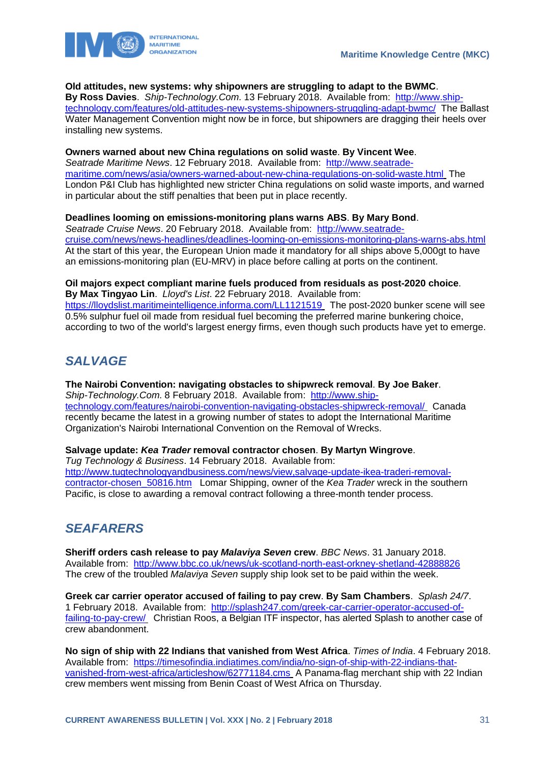**Old attitudes, new systems: why shipowners are struggling to adapt to the BWMC**. **By Ross Davies**. *Ship-Technology.Com*. 13 February 2018. Available from: http://www.ship-technology.com/features/old-attitudes-new-systems-shipowners-struggling-adapt-bwmc/ The Ballast Water Management Convention might now be in force, but shipowners are dragging their heels over installing new systems.

**Owners warned about new China regulations on solid waste**. **By Vincent Wee**. *Seatrade Maritime News*. 12 February 2018. Available from: http://www.seatrade-maritime.com/news/asia/owners-warned-about-new-china-regulations-on-solid-waste.html The London P&I Club has highlighted new stricter China regulations on solid waste imports, and warned in particular about the stiff penalties that been put in place recently.

**Deadlines looming on emissions-monitoring plans warns ABS**. **By Mary Bond**. *Seatrade Cruise News*. 20 February 2018. Available from: http://www.seatrade-cruise.com/news/news-headlines/deadlines-looming-on-emissions-monitoring-plans-warns-abs.html At the start of this year, the European Union made it mandatory for all ships above 5,000gt to have an emissions-monitoring plan (EU-MRV) in place before calling at ports on the continent.

**Oil majors expect compliant marine fuels produced from residuals as post-2020 choice**. **By Max Tingyao Lin**. *Lloyd's List*. 22 February 2018. Available from: https://lloydslist.maritimeintelligence.informa.com/LL1121519 The post-2020 bunker scene will see 0.5% sulphur fuel oil made from residual fuel becoming the preferred marine bunkering choice, according to two of the world's largest energy firms, even though such products have yet to emerge.

## *SALVAGE*

**The Nairobi Convention: navigating obstacles to shipwreck removal**. **By Joe Baker**. *Ship-Technology.Com.* 8 February 2018. Available from: http://www.ship-technology.com/features/nairobi-convention-navigating-obstacles-shipwreck-removal/ Canada recently became the latest in a growing number of states to adopt the International Maritime Organization's Nairobi International Convention on the Removal of Wrecks.

**Salvage update: *Kea Trader* removal contractor chosen**. **By Martyn Wingrove**. *Tug Technology & Business*. 14 February 2018. Available from: http://www.tugtechnologyandbusiness.com/news/view,salvage-update-ikea-traderi-removal-contractor-chosen_50816.htm Lomar Shipping, owner of the *Kea Trader* wreck in the southern Pacific, is close to awarding a removal contract following a three-month tender process.

## *SEAFARERS*

**Sheriff orders cash release to pay *Malaviya Seven* crew**. *BBC News*. 31 January 2018. Available from: http://www.bbc.co.uk/news/uk-scotland-north-east-orkney-shetland-42888826 The crew of the troubled *Malaviya Seven* supply ship look set to be paid within the week.

**Greek car carrier operator accused of failing to pay crew**. **By Sam Chambers**. *Splash 24/7*. 1 February 2018. Available from: http://splash247.com/greek-car-carrier-operator-accused-of-failing-to-pay-crew/ Christian Roos, a Belgian ITF inspector, has alerted Splash to another case of crew abandonment.

**No sign of ship with 22 Indians that vanished from West Africa**. *Times of India*. 4 February 2018. Available from: https://timesofindia.indiatimes.com/india/no-sign-of-ship-with-22-indians-that-vanished-from-west-africa/articleshow/62771184.cms A Panama-flag merchant ship with 22 Indian crew members went missing from Benin Coast of West Africa on Thursday.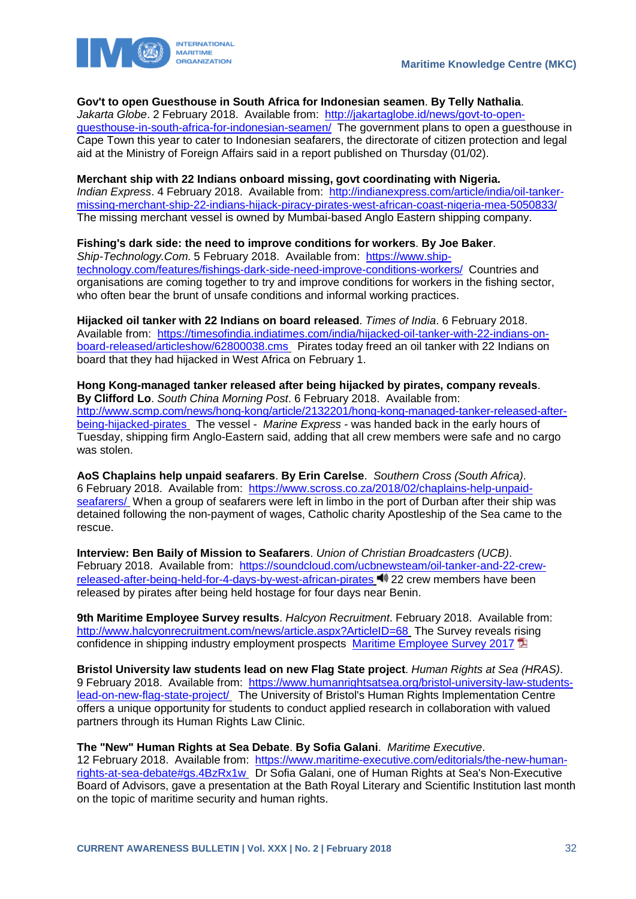**Gov't to open Guesthouse in South Africa for Indonesian seamen**. **By Telly Nathalia**. *Jakarta Globe*. 2 February 2018. Available from: http://jakartaglobe.id/news/govt-to-open-guesthouse-in-south-africa-for-indonesian-seamen/ The government plans to open a guesthouse in Cape Town this year to cater to Indonesian seafarers, the directorate of citizen protection and legal aid at the Ministry of Foreign Affairs said in a report published on Thursday (01/02).

**Merchant ship with 22 Indians onboard missing, govt coordinating with Nigeria.** *Indian Express*. 4 February 2018. Available from: http://indianexpress.com/article/india/oil-tanker-missing-merchant-ship-22-indians-hijack-piracy-pirates-west-african-coast-nigeria-mea-5050833/ The missing merchant vessel is owned by Mumbai-based Anglo Eastern shipping company.

**Fishing's dark side: the need to improve conditions for workers**. **By Joe Baker**. *Ship-Technology.Com*. 5 February 2018. Available from: https://www.ship-technology.com/features/fishings-dark-side-need-improve-conditions-workers/ Countries and organisations are coming together to try and improve conditions for workers in the fishing sector, who often bear the brunt of unsafe conditions and informal working practices.

**Hijacked oil tanker with 22 Indians on board released**. *Times of India*. 6 February 2018. Available from: https://timesofindia.indiatimes.com/india/hijacked-oil-tanker-with-22-indians-on-board-released/articleshow/62800038.cms Pirates today freed an oil tanker with 22 Indians on board that they had hijacked in West Africa on February 1.

**Hong Kong-managed tanker released after being hijacked by pirates, company reveals**. **By Clifford Lo**. *South China Morning Post*. 6 February 2018. Available from: http://www.scmp.com/news/hong-kong/article/2132201/hong-kong-managed-tanker-released-after-being-hijacked-pirates The vessel - *Marine Express* - was handed back in the early hours of Tuesday, shipping firm Anglo-Eastern said, adding that all crew members were safe and no cargo was stolen.

**AoS Chaplains help unpaid seafarers**. **By Erin Carelse**. *Southern Cross (South Africa)*. 6 February 2018. Available from: https://www.scross.co.za/2018/02/chaplains-help-unpaid-seafarers/ When a group of seafarers were left in limbo in the port of Durban after their ship was detained following the non-payment of wages, Catholic charity Apostleship of the Sea came to the rescue.

**Interview: Ben Baily of Mission to Seafarers**. *Union of Christian Broadcasters (UCB)*. February 2018. Available from: https://soundcloud.com/ucbnewsteam/oil-tanker-and-22-crew-released-after-being-held-for-4-days-by-west-african-pirates 22 crew members have been released by pirates after being held hostage for four days near Benin.

**9th Maritime Employee Survey results**. *Halcyon Recruitment*. February 2018. Available from: http://www.halcyonrecruitment.com/news/article.aspx?ArticleID=68 The Survey reveals rising confidence in shipping industry employment prospects Maritime Employee Survey 2017

**Bristol University law students lead on new Flag State project**. *Human Rights at Sea (HRAS)*. 9 February 2018. Available from: https://www.humanrightsatsea.org/bristol-university-law-students-lead-on-new-flag-state-project/ The University of Bristol's Human Rights Implementation Centre offers a unique opportunity for students to conduct applied research in collaboration with valued partners through its Human Rights Law Clinic.

**The "New" Human Rights at Sea Debate**. **By Sofia Galani**. *Maritime Executive*. 12 February 2018. Available from: https://www.maritime-executive.com/editorials/the-new-human-rights-at-sea-debate#gs.4BzRx1w Dr Sofia Galani, one of Human Rights at Sea's Non-Executive Board of Advisors, gave a presentation at the Bath Royal Literary and Scientific Institution last month on the topic of maritime security and human rights.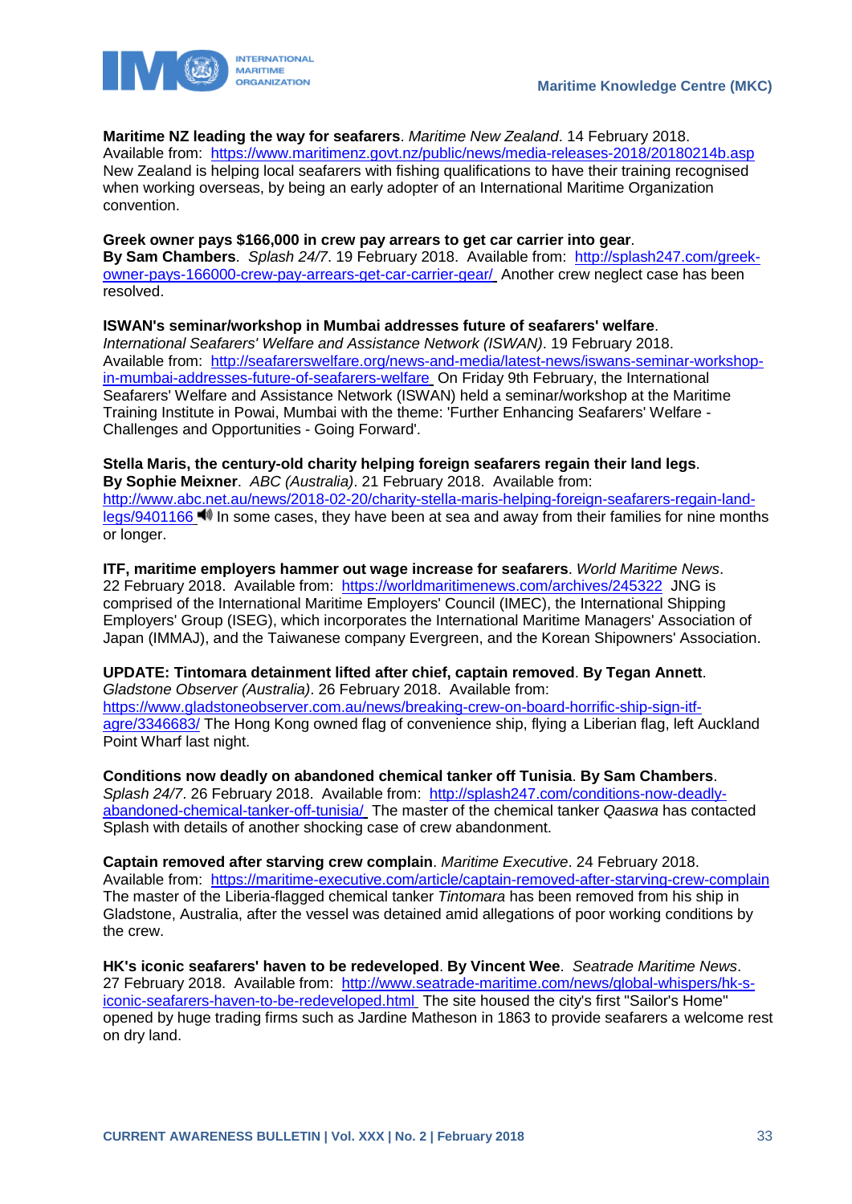**Maritime NZ leading the way for seafarers**. *Maritime New Zealand*. 14 February 2018.
Available from: https://www.maritimenz.govt.nz/public/news/media-releases-2018/20180214b.asp
New Zealand is helping local seafarers with fishing qualifications to have their training recognised when working overseas, by being an early adopter of an International Maritime Organization convention.

**Greek owner pays $166,000 in crew pay arrears to get car carrier into gear**.
**By Sam Chambers**. *Splash 24/7*. 19 February 2018. Available from: http://splash247.com/greek-owner-pays-166000-crew-pay-arrears-get-car-carrier-gear/ Another crew neglect case has been resolved.

**ISWAN's seminar/workshop in Mumbai addresses future of seafarers' welfare**.
*International Seafarers' Welfare and Assistance Network (ISWAN)*. 19 February 2018.
Available from: http://seafarerswelfare.org/news-and-media/latest-news/iswans-seminar-workshop-in-mumbai-addresses-future-of-seafarers-welfare On Friday 9th February, the International Seafarers' Welfare and Assistance Network (ISWAN) held a seminar/workshop at the Maritime Training Institute in Powai, Mumbai with the theme: 'Further Enhancing Seafarers' Welfare - Challenges and Opportunities - Going Forward'.

**Stella Maris, the century-old charity helping foreign seafarers regain their land legs**.
**By Sophie Meixner**. *ABC (Australia)*. 21 February 2018. Available from:
http://www.abc.net.au/news/2018-02-20/charity-stella-maris-helping-foreign-seafarers-regain-land-legs/9401166 In some cases, they have been at sea and away from their families for nine months or longer.

**ITF, maritime employers hammer out wage increase for seafarers**. *World Maritime News*.
22 February 2018. Available from: https://worldmaritimenews.com/archives/245322 JNG is comprised of the International Maritime Employers' Council (IMEC), the International Shipping Employers' Group (ISEG), which incorporates the International Maritime Managers' Association of Japan (IMMAJ), and the Taiwanese company Evergreen, and the Korean Shipowners' Association.

**UPDATE: Tintomara detainment lifted after chief, captain removed**. **By Tegan Annett**.
*Gladstone Observer (Australia)*. 26 February 2018. Available from:
https://www.gladstoneobserver.com.au/news/breaking-crew-on-board-horrific-ship-sign-itf-agre/3346683/ The Hong Kong owned flag of convenience ship, flying a Liberian flag, left Auckland Point Wharf last night.

**Conditions now deadly on abandoned chemical tanker off Tunisia**. **By Sam Chambers**.
*Splash 24/7*. 26 February 2018. Available from: http://splash247.com/conditions-now-deadly-abandoned-chemical-tanker-off-tunisia/ The master of the chemical tanker *Qaaswa* has contacted Splash with details of another shocking case of crew abandonment.

**Captain removed after starving crew complain**. *Maritime Executive*. 24 February 2018.
Available from: https://maritime-executive.com/article/captain-removed-after-starving-crew-complain
The master of the Liberia-flagged chemical tanker *Tintomara* has been removed from his ship in Gladstone, Australia, after the vessel was detained amid allegations of poor working conditions by the crew.

**HK's iconic seafarers' haven to be redeveloped**. **By Vincent Wee**. *Seatrade Maritime News*.
27 February 2018. Available from: http://www.seatrade-maritime.com/news/global-whispers/hk-s-iconic-seafarers-haven-to-be-redeveloped.html The site housed the city's first "Sailor's Home" opened by huge trading firms such as Jardine Matheson in 1863 to provide seafarers a welcome rest on dry land.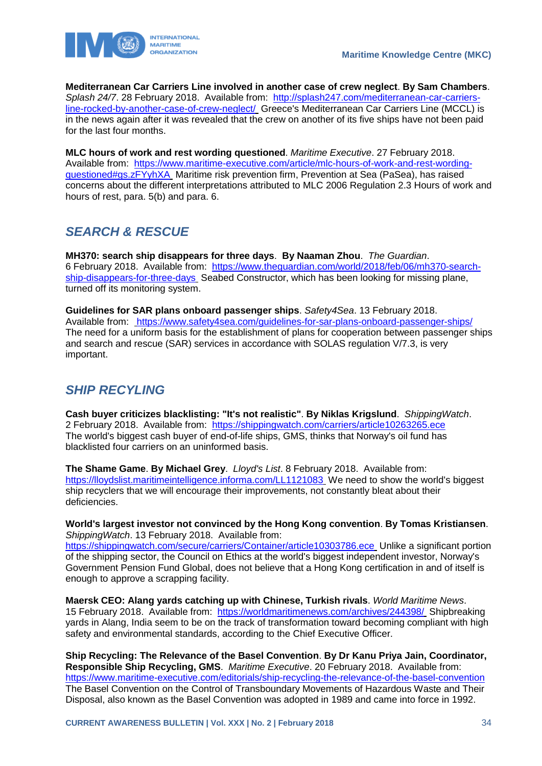**Mediterranean Car Carriers Line involved in another case of crew neglect**. **By Sam Chambers**. *Splash 24/7*. 28 February 2018. Available from: http://splash247.com/mediterranean-car-carriers-line-rocked-by-another-case-of-crew-neglect/ Greece's Mediterranean Car Carriers Line (MCCL) is in the news again after it was revealed that the crew on another of its five ships have not been paid for the last four months.

**MLC hours of work and rest wording questioned**. *Maritime Executive*. 27 February 2018. Available from: https://www.maritime-executive.com/article/mlc-hours-of-work-and-rest-wording-questioned#gs.zFYyhXA Maritime risk prevention firm, Prevention at Sea (PaSea), has raised concerns about the different interpretations attributed to MLC 2006 Regulation 2.3 Hours of work and hours of rest, para. 5(b) and para. 6.

## *SEARCH & RESCUE*

**MH370: search ship disappears for three days**. **By Naaman Zhou**. *The Guardian*. 6 February 2018. Available from: https://www.theguardian.com/world/2018/feb/06/mh370-search-ship-disappears-for-three-days Seabed Constructor, which has been looking for missing plane, turned off its monitoring system.

**Guidelines for SAR plans onboard passenger ships**. *Safety4Sea*. 13 February 2018. Available from: https://www.safety4sea.com/guidelines-for-sar-plans-onboard-passenger-ships/ The need for a uniform basis for the establishment of plans for cooperation between passenger ships and search and rescue (SAR) services in accordance with SOLAS regulation V/7.3, is very important.

## *SHIP RECYCLING*

**Cash buyer criticizes blacklisting: "It's not realistic"**. **By Niklas Krigslund**. *ShippingWatch*. 2 February 2018. Available from: https://shippingwatch.com/carriers/article10263265.ece The world's biggest cash buyer of end-of-life ships, GMS, thinks that Norway's oil fund has blacklisted four carriers on an uninformed basis.

**The Shame Game**. **By Michael Grey**. *Lloyd's List*. 8 February 2018. Available from: https://lloydslist.maritimeintelligence.informa.com/LL1121033 We need to show the world's biggest ship recyclers that we will encourage their improvements, not constantly bleat about their deficiencies.

**World's largest investor not convinced by the Hong Kong convention**. **By Tomas Kristiansen**. *ShippingWatch*. 13 February 2018. Available from: https://shippingwatch.com/secure/carriers/Container/article10303786.ece Unlike a significant portion of the shipping sector, the Council on Ethics at the world's biggest independent investor, Norway's Government Pension Fund Global, does not believe that a Hong Kong certification in and of itself is enough to approve a scrapping facility.

**Maersk CEO: Alang yards catching up with Chinese, Turkish rivals**. *World Maritime News*. 15 February 2018. Available from: https://worldmaritimenews.com/archives/244398/ Shipbreaking yards in Alang, India seem to be on the track of transformation toward becoming compliant with high safety and environmental standards, according to the Chief Executive Officer.

**Ship Recycling: The Relevance of the Basel Convention**. **By Dr Kanu Priya Jain, Coordinator, Responsible Ship Recycling, GMS**. *Maritime Executive*. 20 February 2018. Available from: https://www.maritime-executive.com/editorials/ship-recycling-the-relevance-of-the-basel-convention The Basel Convention on the Control of Transboundary Movements of Hazardous Waste and Their Disposal, also known as the Basel Convention was adopted in 1989 and came into force in 1992.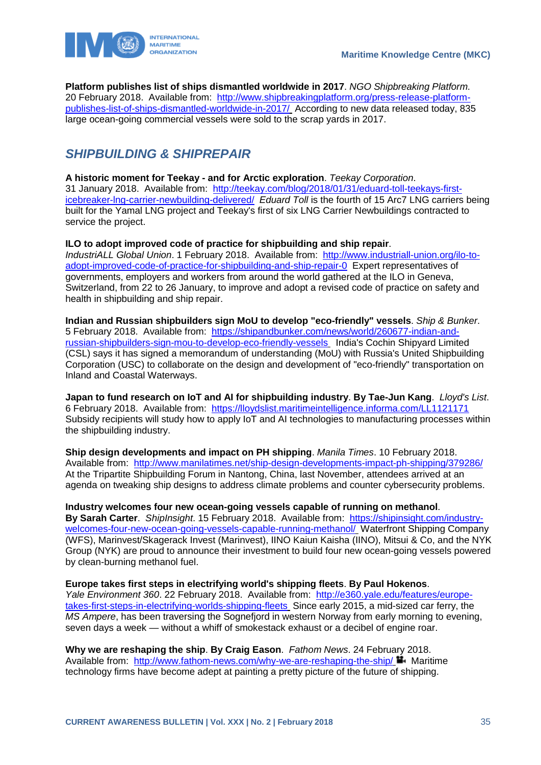**Platform publishes list of ships dismantled worldwide in 2017**. *NGO Shipbreaking Platform*. 20 February 2018. Available from: http://www.shipbreakingplatform.org/press-release-platform-publishes-list-of-ships-dismantled-worldwide-in-2017/ According to new data released today, 835 large ocean-going commercial vessels were sold to the scrap yards in 2017.

## *SHIPBUILDING & SHIPREPAIR*

**A historic moment for Teekay - and for Arctic exploration**. *Teekay Corporation*. 31 January 2018. Available from: http://teekay.com/blog/2018/01/31/eduard-toll-teekays-first-icebreaker-lng-carrier-newbuilding-delivered/ *Eduard Toll* is the fourth of 15 Arc7 LNG carriers being built for the Yamal LNG project and Teekay's first of six LNG Carrier Newbuildings contracted to service the project.

**ILO to adopt improved code of practice for shipbuilding and ship repair**. *IndustriALL Global Union*. 1 February 2018. Available from: http://www.industriall-union.org/ilo-to-adopt-improved-code-of-practice-for-shipbuilding-and-ship-repair-0 Expert representatives of governments, employers and workers from around the world gathered at the ILO in Geneva, Switzerland, from 22 to 26 January, to improve and adopt a revised code of practice on safety and health in shipbuilding and ship repair.

**Indian and Russian shipbuilders sign MoU to develop "eco-friendly" vessels**. *Ship & Bunker*. 5 February 2018. Available from: https://shipandbunker.com/news/world/260677-indian-and-russian-shipbuilders-sign-mou-to-develop-eco-friendly-vessels India's Cochin Shipyard Limited (CSL) says it has signed a memorandum of understanding (MoU) with Russia's United Shipbuilding Corporation (USC) to collaborate on the design and development of "eco-friendly" transportation on Inland and Coastal Waterways.

**Japan to fund research on IoT and AI for shipbuilding industry**. **By Tae-Jun Kang**. *Lloyd's List*. 6 February 2018. Available from: https://lloydslist.maritimeintelligence.informa.com/LL1121171 Subsidy recipients will study how to apply IoT and AI technologies to manufacturing processes within the shipbuilding industry.

**Ship design developments and impact on PH shipping**. *Manila Times*. 10 February 2018. Available from: http://www.manilatimes.net/ship-design-developments-impact-ph-shipping/379286/ At the Tripartite Shipbuilding Forum in Nantong, China, last November, attendees arrived at an agenda on tweaking ship designs to address climate problems and counter cybersecurity problems.

**Industry welcomes four new ocean-going vessels capable of running on methanol**. **By Sarah Carter**. *ShipInsight*. 15 February 2018. Available from: https://shipinsight.com/industry-welcomes-four-new-ocean-going-vessels-capable-running-methanol/ Waterfront Shipping Company (WFS), Marinvest/Skagerack Invest (Marinvest), IINO Kaiun Kaisha (IINO), Mitsui & Co, and the NYK Group (NYK) are proud to announce their investment to build four new ocean-going vessels powered by clean-burning methanol fuel.

**Europe takes first steps in electrifying world's shipping fleets**. **By Paul Hokenos**. *Yale Environment 360*. 22 February 2018. Available from: http://e360.yale.edu/features/europe-takes-first-steps-in-electrifying-worlds-shipping-fleets Since early 2015, a mid-sized car ferry, the *MS Ampere*, has been traversing the Sognefjord in western Norway from early morning to evening, seven days a week — without a whiff of smokestack exhaust or a decibel of engine roar.

**Why we are reshaping the ship**. **By Craig Eason**. *Fathom News*. 24 February 2018. Available from: http://www.fathom-news.com/why-we-are-reshaping-the-ship/ Maritime technology firms have become adept at painting a pretty picture of the future of shipping.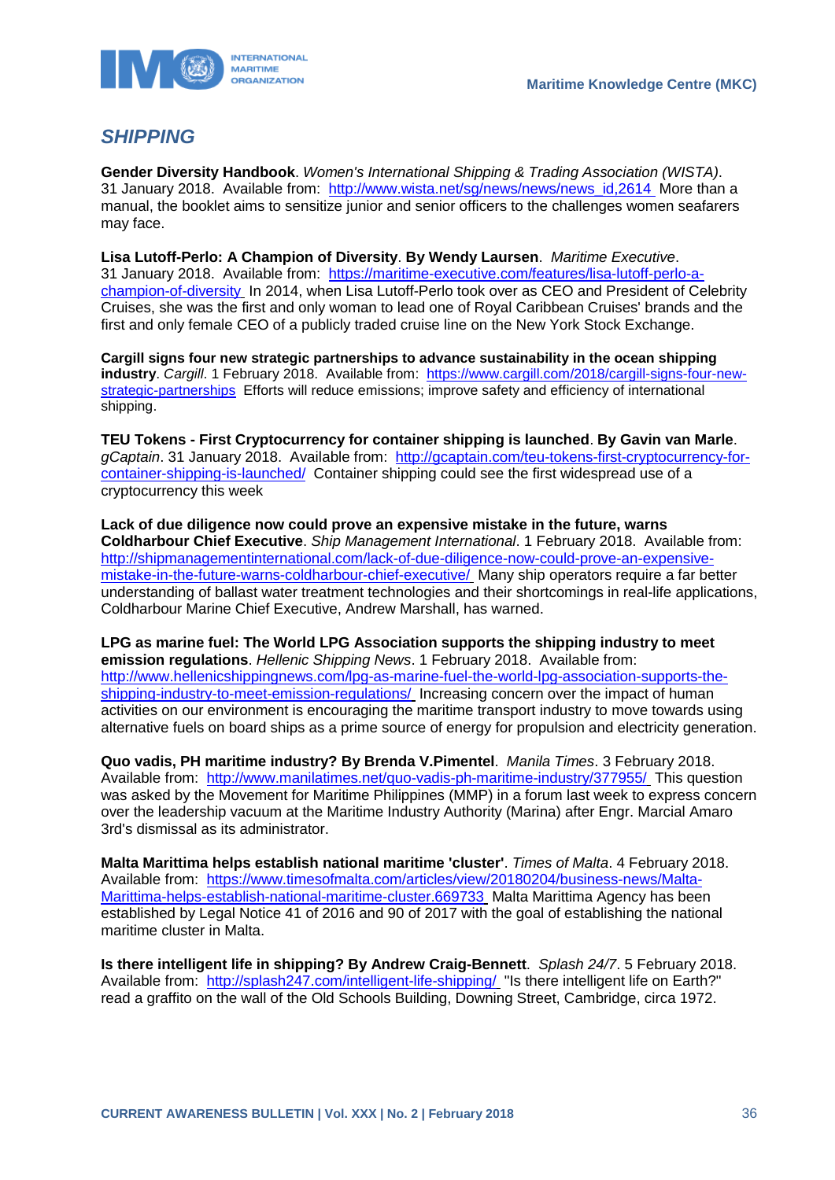## *SHIPPING*

**Gender Diversity Handbook**. *Women's International Shipping & Trading Association (WISTA)*. 31 January 2018. Available from: http://www.wista.net/sg/news/news/news_id,2614 More than a manual, the booklet aims to sensitize junior and senior officers to the challenges women seafarers may face.

**Lisa Lutoff-Perlo: A Champion of Diversity**. **By Wendy Laursen**. *Maritime Executive*. 31 January 2018. Available from: https://maritime-executive.com/features/lisa-lutoff-perlo-a-champion-of-diversity In 2014, when Lisa Lutoff-Perlo took over as CEO and President of Celebrity Cruises, she was the first and only woman to lead one of Royal Caribbean Cruises' brands and the first and only female CEO of a publicly traded cruise line on the New York Stock Exchange.

**Cargill signs four new strategic partnerships to advance sustainability in the ocean shipping industry**. *Cargill*. 1 February 2018. Available from: https://www.cargill.com/2018/cargill-signs-four-new-strategic-partnerships Efforts will reduce emissions; improve safety and efficiency of international shipping.

**TEU Tokens - First Cryptocurrency for container shipping is launched**. **By Gavin van Marle**. *gCaptain*. 31 January 2018. Available from: http://gcaptain.com/teu-tokens-first-cryptocurrency-for-container-shipping-is-launched/ Container shipping could see the first widespread use of a cryptocurrency this week

**Lack of due diligence now could prove an expensive mistake in the future, warns Coldharbour Chief Executive**. *Ship Management International*. 1 February 2018. Available from: http://shipmanagementinternational.com/lack-of-due-diligence-now-could-prove-an-expensive-mistake-in-the-future-warns-coldharbour-chief-executive/ Many ship operators require a far better understanding of ballast water treatment technologies and their shortcomings in real-life applications, Coldharbour Marine Chief Executive, Andrew Marshall, has warned.

**LPG as marine fuel: The World LPG Association supports the shipping industry to meet emission regulations**. *Hellenic Shipping News*. 1 February 2018. Available from: http://www.hellenicshippingnews.com/lpg-as-marine-fuel-the-world-lpg-association-supports-the-shipping-industry-to-meet-emission-regulations/ Increasing concern over the impact of human activities on our environment is encouraging the maritime transport industry to move towards using alternative fuels on board ships as a prime source of energy for propulsion and electricity generation.

**Quo vadis, PH maritime industry? By Brenda V.Pimentel**. *Manila Times*. 3 February 2018. Available from: http://www.manilatimes.net/quo-vadis-ph-maritime-industry/377955/ This question was asked by the Movement for Maritime Philippines (MMP) in a forum last week to express concern over the leadership vacuum at the Maritime Industry Authority (Marina) after Engr. Marcial Amaro 3rd's dismissal as its administrator.

**Malta Marittima helps establish national maritime 'cluster'**. *Times of Malta*. 4 February 2018. Available from: https://www.timesofmalta.com/articles/view/20180204/business-news/Malta-Marittima-helps-establish-national-maritime-cluster.669733 Malta Marittima Agency has been established by Legal Notice 41 of 2016 and 90 of 2017 with the goal of establishing the national maritime cluster in Malta.

**Is there intelligent life in shipping? By Andrew Craig-Bennett**. *Splash 24/7*. 5 February 2018. Available from: http://splash247.com/intelligent-life-shipping/ "Is there intelligent life on Earth?" read a graffito on the wall of the Old Schools Building, Downing Street, Cambridge, circa 1972.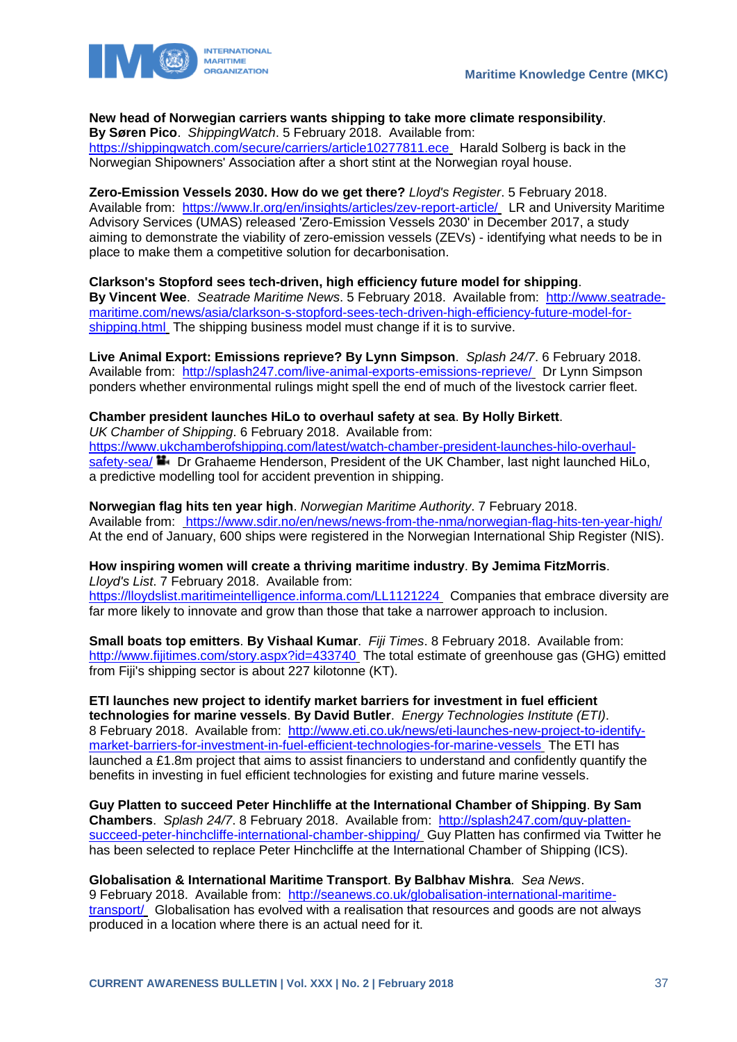**New head of Norwegian carriers wants shipping to take more climate responsibility**. **By Søren Pico**. *ShippingWatch*. 5 February 2018. Available from: https://shippingwatch.com/secure/carriers/article10277811.ece Harald Solberg is back in the Norwegian Shipowners' Association after a short stint at the Norwegian royal house.

**Zero-Emission Vessels 2030. How do we get there?** *Lloyd's Register*. 5 February 2018. Available from: https://www.lr.org/en/insights/articles/zev-report-article/ LR and University Maritime Advisory Services (UMAS) released 'Zero-Emission Vessels 2030' in December 2017, a study aiming to demonstrate the viability of zero-emission vessels (ZEVs) - identifying what needs to be in place to make them a competitive solution for decarbonisation.

**Clarkson's Stopford sees tech-driven, high efficiency future model for shipping**. **By Vincent Wee**. *Seatrade Maritime News*. 5 February 2018. Available from: http://www.seatrade-maritime.com/news/asia/clarkson-s-stopford-sees-tech-driven-high-efficiency-future-model-for-shipping.html The shipping business model must change if it is to survive.

**Live Animal Export: Emissions reprieve? By Lynn Simpson**. *Splash 24/7*. 6 February 2018. Available from: http://splash247.com/live-animal-exports-emissions-reprieve/ Dr Lynn Simpson ponders whether environmental rulings might spell the end of much of the livestock carrier fleet.

**Chamber president launches HiLo to overhaul safety at sea**. **By Holly Birkett**. *UK Chamber of Shipping*. 6 February 2018. Available from: https://www.ukchamberofshipping.com/latest/watch-chamber-president-launches-hilo-overhaul-safety-sea/ Dr Grahaeme Henderson, President of the UK Chamber, last night launched HiLo, a predictive modelling tool for accident prevention in shipping.

**Norwegian flag hits ten year high**. *Norwegian Maritime Authority*. 7 February 2018. Available from: https://www.sdir.no/en/news/news-from-the-nma/norwegian-flag-hits-ten-year-high/ At the end of January, 600 ships were registered in the Norwegian International Ship Register (NIS).

**How inspiring women will create a thriving maritime industry**. **By Jemima FitzMorris**. *Lloyd's List*. 7 February 2018. Available from: https://lloydslist.maritimeintelligence.informa.com/LL1121224 Companies that embrace diversity are far more likely to innovate and grow than those that take a narrower approach to inclusion.

**Small boats top emitters**. **By Vishaal Kumar**. *Fiji Times*. 8 February 2018. Available from: http://www.fijitimes.com/story.aspx?id=433740 The total estimate of greenhouse gas (GHG) emitted from Fiji's shipping sector is about 227 kilotonne (KT).

**ETI launches new project to identify market barriers for investment in fuel efficient technologies for marine vessels**. **By David Butler**. *Energy Technologies Institute (ETI)*. 8 February 2018. Available from: http://www.eti.co.uk/news/eti-launches-new-project-to-identify-market-barriers-for-investment-in-fuel-efficient-technologies-for-marine-vessels The ETI has launched a £1.8m project that aims to assist financiers to understand and confidently quantify the benefits in investing in fuel efficient technologies for existing and future marine vessels.

**Guy Platten to succeed Peter Hinchliffe at the International Chamber of Shipping**. **By Sam Chambers**. *Splash 24/7*. 8 February 2018. Available from: http://splash247.com/guy-platten-succeed-peter-hinchcliffe-international-chamber-shipping/ Guy Platten has confirmed via Twitter he has been selected to replace Peter Hinchcliffe at the International Chamber of Shipping (ICS).

**Globalisation & International Maritime Transport**. **By Balbhav Mishra**. *Sea News*. 9 February 2018. Available from: http://seanews.co.uk/globalisation-international-maritime-transport/ Globalisation has evolved with a realisation that resources and goods are not always produced in a location where there is an actual need for it.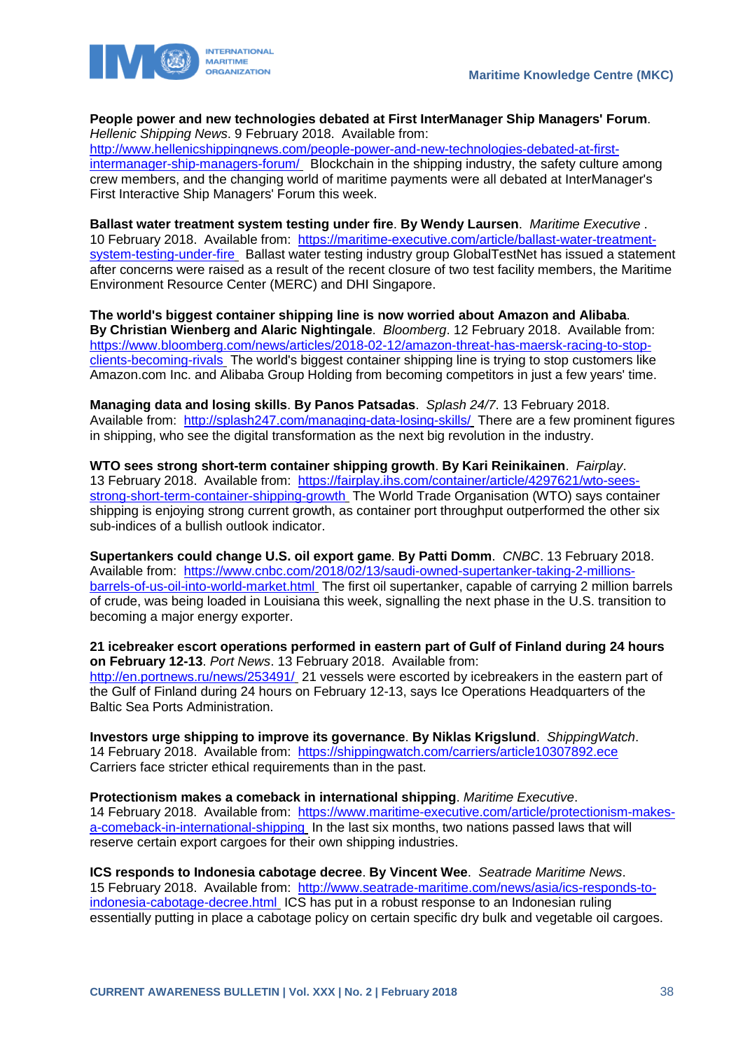**People power and new technologies debated at First InterManager Ship Managers' Forum**. *Hellenic Shipping News*. 9 February 2018. Available from: http://www.hellenicshippingnews.com/people-power-and-new-technologies-debated-at-first-intermanager-ship-managers-forum/ Blockchain in the shipping industry, the safety culture among crew members, and the changing world of maritime payments were all debated at InterManager's First Interactive Ship Managers' Forum this week.

**Ballast water treatment system testing under fire**. **By Wendy Laursen**. *Maritime Executive* . 10 February 2018. Available from: https://maritime-executive.com/article/ballast-water-treatment-system-testing-under-fire Ballast water testing industry group GlobalTestNet has issued a statement after concerns were raised as a result of the recent closure of two test facility members, the Maritime Environment Resource Center (MERC) and DHI Singapore.

**The world's biggest container shipping line is now worried about Amazon and Alibaba**. **By Christian Wienberg and Alaric Nightingale**. *Bloomberg*. 12 February 2018. Available from: https://www.bloomberg.com/news/articles/2018-02-12/amazon-threat-has-maersk-racing-to-stop-clients-becoming-rivals The world's biggest container shipping line is trying to stop customers like Amazon.com Inc. and Alibaba Group Holding from becoming competitors in just a few years' time.

**Managing data and losing skills**. **By Panos Patsadas**. *Splash 24/7*. 13 February 2018. Available from: http://splash247.com/managing-data-losing-skills/ There are a few prominent figures in shipping, who see the digital transformation as the next big revolution in the industry.

**WTO sees strong short-term container shipping growth**. **By Kari Reinikainen**. *Fairplay*. 13 February 2018. Available from: https://fairplay.ihs.com/container/article/4297621/wto-sees-strong-short-term-container-shipping-growth The World Trade Organisation (WTO) says container shipping is enjoying strong current growth, as container port throughput outperformed the other six sub-indices of a bullish outlook indicator.

**Supertankers could change U.S. oil export game**. **By Patti Domm**. *CNBC*. 13 February 2018. Available from: https://www.cnbc.com/2018/02/13/saudi-owned-supertanker-taking-2-millions-barrels-of-us-oil-into-world-market.html The first oil supertanker, capable of carrying 2 million barrels of crude, was being loaded in Louisiana this week, signalling the next phase in the U.S. transition to becoming a major energy exporter.

**21 icebreaker escort operations performed in eastern part of Gulf of Finland during 24 hours on February 12-13**. *Port News*. 13 February 2018. Available from: http://en.portnews.ru/news/253491/ 21 vessels were escorted by icebreakers in the eastern part of the Gulf of Finland during 24 hours on February 12-13, says Ice Operations Headquarters of the Baltic Sea Ports Administration.

**Investors urge shipping to improve its governance**. **By Niklas Krigslund**. *ShippingWatch*. 14 February 2018. Available from: https://shippingwatch.com/carriers/article10307892.ece Carriers face stricter ethical requirements than in the past.

**Protectionism makes a comeback in international shipping**. *Maritime Executive*. 14 February 2018. Available from: https://www.maritime-executive.com/article/protectionism-makes-a-comeback-in-international-shipping In the last six months, two nations passed laws that will reserve certain export cargoes for their own shipping industries.

**ICS responds to Indonesia cabotage decree**. **By Vincent Wee**. *Seatrade Maritime News*. 15 February 2018. Available from: http://www.seatrade-maritime.com/news/asia/ics-responds-to-indonesia-cabotage-decree.html ICS has put in a robust response to an Indonesian ruling essentially putting in place a cabotage policy on certain specific dry bulk and vegetable oil cargoes.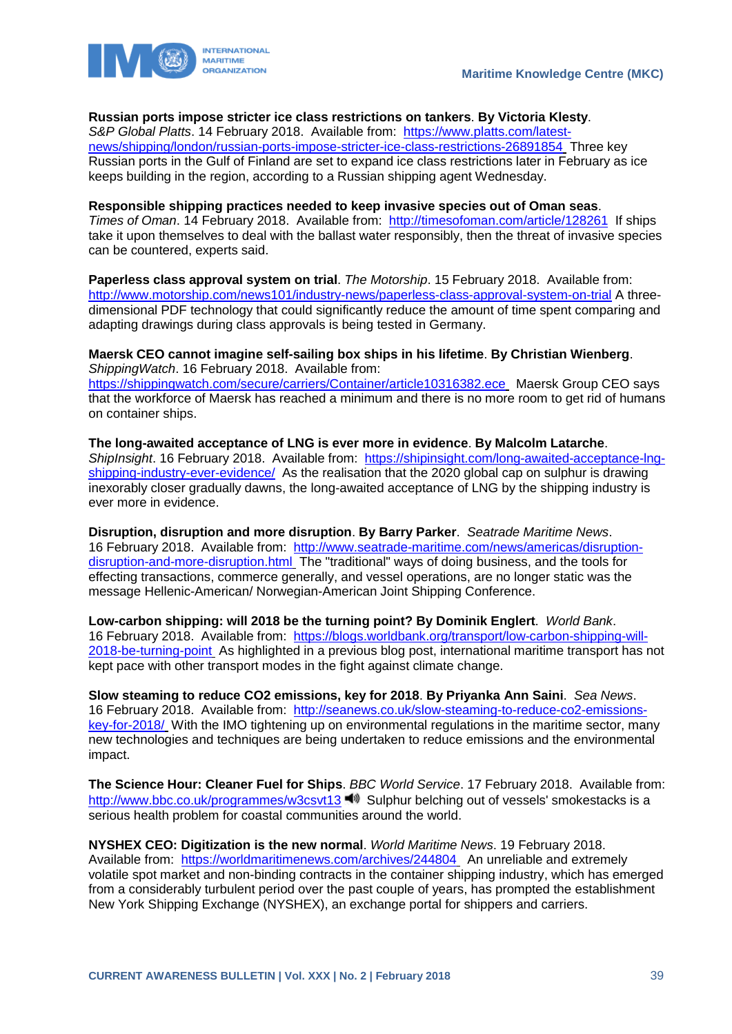**Russian ports impose stricter ice class restrictions on tankers**. **By Victoria Klesty**. *S&P Global Platts*. 14 February 2018. Available from: https://www.platts.com/latest-news/shipping/london/russian-ports-impose-stricter-ice-class-restrictions-26891854 Three key Russian ports in the Gulf of Finland are set to expand ice class restrictions later in February as ice keeps building in the region, according to a Russian shipping agent Wednesday.

**Responsible shipping practices needed to keep invasive species out of Oman seas**. *Times of Oman*. 14 February 2018. Available from: http://timesofoman.com/article/128261 If ships take it upon themselves to deal with the ballast water responsibly, then the threat of invasive species can be countered, experts said.

**Paperless class approval system on trial**. *The Motorship*. 15 February 2018. Available from: http://www.motorship.com/news101/industry-news/paperless-class-approval-system-on-trial A three-dimensional PDF technology that could significantly reduce the amount of time spent comparing and adapting drawings during class approvals is being tested in Germany.

**Maersk CEO cannot imagine self-sailing box ships in his lifetime**. **By Christian Wienberg**. *ShippingWatch*. 16 February 2018. Available from: https://shippingwatch.com/secure/carriers/Container/article10316382.ece Maersk Group CEO says that the workforce of Maersk has reached a minimum and there is no more room to get rid of humans on container ships.

**The long-awaited acceptance of LNG is ever more in evidence**. **By Malcolm Latarche**. *ShipInsight*. 16 February 2018. Available from: https://shipinsight.com/long-awaited-acceptance-lng-shipping-industry-ever-evidence/ As the realisation that the 2020 global cap on sulphur is drawing inexorably closer gradually dawns, the long-awaited acceptance of LNG by the shipping industry is ever more in evidence.

**Disruption, disruption and more disruption**. **By Barry Parker**. *Seatrade Maritime News*. 16 February 2018. Available from: http://www.seatrade-maritime.com/news/americas/disruption-disruption-and-more-disruption.html The "traditional" ways of doing business, and the tools for effecting transactions, commerce generally, and vessel operations, are no longer static was the message Hellenic-American/ Norwegian-American Joint Shipping Conference.

**Low-carbon shipping: will 2018 be the turning point? By Dominik Englert**. *World Bank*. 16 February 2018. Available from: https://blogs.worldbank.org/transport/low-carbon-shipping-will-2018-be-turning-point As highlighted in a previous blog post, international maritime transport has not kept pace with other transport modes in the fight against climate change.

**Slow steaming to reduce CO2 emissions, key for 2018**. **By Priyanka Ann Saini**. *Sea News*. 16 February 2018. Available from: http://seanews.co.uk/slow-steaming-to-reduce-co2-emissions-key-for-2018/ With the IMO tightening up on environmental regulations in the maritime sector, many new technologies and techniques are being undertaken to reduce emissions and the environmental impact.

**The Science Hour: Cleaner Fuel for Ships**. *BBC World Service*. 17 February 2018. Available from: http://www.bbc.co.uk/programmes/w3csvt13 🔊 Sulphur belching out of vessels' smokestacks is a serious health problem for coastal communities around the world.

**NYSHEX CEO: Digitization is the new normal**. *World Maritime News*. 19 February 2018. Available from: https://worldmaritimenews.com/archives/244804 An unreliable and extremely volatile spot market and non-binding contracts in the container shipping industry, which has emerged from a considerably turbulent period over the past couple of years, has prompted the establishment New York Shipping Exchange (NYSHEX), an exchange portal for shippers and carriers.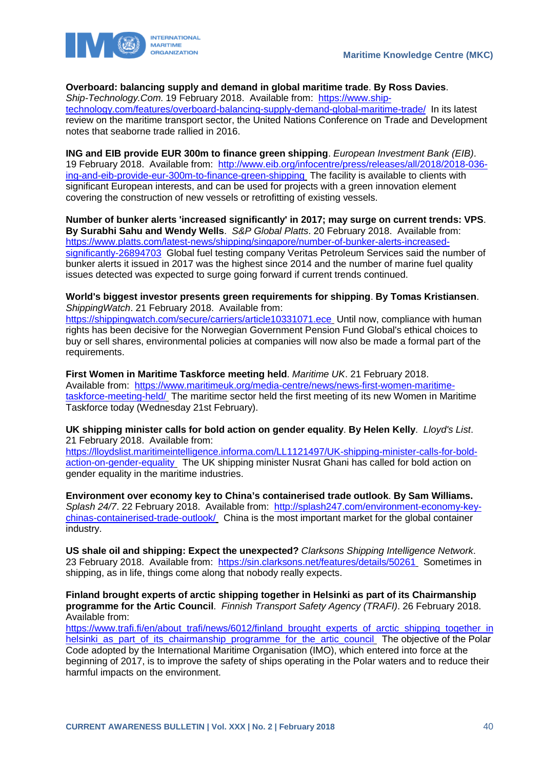**Overboard: balancing supply and demand in global maritime trade**. **By Ross Davies**. *Ship-Technology.Com*. 19 February 2018. Available from: https://www.ship-technology.com/features/overboard-balancing-supply-demand-global-maritime-trade/ In its latest review on the maritime transport sector, the United Nations Conference on Trade and Development notes that seaborne trade rallied in 2016.

**ING and EIB provide EUR 300m to finance green shipping**. *European Investment Bank (EIB)*. 19 February 2018. Available from: http://www.eib.org/infocentre/press/releases/all/2018/2018-036-ing-and-eib-provide-eur-300m-to-finance-green-shipping The facility is available to clients with significant European interests, and can be used for projects with a green innovation element covering the construction of new vessels or retrofitting of existing vessels.

**Number of bunker alerts 'increased significantly' in 2017; may surge on current trends: VPS**. **By Surabhi Sahu and Wendy Wells**. *S&P Global Platts*. 20 February 2018. Available from: https://www.platts.com/latest-news/shipping/singapore/number-of-bunker-alerts-increased-significantly-26894703 Global fuel testing company Veritas Petroleum Services said the number of bunker alerts it issued in 2017 was the highest since 2014 and the number of marine fuel quality issues detected was expected to surge going forward if current trends continued.

**World's biggest investor presents green requirements for shipping**. **By Tomas Kristiansen**. *ShippingWatch*. 21 February 2018. Available from: https://shippingwatch.com/secure/carriers/article10331071.ece Until now, compliance with human rights has been decisive for the Norwegian Government Pension Fund Global's ethical choices to buy or sell shares, environmental policies at companies will now also be made a formal part of the requirements.

**First Women in Maritime Taskforce meeting held**. *Maritime UK*. 21 February 2018. Available from: https://www.maritimeuk.org/media-centre/news/news-first-women-maritime-taskforce-meeting-held/ The maritime sector held the first meeting of its new Women in Maritime Taskforce today (Wednesday 21st February).

**UK shipping minister calls for bold action on gender equality**. **By Helen Kelly**. *Lloyd's List*. 21 February 2018. Available from: https://lloydslist.maritimeintelligence.informa.com/LL1121497/UK-shipping-minister-calls-for-bold-action-on-gender-equality The UK shipping minister Nusrat Ghani has called for bold action on gender equality in the maritime industries.

**Environment over economy key to China's containerised trade outlook**. **By Sam Williams.** *Splash 24/7*. 22 February 2018. Available from: http://splash247.com/environment-economy-key-chinas-containerised-trade-outlook/ China is the most important market for the global container industry.

**US shale oil and shipping: Expect the unexpected?** *Clarksons Shipping Intelligence Network*. 23 February 2018. Available from: https://sin.clarksons.net/features/details/50261 Sometimes in shipping, as in life, things come along that nobody really expects.

**Finland brought experts of arctic shipping together in Helsinki as part of its Chairmanship programme for the Artic Council**. *Finnish Transport Safety Agency (TRAFI)*. 26 February 2018. Available from: https://www.trafi.fi/en/about_trafi/news/6012/finland_brought_experts_of_arctic_shipping_together_in_helsinki_as_part_of_its_chairmanship_programme_for_the_artic_council The objective of the Polar Code adopted by the International Maritime Organisation (IMO), which entered into force at the beginning of 2017, is to improve the safety of ships operating in the Polar waters and to reduce their harmful impacts on the environment.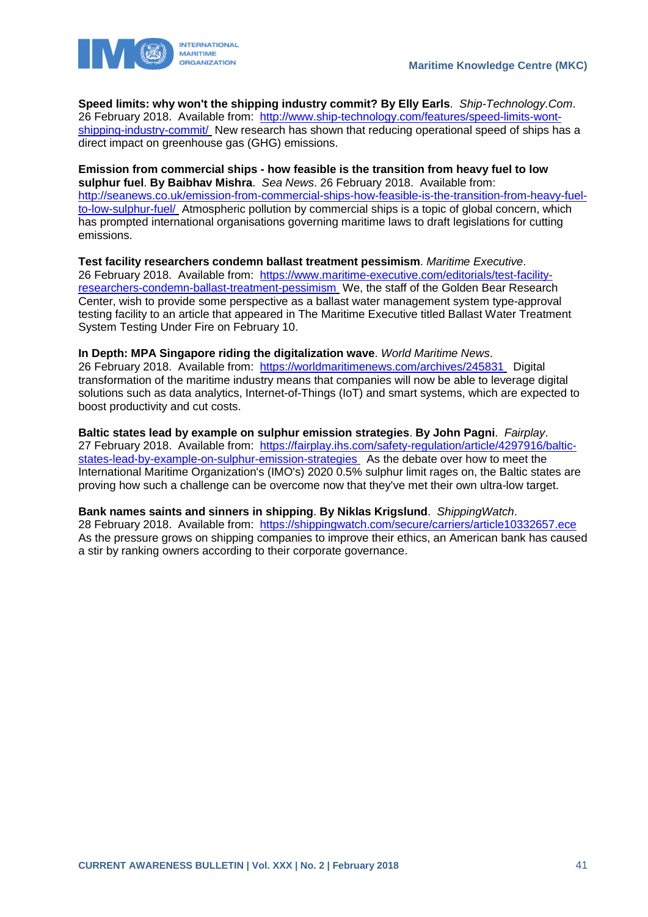**Speed limits: why won't the shipping industry commit? By Elly Earls**. *Ship-Technology.Com*. 26 February 2018. Available from: http://www.ship-technology.com/features/speed-limits-wont-shipping-industry-commit/ New research has shown that reducing operational speed of ships has a direct impact on greenhouse gas (GHG) emissions.

**Emission from commercial ships - how feasible is the transition from heavy fuel to low sulphur fuel**. **By Baibhav Mishra**. *Sea News*. 26 February 2018. Available from: http://seanews.co.uk/emission-from-commercial-ships-how-feasible-is-the-transition-from-heavy-fuel-to-low-sulphur-fuel/ Atmospheric pollution by commercial ships is a topic of global concern, which has prompted international organisations governing maritime laws to draft legislations for cutting emissions.

**Test facility researchers condemn ballast treatment pessimism**. *Maritime Executive*. 26 February 2018. Available from: https://www.maritime-executive.com/editorials/test-facility-researchers-condemn-ballast-treatment-pessimism We, the staff of the Golden Bear Research Center, wish to provide some perspective as a ballast water management system type-approval testing facility to an article that appeared in The Maritime Executive titled Ballast Water Treatment System Testing Under Fire on February 10.

**In Depth: MPA Singapore riding the digitalization wave**. *World Maritime News*. 26 February 2018. Available from: https://worldmaritimenews.com/archives/245831 Digital transformation of the maritime industry means that companies will now be able to leverage digital solutions such as data analytics, Internet-of-Things (IoT) and smart systems, which are expected to boost productivity and cut costs.

**Baltic states lead by example on sulphur emission strategies**. **By John Pagni**. *Fairplay*. 27 February 2018. Available from: https://fairplay.ihs.com/safety-regulation/article/4297916/baltic-states-lead-by-example-on-sulphur-emission-strategies As the debate over how to meet the International Maritime Organization's (IMO's) 2020 0.5% sulphur limit rages on, the Baltic states are proving how such a challenge can be overcome now that they've met their own ultra-low target.

**Bank names saints and sinners in shipping**. **By Niklas Krigslund**. *ShippingWatch*. 28 February 2018. Available from: https://shippingwatch.com/secure/carriers/article10332657.ece As the pressure grows on shipping companies to improve their ethics, an American bank has caused a stir by ranking owners according to their corporate governance.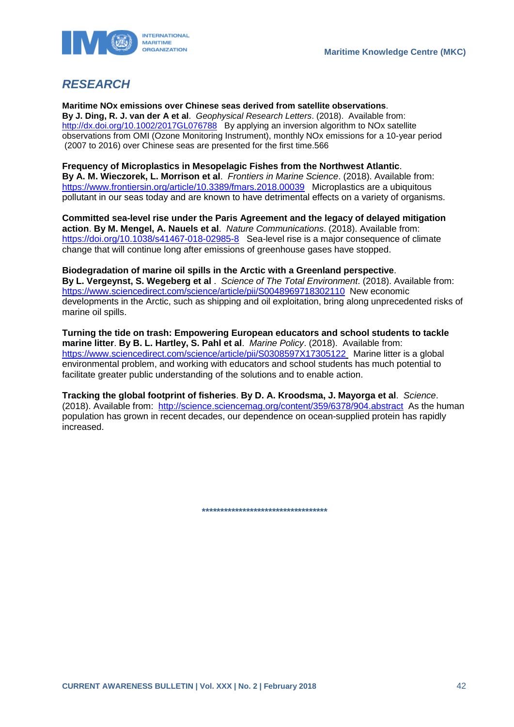## *RESEARCH*

**Maritime NOx emissions over Chinese seas derived from satellite observations**.
**By J. Ding, R. J. van der A et al**. *Geophysical Research Letters*. (2018). Available from: http://dx.doi.org/10.1002/2017GL076788 By applying an inversion algorithm to NOx satellite observations from OMI (Ozone Monitoring Instrument), monthly NOx emissions for a 10-year period (2007 to 2016) over Chinese seas are presented for the first time.566

**Frequency of Microplastics in Mesopelagic Fishes from the Northwest Atlantic**.
**By A. M. Wieczorek, L. Morrison et al**. *Frontiers in Marine Science*. (2018). Available from: https://www.frontiersin.org/article/10.3389/fmars.2018.00039 Microplastics are a ubiquitous pollutant in our seas today and are known to have detrimental effects on a variety of organisms.

**Committed sea-level rise under the Paris Agreement and the legacy of delayed mitigation action**. **By M. Mengel, A. Nauels et al**. *Nature Communications*. (2018). Available from: https://doi.org/10.1038/s41467-018-02985-8 Sea-level rise is a major consequence of climate change that will continue long after emissions of greenhouse gases have stopped.

**Biodegradation of marine oil spills in the Arctic with a Greenland perspective**.
**By L. Vergeynst, S. Wegeberg et al** . *Science of The Total Environment*. (2018). Available from: https://www.sciencedirect.com/science/article/pii/S0048969718302110 New economic developments in the Arctic, such as shipping and oil exploitation, bring along unprecedented risks of marine oil spills.

**Turning the tide on trash: Empowering European educators and school students to tackle marine litter**. **By B. L. Hartley, S. Pahl et al**. *Marine Policy*. (2018). Available from: https://www.sciencedirect.com/science/article/pii/S0308597X17305122 Marine litter is a global environmental problem, and working with educators and school students has much potential to facilitate greater public understanding of the solutions and to enable action.

**Tracking the global footprint of fisheries**. **By D. A. Kroodsma, J. Mayorga et al**. *Science*. (2018). Available from: http://science.sciencemag.org/content/359/6378/904.abstract As the human population has grown in recent decades, our dependence on ocean-supplied protein has rapidly increased.

**************************************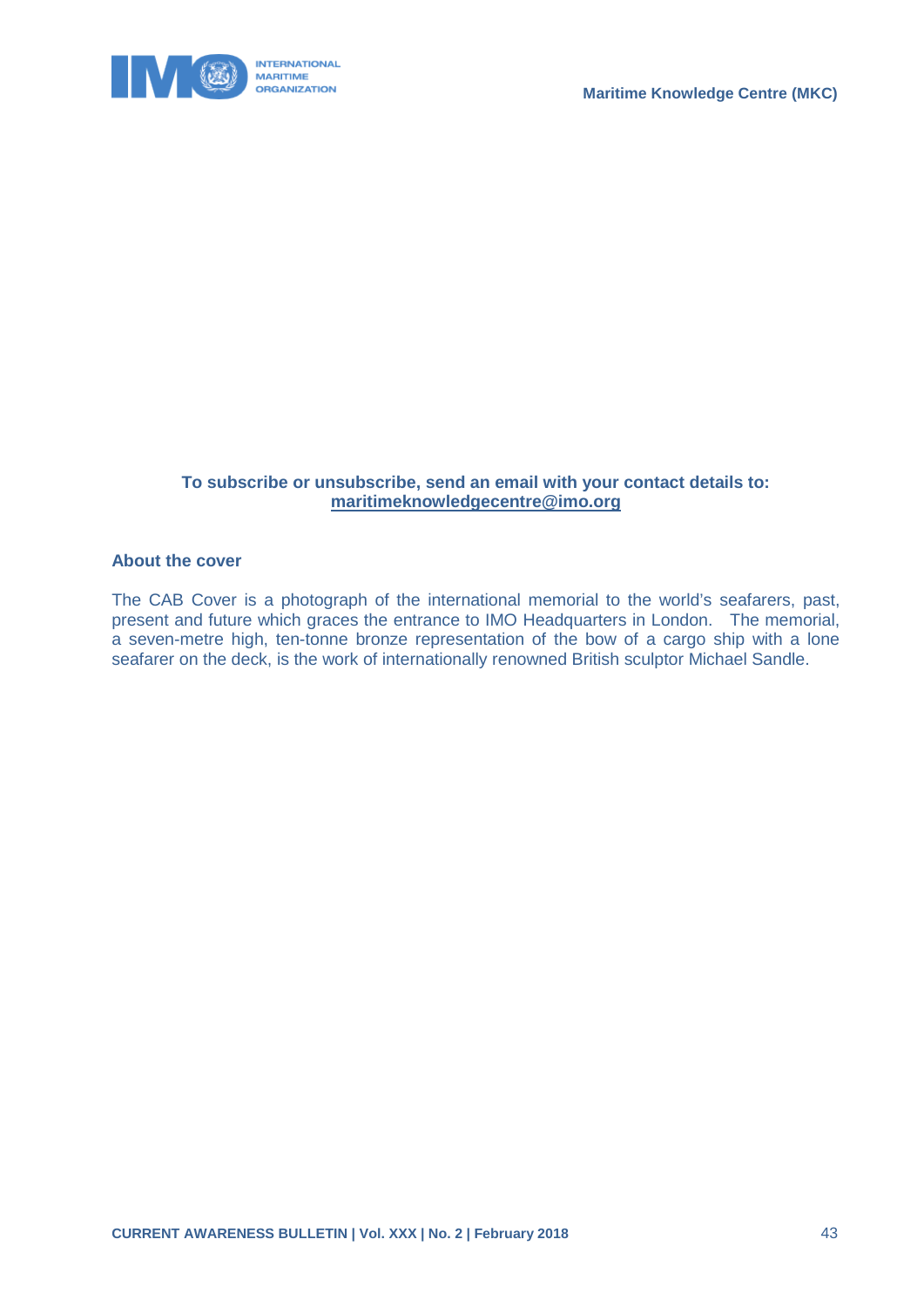**To subscribe or unsubscribe, send an email with your contact details to:**
**maritimeknowledgecentre@imo.org**

### About the cover

The CAB Cover is a photograph of the international memorial to the world's seafarers, past, present and future which graces the entrance to IMO Headquarters in London. The memorial, a seven-metre high, ten-tonne bronze representation of the bow of a cargo ship with a lone seafarer on the deck, is the work of internationally renowned British sculptor Michael Sandle.